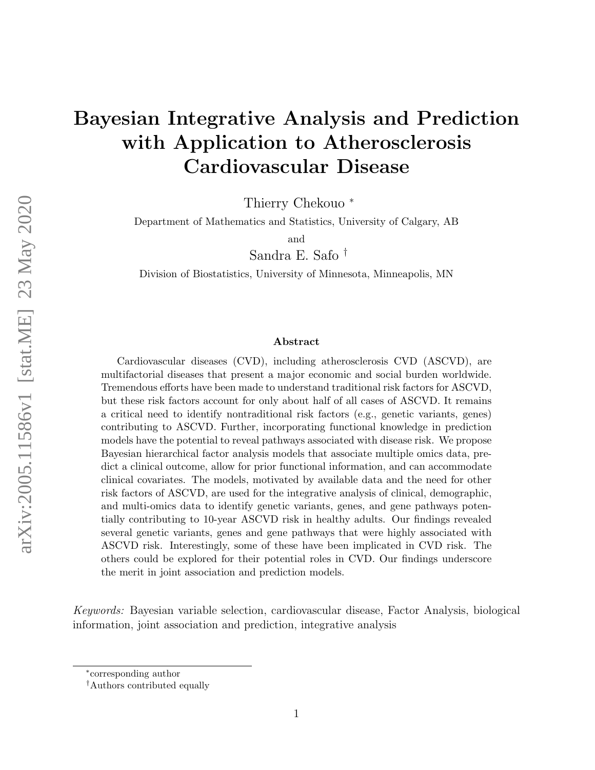# Bayesian Integrative Analysis and Prediction with Application to Atherosclerosis Cardiovascular Disease

Thierry Chekouo [*]

Department of Mathematics and Statistics, University of Calgary, AB

and

Sandra E. Safo [†]

Division of Biostatistics, University of Minnesota, Minneapolis, MN

## Abstract

Cardiovascular diseases (CVD), including atherosclerosis CVD (ASCVD), are multifactorial diseases that present a major economic and social burden worldwide. Tremendous efforts have been made to understand traditional risk factors for ASCVD, but these risk factors account for only about half of all cases of ASCVD. It remains a critical need to identify nontraditional risk factors (e.g., genetic variants, genes) contributing to ASCVD. Further, incorporating functional knowledge in prediction models have the potential to reveal pathways associated with disease risk. We propose Bayesian hierarchical factor analysis models that associate multiple omics data, predict a clinical outcome, allow for prior functional information, and can accommodate clinical covariates. The models, motivated by available data and the need for other risk factors of ASCVD, are used for the integrative analysis of clinical, demographic, and multi-omics data to identify genetic variants, genes, and gene pathways potentially contributing to 10-year ASCVD risk in healthy adults. Our findings revealed several genetic variants, genes and gene pathways that were highly associated with ASCVD risk. Interestingly, some of these have been implicated in CVD risk. The others could be explored for their potential roles in CVD. Our findings underscore the merit in joint association and prediction models.

*Keywords:* Bayesian variable selection, cardiovascular disease, Factor Analysis, biological information, joint association and prediction, integrative analysis

[*] corresponding author

[†] Authors contributed equally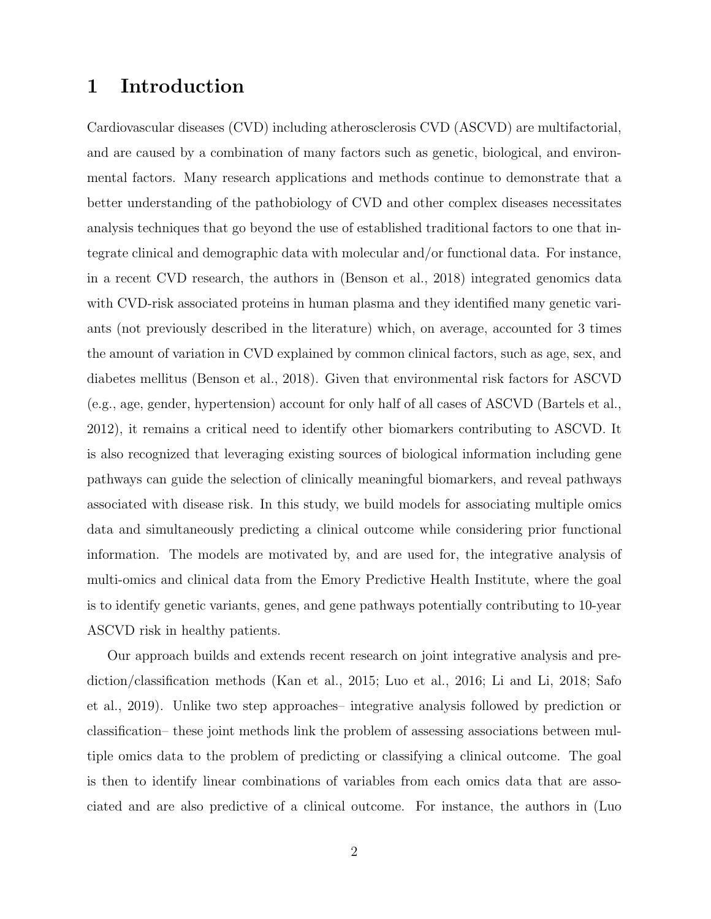# 1 Introduction

Cardiovascular diseases (CVD) including atherosclerosis CVD (ASCVD) are multifactorial, and are caused by a combination of many factors such as genetic, biological, and environmental factors. Many research applications and methods continue to demonstrate that a better understanding of the pathobiology of CVD and other complex diseases necessitates analysis techniques that go beyond the use of established traditional factors to one that integrate clinical and demographic data with molecular and/or functional data. For instance, in a recent CVD research, the authors in (Benson et al., 2018) integrated genomics data with CVD-risk associated proteins in human plasma and they identified many genetic variants (not previously described in the literature) which, on average, accounted for 3 times the amount of variation in CVD explained by common clinical factors, such as age, sex, and diabetes mellitus (Benson et al., 2018). Given that environmental risk factors for ASCVD (e.g., age, gender, hypertension) account for only half of all cases of ASCVD (Bartels et al., 2012), it remains a critical need to identify other biomarkers contributing to ASCVD. It is also recognized that leveraging existing sources of biological information including gene pathways can guide the selection of clinically meaningful biomarkers, and reveal pathways associated with disease risk. In this study, we build models for associating multiple omics data and simultaneously predicting a clinical outcome while considering prior functional information. The models are motivated by, and are used for, the integrative analysis of multi-omics and clinical data from the Emory Predictive Health Institute, where the goal is to identify genetic variants, genes, and gene pathways potentially contributing to 10-year ASCVD risk in healthy patients.

Our approach builds and extends recent research on joint integrative analysis and prediction/classification methods (Kan et al., 2015; Luo et al., 2016; Li and Li, 2018; Safo et al., 2019). Unlike two step approaches– integrative analysis followed by prediction or classification– these joint methods link the problem of assessing associations between multiple omics data to the problem of predicting or classifying a clinical outcome. The goal is then to identify linear combinations of variables from each omics data that are associated and are also predictive of a clinical outcome. For instance, the authors in (Luo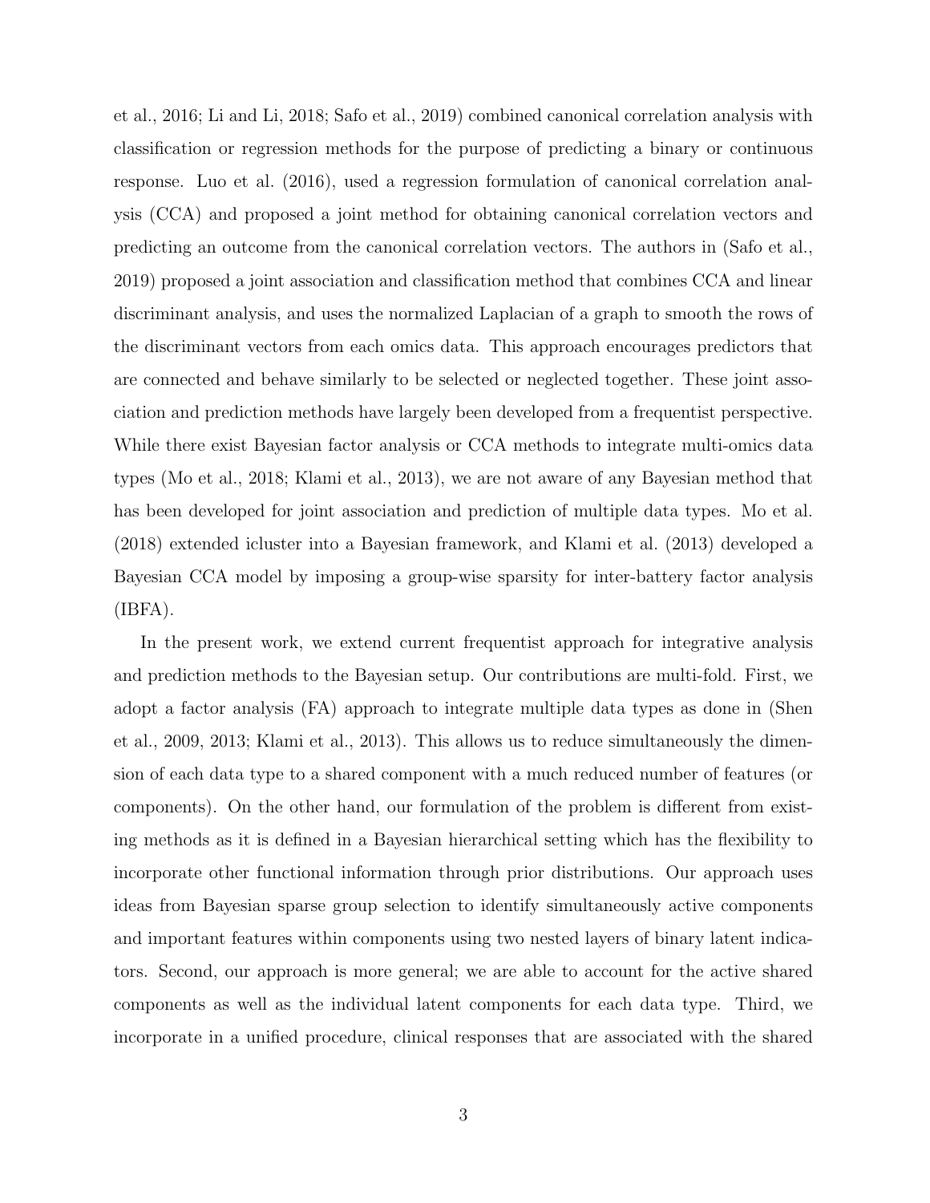et al., 2016; Li and Li, 2018; Safo et al., 2019) combined canonical correlation analysis with classification or regression methods for the purpose of predicting a binary or continuous response. Luo et al. (2016), used a regression formulation of canonical correlation analysis (CCA) and proposed a joint method for obtaining canonical correlation vectors and predicting an outcome from the canonical correlation vectors. The authors in (Safo et al., 2019) proposed a joint association and classification method that combines CCA and linear discriminant analysis, and uses the normalized Laplacian of a graph to smooth the rows of the discriminant vectors from each omics data. This approach encourages predictors that are connected and behave similarly to be selected or neglected together. These joint association and prediction methods have largely been developed from a frequentist perspective. While there exist Bayesian factor analysis or CCA methods to integrate multi-omics data types (Mo et al., 2018; Klami et al., 2013), we are not aware of any Bayesian method that has been developed for joint association and prediction of multiple data types. Mo et al. (2018) extended icluster into a Bayesian framework, and Klami et al. (2013) developed a Bayesian CCA model by imposing a group-wise sparsity for inter-battery factor analysis (IBFA).

In the present work, we extend current frequentist approach for integrative analysis and prediction methods to the Bayesian setup. Our contributions are multi-fold. First, we adopt a factor analysis (FA) approach to integrate multiple data types as done in (Shen et al., 2009, 2013; Klami et al., 2013). This allows us to reduce simultaneously the dimension of each data type to a shared component with a much reduced number of features (or components). On the other hand, our formulation of the problem is different from existing methods as it is defined in a Bayesian hierarchical setting which has the flexibility to incorporate other functional information through prior distributions. Our approach uses ideas from Bayesian sparse group selection to identify simultaneously active components and important features within components using two nested layers of binary latent indicators. Second, our approach is more general; we are able to account for the active shared components as well as the individual latent components for each data type. Third, we incorporate in a unified procedure, clinical responses that are associated with the shared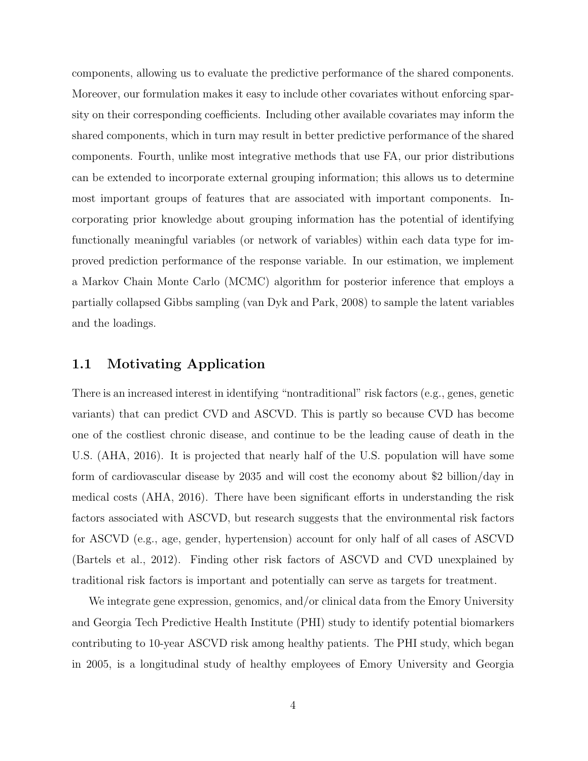components, allowing us to evaluate the predictive performance of the shared components. Moreover, our formulation makes it easy to include other covariates without enforcing sparsity on their corresponding coefficients. Including other available covariates may inform the shared components, which in turn may result in better predictive performance of the shared components. Fourth, unlike most integrative methods that use FA, our prior distributions can be extended to incorporate external grouping information; this allows us to determine most important groups of features that are associated with important components. Incorporating prior knowledge about grouping information has the potential of identifying functionally meaningful variables (or network of variables) within each data type for improved prediction performance of the response variable. In our estimation, we implement a Markov Chain Monte Carlo (MCMC) algorithm for posterior inference that employs a partially collapsed Gibbs sampling (van Dyk and Park, 2008) to sample the latent variables and the loadings.

## 1.1 Motivating Application

There is an increased interest in identifying "nontraditional" risk factors (e.g., genes, genetic variants) that can predict CVD and ASCVD. This is partly so because CVD has become one of the costliest chronic disease, and continue to be the leading cause of death in the U.S. (AHA, 2016). It is projected that nearly half of the U.S. population will have some form of cardiovascular disease by 2035 and will cost the economy about $2 billion/day in medical costs (AHA, 2016). There have been significant efforts in understanding the risk factors associated with ASCVD, but research suggests that the environmental risk factors for ASCVD (e.g., age, gender, hypertension) account for only half of all cases of ASCVD (Bartels et al., 2012). Finding other risk factors of ASCVD and CVD unexplained by traditional risk factors is important and potentially can serve as targets for treatment.

We integrate gene expression, genomics, and/or clinical data from the Emory University and Georgia Tech Predictive Health Institute (PHI) study to identify potential biomarkers contributing to 10-year ASCVD risk among healthy patients. The PHI study, which began in 2005, is a longitudinal study of healthy employees of Emory University and Georgia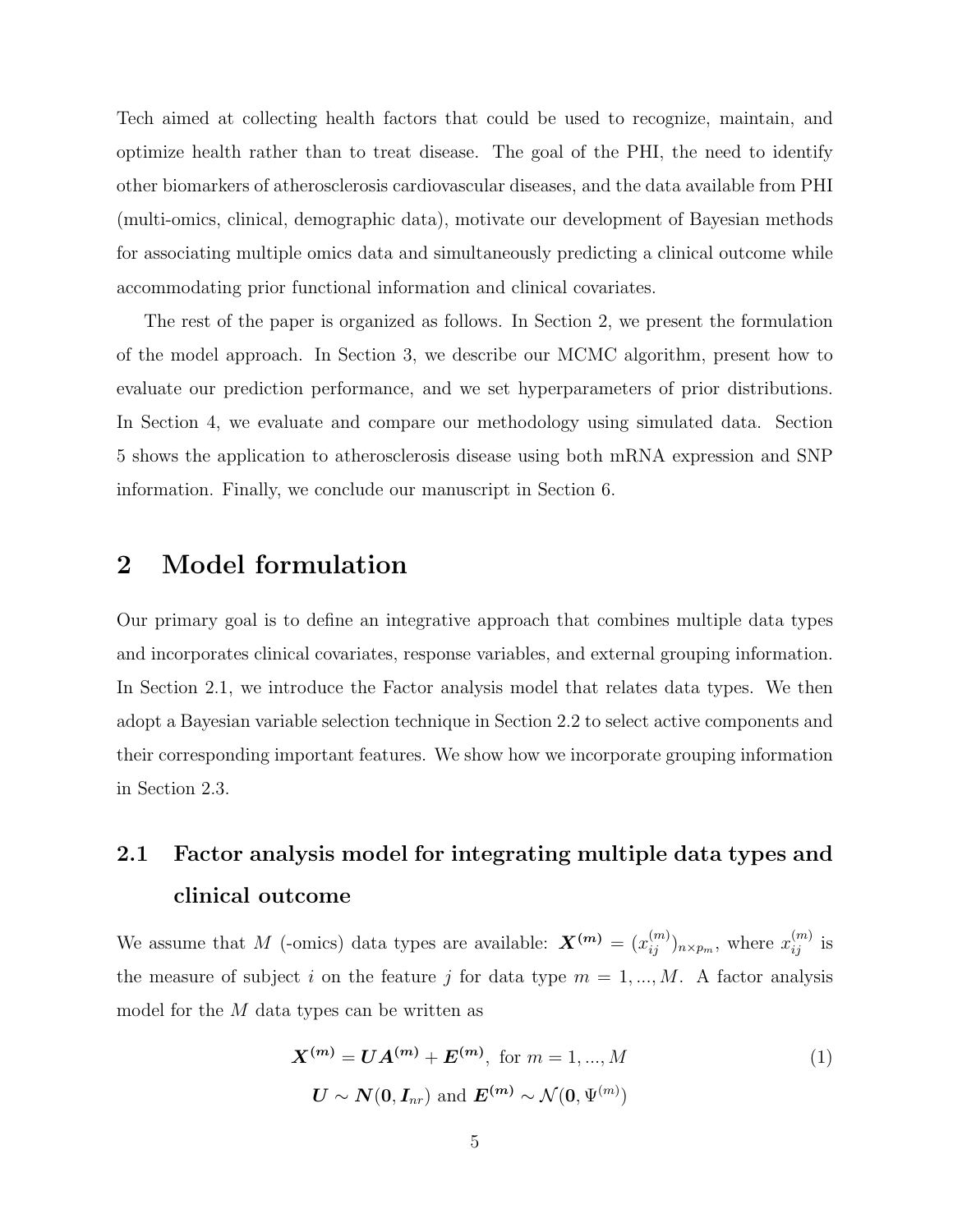Tech aimed at collecting health factors that could be used to recognize, maintain, and optimize health rather than to treat disease. The goal of the PHI, the need to identify other biomarkers of atherosclerosis cardiovascular diseases, and the data available from PHI (multi-omics, clinical, demographic data), motivate our development of Bayesian methods for associating multiple omics data and simultaneously predicting a clinical outcome while accommodating prior functional information and clinical covariates.

The rest of the paper is organized as follows. In Section 2, we present the formulation of the model approach. In Section 3, we describe our MCMC algorithm, present how to evaluate our prediction performance, and we set hyperparameters of prior distributions. In Section 4, we evaluate and compare our methodology using simulated data. Section 5 shows the application to atherosclerosis disease using both mRNA expression and SNP information. Finally, we conclude our manuscript in Section 6.

# 2 Model formulation

Our primary goal is to define an integrative approach that combines multiple data types and incorporates clinical covariates, response variables, and external grouping information. In Section 2.1, we introduce the Factor analysis model that relates data types. We then adopt a Bayesian variable selection technique in Section 2.2 to select active components and their corresponding important features. We show how we incorporate grouping information in Section 2.3.

## 2.1 Factor analysis model for integrating multiple data types and clinical outcome

We assume that $M$ (-omics) data types are available: $\boldsymbol{X^{(m)}} = (x_{ij}^{(m)})_{n \times p_m}$, where $x_{ij}^{(m)}$ is the measure of subject $i$ on the feature $j$ for data type $m = 1, ..., M$. A factor analysis model for the $M$ data types can be written as

$$
\begin{aligned}
\boldsymbol{X^{(m)}} &= \boldsymbol{U}\boldsymbol{A^{(m)}} + \boldsymbol{E^{(m)}}, \text{ for } m = 1, ..., M \\
\boldsymbol{U} &\sim \boldsymbol{N}(\boldsymbol{0}, \boldsymbol{I}_{nr}) \text{ and } \boldsymbol{E^{(m)}} \sim \mathcal{N}(\boldsymbol{0}, \Psi^{(m)})
\end{aligned}
\tag{1}
$$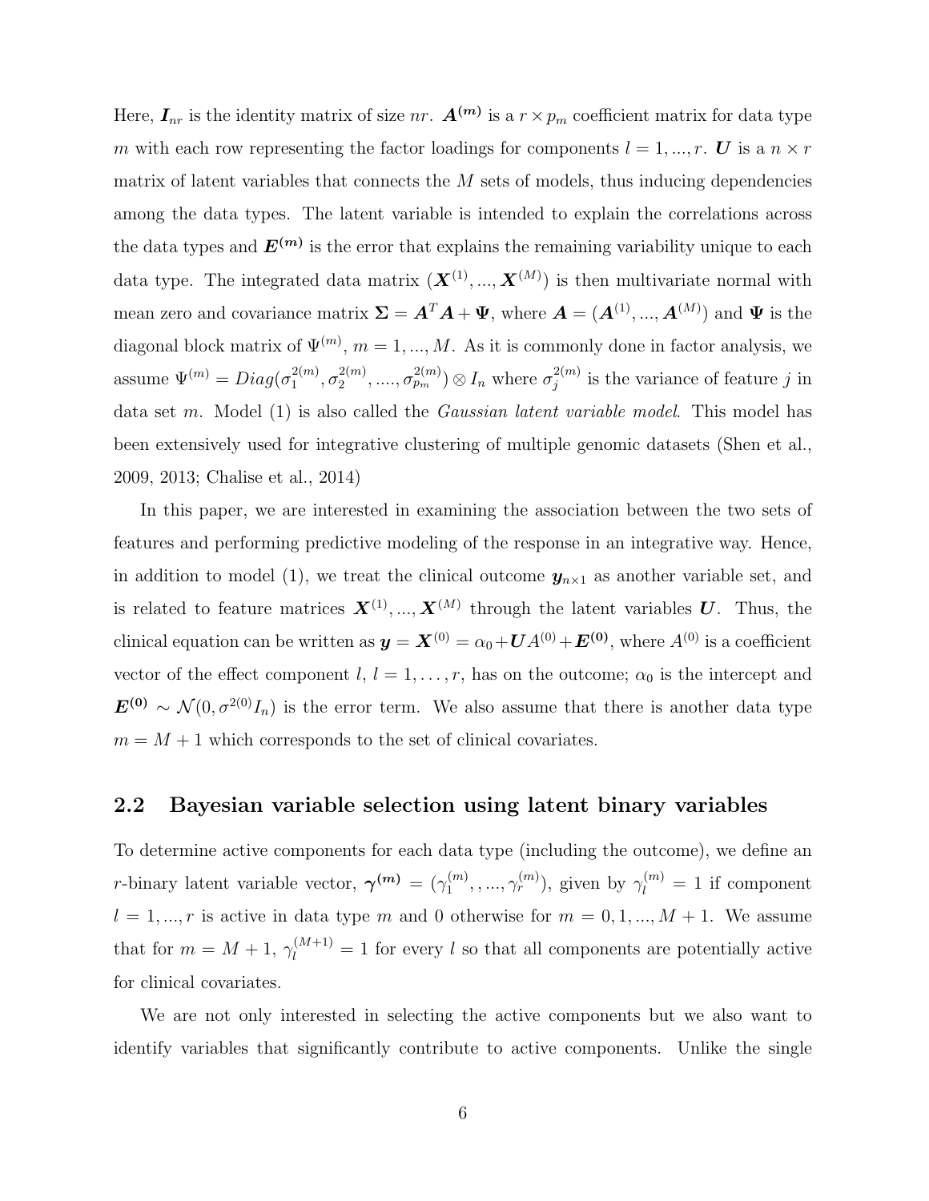Here, $\boldsymbol{I}_{nr}$ is the identity matrix of size $nr$. $\boldsymbol{A^{(m)}}$ is a $r \times p_m$ coefficient matrix for data type $m$ with each row representing the factor loadings for components $l = 1, ..., r$. $\boldsymbol{U}$ is a $n \times r$ matrix of latent variables that connects the $M$ sets of models, thus inducing dependencies among the data types. The latent variable is intended to explain the correlations across the data types and $\boldsymbol{E^{(m)}}$ is the error that explains the remaining variability unique to each data type. The integrated data matrix $(\boldsymbol{X}^{(1)}, ..., \boldsymbol{X}^{(M)})$ is then multivariate normal with mean zero and covariance matrix $\boldsymbol{\Sigma} = \boldsymbol{A}^T\boldsymbol{A} + \boldsymbol{\Psi}$, where $\boldsymbol{A} = (\boldsymbol{A}^{(1)}, ..., \boldsymbol{A}^{(M)})$ and $\boldsymbol{\Psi}$ is the diagonal block matrix of $\Psi^{(m)}$, $m = 1, ..., M$. As it is commonly done in factor analysis, we assume $\Psi^{(m)} = Diag(\sigma_1^{2(m)}, \sigma_2^{2(m)}, ...., \sigma_{p_m}^{2(m)}) \otimes I_n$ where $\sigma_j^{2(m)}$ is the variance of feature $j$ in data set $m$. Model (1) is also called the *Gaussian latent variable model*. This model has been extensively used for integrative clustering of multiple genomic datasets (Shen et al., 2009, 2013; Chalise et al., 2014)

In this paper, we are interested in examining the association between the two sets of features and performing predictive modeling of the response in an integrative way. Hence, in addition to model (1), we treat the clinical outcome $\boldsymbol{y}_{n\times 1}$ as another variable set, and is related to feature matrices $\boldsymbol{X}^{(1)}, ..., \boldsymbol{X}^{(M)}$ through the latent variables $\boldsymbol{U}$. Thus, the clinical equation can be written as $\boldsymbol{y} = \boldsymbol{X}^{(0)} = \alpha_0 + \boldsymbol{U}A^{(0)} + \boldsymbol{E^{(0)}}$, where $A^{(0)}$ is a coefficient vector of the effect component $l$, $l = 1, \ldots, r$, has on the outcome; $\alpha_0$ is the intercept and $\boldsymbol{E^{(0)}} \sim \mathcal{N}(0, \sigma^{2(0)} I_n)$ is the error term. We also assume that there is another data type $m = M + 1$ which corresponds to the set of clinical covariates.

## 2.2 Bayesian variable selection using latent binary variables

To determine active components for each data type (including the outcome), we define an $r$-binary latent variable vector, $\boldsymbol{\gamma^{(m)}} = (\gamma_1^{(m)}, , ..., \gamma_r^{(m)})$, given by $\gamma_l^{(m)} = 1$ if component $l = 1, ..., r$ is active in data type $m$ and 0 otherwise for $m = 0, 1, ..., M + 1$. We assume that for $m = M + 1$, $\gamma_l^{(M+1)} = 1$ for every $l$ so that all components are potentially active for clinical covariates.

We are not only interested in selecting the active components but we also want to identify variables that significantly contribute to active components. Unlike the single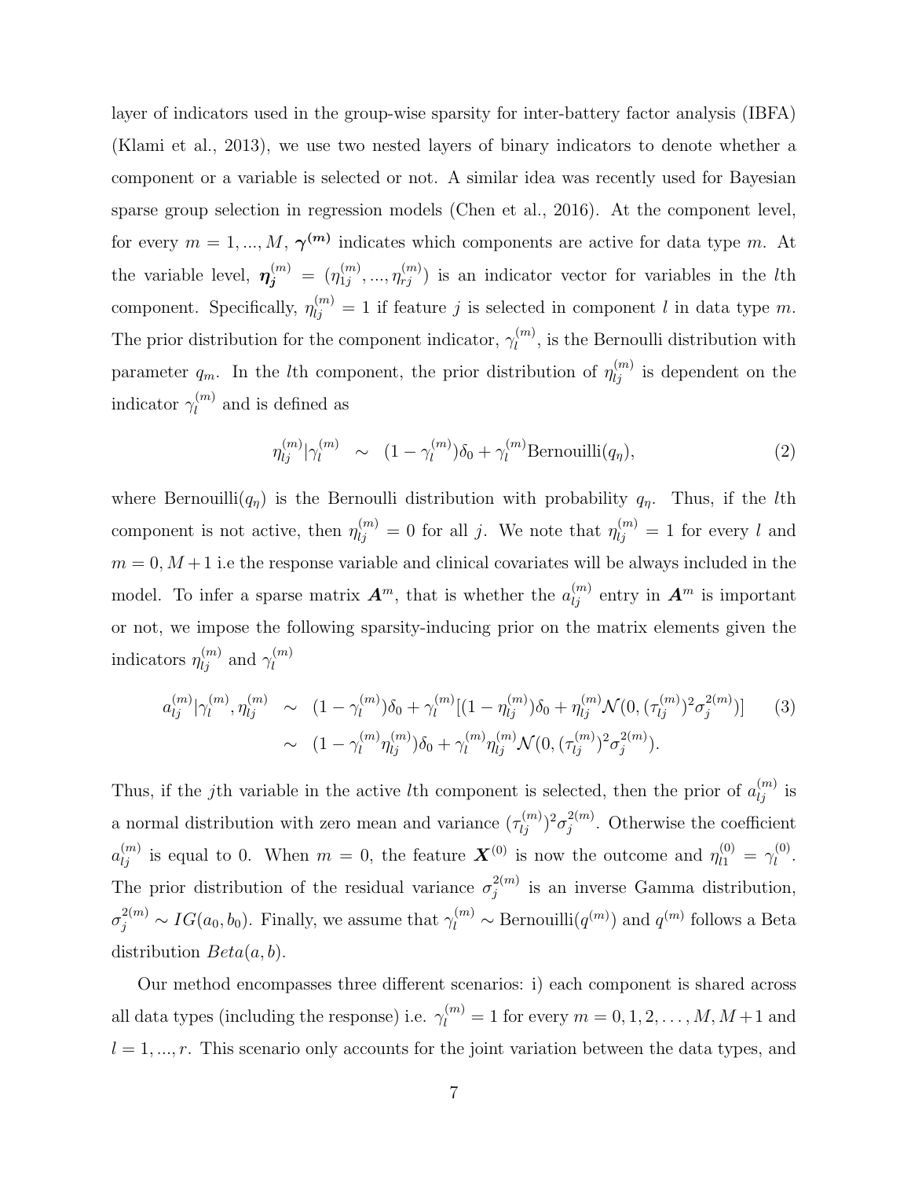layer of indicators used in the group-wise sparsity for inter-battery factor analysis (IBFA) (Klami et al., 2013), we use two nested layers of binary indicators to denote whether a component or a variable is selected or not. A similar idea was recently used for Bayesian sparse group selection in regression models (Chen et al., 2016). At the component level, for every $m = 1, ..., M$, $\boldsymbol{\gamma^{(m)}}$ indicates which components are active for data type $m$. At the variable level, $\boldsymbol{\eta_j}^{(m)} = (\eta_{1j}^{(m)}, ..., \eta_{rj}^{(m)})$ is an indicator vector for variables in the $l$th component. Specifically, $\eta_{lj}^{(m)} = 1$ if feature $j$ is selected in component $l$ in data type $m$. The prior distribution for the component indicator, $\gamma_l^{(m)}$, is the Bernoulli distribution with parameter $q_m$. In the $l$th component, the prior distribution of $\eta_{lj}^{(m)}$ is dependent on the indicator $\gamma_l^{(m)}$ and is defined as

$$\eta_{lj}^{(m)} | \gamma_l^{(m)} \sim (1 - \gamma_l^{(m)})\delta_0 + \gamma_l^{(m)} \text{Bernouilli}(q_\eta), \tag{2}$$

where Bernouilli$(q_\eta)$ is the Bernoulli distribution with probability $q_\eta$. Thus, if the $l$th component is not active, then $\eta_{lj}^{(m)} = 0$ for all $j$. We note that $\eta_{lj}^{(m)} = 1$ for every $l$ and $m = 0, M+1$ i.e the response variable and clinical covariates will be always included in the model. To infer a sparse matrix $\boldsymbol{A}^m$, that is whether the $a_{lj}^{(m)}$ entry in $\boldsymbol{A}^m$ is important or not, we impose the following sparsity-inducing prior on the matrix elements given the indicators $\eta_{lj}^{(m)}$ and $\gamma_l^{(m)}$

$$\begin{aligned} a_{lj}^{(m)} | \gamma_l^{(m)}, \eta_{lj}^{(m)} &\sim (1 - \gamma_l^{(m)})\delta_0 + \gamma_l^{(m)}[(1 - \eta_{lj}^{(m)})\delta_0 + \eta_{lj}^{(m)} \mathcal{N}(0, (\tau_{lj}^{(m)})^2 \sigma_j^{2(m)})] \\ &\sim (1 - \gamma_l^{(m)}\eta_{lj}^{(m)})\delta_0 + \gamma_l^{(m)}\eta_{lj}^{(m)} \mathcal{N}(0, (\tau_{lj}^{(m)})^2 \sigma_j^{2(m)}). \end{aligned} \tag{3}$$

Thus, if the $j$th variable in the active $l$th component is selected, then the prior of $a_{lj}^{(m)}$ is a normal distribution with zero mean and variance $(\tau_{lj}^{(m)})^2 \sigma_j^{2(m)}$. Otherwise the coefficient $a_{lj}^{(m)}$ is equal to 0. When $m = 0$, the feature $\boldsymbol{X}^{(0)}$ is now the outcome and $\eta_{l1}^{(0)} = \gamma_l^{(0)}$. The prior distribution of the residual variance $\sigma_j^{2(m)}$ is an inverse Gamma distribution, $\sigma_j^{2(m)} \sim IG(a_0, b_0)$. Finally, we assume that $\gamma_l^{(m)} \sim$ Bernouilli$(q^{(m)})$ and $q^{(m)}$ follows a Beta distribution $Beta(a, b)$.

Our method encompasses three different scenarios: i) each component is shared across all data types (including the response) i.e. $\gamma_l^{(m)} = 1$ for every $m = 0, 1, 2, \ldots, M, M+1$ and $l = 1, ..., r$. This scenario only accounts for the joint variation between the data types, and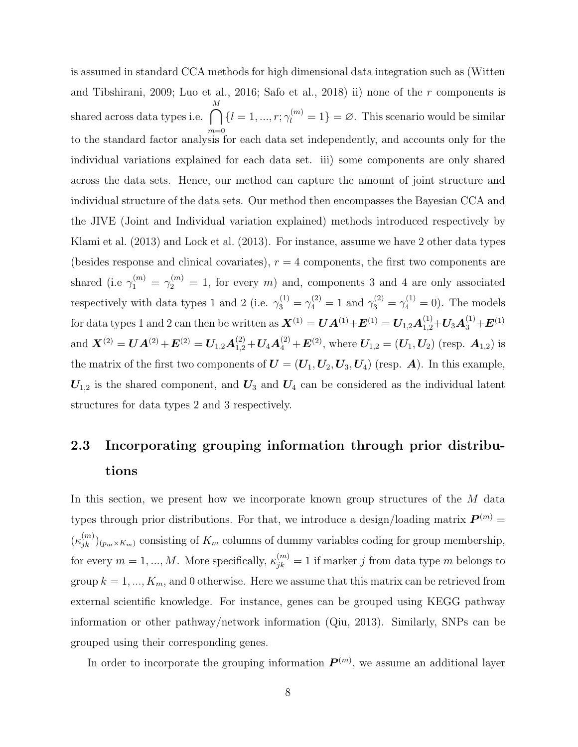is assumed in standard CCA methods for high dimensional data integration such as (Witten and Tibshirani, 2009; Luo et al., 2016; Safo et al., 2018) ii) none of the $r$ components is shared across data types i.e. $\bigcap_{m=0}^{M} \{l = 1, ..., r; \gamma_l^{(m)} = 1\} = \varnothing$. This scenario would be similar to the standard factor analysis for each data set independently, and accounts only for the individual variations explained for each data set. iii) some components are only shared across the data sets. Hence, our method can capture the amount of joint structure and individual structure of the data sets. Our method then encompasses the Bayesian CCA and the JIVE (Joint and Individual variation explained) methods introduced respectively by Klami et al. (2013) and Lock et al. (2013). For instance, assume we have 2 other data types (besides response and clinical covariates), $r = 4$ components, the first two components are shared (i.e $\gamma_1^{(m)} = \gamma_2^{(m)} = 1$, for every $m$) and, components 3 and 4 are only associated respectively with data types 1 and 2 (i.e. $\gamma_3^{(1)} = \gamma_4^{(2)} = 1$ and $\gamma_3^{(2)} = \gamma_4^{(1)} = 0$). The models for data types 1 and 2 can then be written as $\boldsymbol{X}^{(1)} = \boldsymbol{U}\boldsymbol{A}^{(1)} + \boldsymbol{E}^{(1)} = \boldsymbol{U}_{1,2}\boldsymbol{A}_{1,2}^{(1)} + \boldsymbol{U}_3\boldsymbol{A}_3^{(1)} + \boldsymbol{E}^{(1)}$ and $\boldsymbol{X}^{(2)} = \boldsymbol{U}\boldsymbol{A}^{(2)} + \boldsymbol{E}^{(2)} = \boldsymbol{U}_{1,2}\boldsymbol{A}_{1,2}^{(2)} + \boldsymbol{U}_4\boldsymbol{A}_4^{(2)} + \boldsymbol{E}^{(2)}$, where $\boldsymbol{U}_{1,2} = (\boldsymbol{U}_1, \boldsymbol{U}_2)$ (resp. $\boldsymbol{A}_{1,2}$) is the matrix of the first two components of $\boldsymbol{U} = (\boldsymbol{U}_1, \boldsymbol{U}_2, \boldsymbol{U}_3, \boldsymbol{U}_4)$ (resp. $\boldsymbol{A}$). In this example, $\boldsymbol{U}_{1,2}$ is the shared component, and $\boldsymbol{U}_3$ and $\boldsymbol{U}_4$ can be considered as the individual latent structures for data types 2 and 3 respectively.

## 2.3 Incorporating grouping information through prior distributions

In this section, we present how we incorporate known group structures of the $M$ data types through prior distributions. For that, we introduce a design/loading matrix $\boldsymbol{P}^{(m)} = (\kappa_{jk}^{(m)})_{(p_m \times K_m)}$ consisting of $K_m$ columns of dummy variables coding for group membership, for every $m = 1, ..., M$. More specifically, $\kappa_{jk}^{(m)} = 1$ if marker $j$ from data type $m$ belongs to group $k = 1, ..., K_m$, and 0 otherwise. Here we assume that this matrix can be retrieved from external scientific knowledge. For instance, genes can be grouped using KEGG pathway information or other pathway/network information (Qiu, 2013). Similarly, SNPs can be grouped using their corresponding genes.

In order to incorporate the grouping information $\boldsymbol{P}^{(m)}$, we assume an additional layer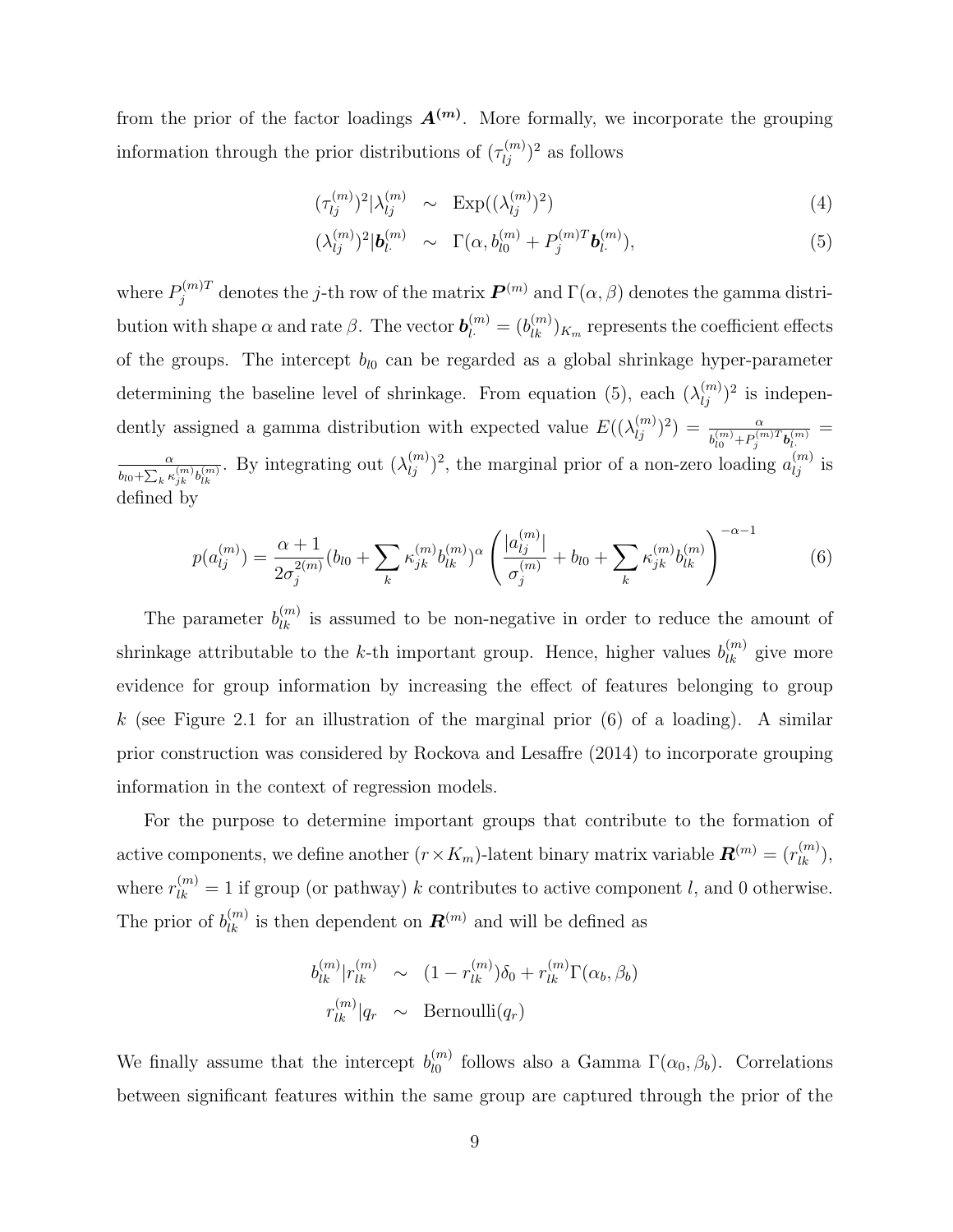from the prior of the factor loadings $\boldsymbol{A^{(m)}}$. More formally, we incorporate the grouping information through the prior distributions of $(\tau_{lj}^{(m)})^2$ as follows

$$
\begin{aligned}
(\tau_{lj}^{(m)})^2|\lambda_{lj}^{(m)} &\sim \text{Exp}((\lambda_{lj}^{(m)})^2) \qquad (4)\\
(\lambda_{lj}^{(m)})^2|\boldsymbol{b}_{l\cdot}^{(m)} &\sim \Gamma(\alpha, b_{l0}^{(m)} + P_j^{(m)T}\boldsymbol{b}_{l\cdot}^{(m)}), \qquad (5)
\end{aligned}
$$

where $P_j^{(m)T}$ denotes the $j$-th row of the matrix $\boldsymbol{P}^{(m)}$ and $\Gamma(\alpha, \beta)$ denotes the gamma distribution with shape $\alpha$ and rate $\beta$. The vector $\boldsymbol{b}_{l\cdot}^{(m)} = (b_{lk}^{(m)})_{K_m}$ represents the coefficient effects of the groups. The intercept $b_{l0}$ can be regarded as a global shrinkage hyper-parameter determining the baseline level of shrinkage. From equation (5), each $(\lambda_{lj}^{(m)})^2$ is independently assigned a gamma distribution with expected value $E((\lambda_{lj}^{(m)})^2) = \frac{\alpha}{b_{l0}^{(m)} + P_j^{(m)T}\boldsymbol{b}_{l\cdot}^{(m)}} = \frac{\alpha}{b_{l0} + \sum_k \kappa_{jk}^{(m)} b_{lk}^{(m)}}$. By integrating out $(\lambda_{lj}^{(m)})^2$, the marginal prior of a non-zero loading $a_{lj}^{(m)}$ is defined by

$$
p(a_{lj}^{(m)}) = \frac{\alpha+1}{2\sigma_j^{2(m)}}(b_{l0} + \sum_k \kappa_{jk}^{(m)} b_{lk}^{(m)})^\alpha \left( \frac{|a_{lj}^{(m)}|}{\sigma_j^{(m)}} + b_{l0} + \sum_k \kappa_{jk}^{(m)} b_{lk}^{(m)} \right)^{-\alpha-1} \qquad (6)
$$

The parameter $b_{lk}^{(m)}$ is assumed to be non-negative in order to reduce the amount of shrinkage attributable to the $k$-th important group. Hence, higher values $b_{lk}^{(m)}$ give more evidence for group information by increasing the effect of features belonging to group $k$ (see Figure 2.1 for an illustration of the marginal prior (6) of a loading). A similar prior construction was considered by Rockova and Lesaffre (2014) to incorporate grouping information in the context of regression models.

For the purpose to determine important groups that contribute to the formation of active components, we define another $(r \times K_m)$-latent binary matrix variable $\boldsymbol{R}^{(m)} = (r_{lk}^{(m)})$, where $r_{lk}^{(m)} = 1$ if group (or pathway) $k$ contributes to active component $l$, and 0 otherwise. The prior of $b_{lk}^{(m)}$ is then dependent on $\boldsymbol{R}^{(m)}$ and will be defined as

$$
\begin{aligned}
b_{lk}^{(m)}|r_{lk}^{(m)} &\sim (1 - r_{lk}^{(m)})\delta_0 + r_{lk}^{(m)}\Gamma(\alpha_b, \beta_b)\\
r_{lk}^{(m)}|q_r &\sim \text{Bernoulli}(q_r)
\end{aligned}
$$

We finally assume that the intercept $b_{l0}^{(m)}$ follows also a Gamma $\Gamma(\alpha_0, \beta_b)$. Correlations between significant features within the same group are captured through the prior of the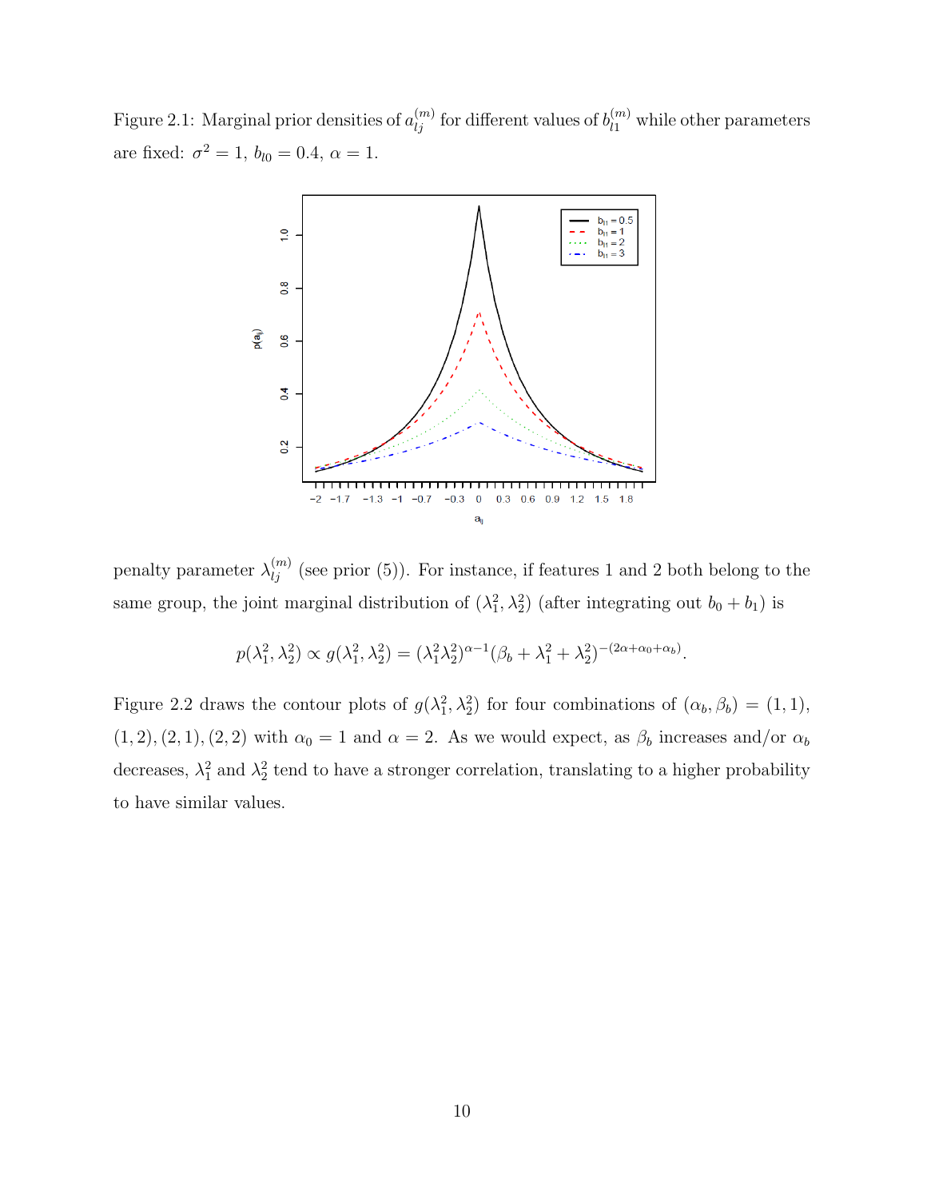Figure 2.1: Marginal prior densities of $a_{lj}^{(m)}$ for different values of $b_{l1}^{(m)}$ while other parameters are fixed: $\sigma^2 = 1$, $b_{l0} = 0.4$, $\alpha = 1$.

penalty parameter $\lambda_{lj}^{(m)}$ (see prior (5)). For instance, if features 1 and 2 both belong to the same group, the joint marginal distribution of $(\lambda_1^2, \lambda_2^2)$ (after integrating out $b_0 + b_1$) is

$$p(\lambda_1^2, \lambda_2^2) \propto g(\lambda_1^2, \lambda_2^2) = (\lambda_1^2 \lambda_2^2)^{\alpha - 1}(\beta_b + \lambda_1^2 + \lambda_2^2)^{-(2\alpha + \alpha_0 + \alpha_b)}.$$

Figure 2.2 draws the contour plots of $g(\lambda_1^2, \lambda_2^2)$ for four combinations of $(\alpha_b, \beta_b) = (1, 1)$, $(1, 2), (2, 1), (2, 2)$ with $\alpha_0 = 1$ and $\alpha = 2$. As we would expect, as $\beta_b$ increases and/or $\alpha_b$ decreases, $\lambda_1^2$ and $\lambda_2^2$ tend to have a stronger correlation, translating to a higher probability to have similar values.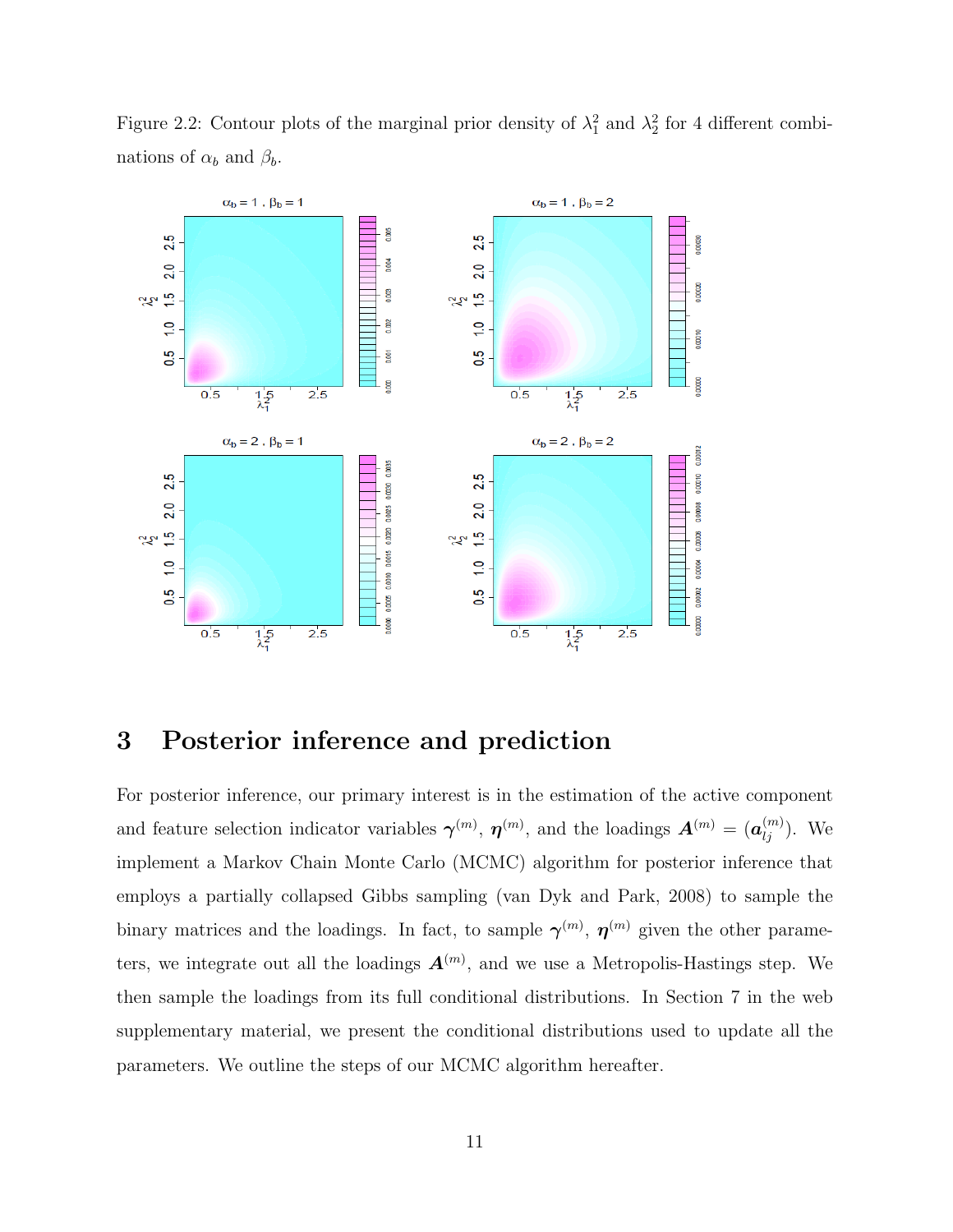Figure 2.2: Contour plots of the marginal prior density of $\lambda_1^2$ and $\lambda_2^2$ for 4 different combinations of $\alpha_b$ and $\beta_b$.

# 3 Posterior inference and prediction

For posterior inference, our primary interest is in the estimation of the active component and feature selection indicator variables $\boldsymbol{\gamma}^{(m)}$, $\boldsymbol{\eta}^{(m)}$, and the loadings $\boldsymbol{A}^{(m)} = (\boldsymbol{a}_{lj}^{(m)})$. We implement a Markov Chain Monte Carlo (MCMC) algorithm for posterior inference that employs a partially collapsed Gibbs sampling (van Dyk and Park, 2008) to sample the binary matrices and the loadings. In fact, to sample $\boldsymbol{\gamma}^{(m)}$, $\boldsymbol{\eta}^{(m)}$ given the other parameters, we integrate out all the loadings $\boldsymbol{A}^{(m)}$, and we use a Metropolis-Hastings step. We then sample the loadings from its full conditional distributions. In Section 7 in the web supplementary material, we present the conditional distributions used to update all the parameters. We outline the steps of our MCMC algorithm hereafter.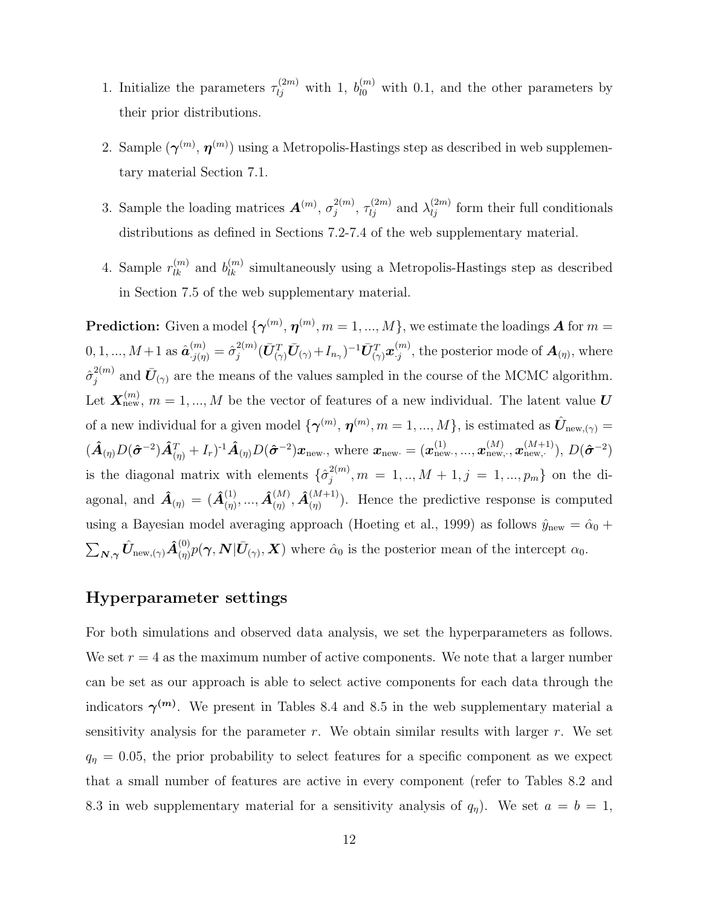1. Initialize the parameters $\tau_{lj}^{(2m)}$ with 1, $b_{l0}^{(m)}$ with 0.1, and the other parameters by their prior distributions.

2. Sample $(\boldsymbol{\gamma}^{(m)}, \boldsymbol{\eta}^{(m)})$ using a Metropolis-Hastings step as described in web supplementary material Section 7.1.

3. Sample the loading matrices $\boldsymbol{A}^{(m)}$, $\sigma_j^{2(m)}$, $\tau_{lj}^{(2m)}$ and $\lambda_{lj}^{(2m)}$ form their full conditionals distributions as defined in Sections 7.2-7.4 of the web supplementary material.

4. Sample $r_{lk}^{(m)}$ and $b_{lk}^{(m)}$ simultaneously using a Metropolis-Hastings step as described in Section 7.5 of the web supplementary material.

**Prediction:** Given a model $\{\boldsymbol{\gamma}^{(m)}, \boldsymbol{\eta}^{(m)}, m = 1, ..., M\}$, we estimate the loadings $\boldsymbol{A}$ for $m = 0, 1, ..., M+1$ as $\hat{\boldsymbol{a}}_{\cdot j(\eta)}^{(m)} = \hat{\sigma}_j^{2(m)}(\bar{\boldsymbol{U}}_{(\gamma)}^T \bar{\boldsymbol{U}}_{(\gamma)} + I_{n_\gamma})^{-1} \bar{\boldsymbol{U}}_{(\gamma)}^T \boldsymbol{x}_{\cdot j}^{(m)}$, the posterior mode of $\boldsymbol{A}_{(\eta)}$, where $\hat{\sigma}_j^{2(m)}$ and $\bar{\boldsymbol{U}}_{(\gamma)}$ are the means of the values sampled in the course of the MCMC algorithm. Let $\boldsymbol{X}_{\text{new}}^{(m)}$, $m = 1, ..., M$ be the vector of features of a new individual. The latent value $\boldsymbol{U}$ of a new individual for a given model $\{\boldsymbol{\gamma}^{(m)}, \boldsymbol{\eta}^{(m)}, m = 1, ..., M\}$, is estimated as $\hat{\boldsymbol{U}}_{\text{new},(\gamma)} = (\hat{\boldsymbol{A}}_{(\eta)} D(\hat{\boldsymbol{\sigma}}^{-2}) \hat{\boldsymbol{A}}_{(\eta)}^T + I_r)^{-1} \hat{\boldsymbol{A}}_{(\eta)} D(\hat{\boldsymbol{\sigma}}^{-2}) \boldsymbol{x}_{\text{new}\cdot}$, where $\boldsymbol{x}_{\text{new}\cdot} = (\boldsymbol{x}_{\text{new}\cdot}^{(1)}, ..., \boldsymbol{x}_{\text{new},\cdot}^{(M)}, \boldsymbol{x}_{\text{new},\cdot}^{(M+1)})$, $D(\hat{\boldsymbol{\sigma}}^{-2})$ is the diagonal matrix with elements $\{\hat{\sigma}_j^{2(m)}, m = 1, .., M+1, j = 1, ..., p_m\}$ on the diagonal, and $\hat{\boldsymbol{A}}_{(\eta)} = (\hat{\boldsymbol{A}}_{(\eta)}^{(1)}, ..., \hat{\boldsymbol{A}}_{(\eta)}^{(M)}, \hat{\boldsymbol{A}}_{(\eta)}^{(M+1)})$. Hence the predictive response is computed using a Bayesian model averaging approach (Hoeting et al., 1999) as follows $\hat{y}_{\text{new}} = \hat{\alpha}_0 + \sum_{\boldsymbol{N},\boldsymbol{\gamma}} \hat{\boldsymbol{U}}_{\text{new},(\gamma)} \hat{\boldsymbol{A}}_{(\eta)}^{(0)} p(\boldsymbol{\gamma}, \boldsymbol{N} | \bar{\boldsymbol{U}}_{(\gamma)}, \boldsymbol{X})$ where $\hat{\alpha}_0$ is the posterior mean of the intercept $\alpha_0$.

## Hyperparameter settings

For both simulations and observed data analysis, we set the hyperparameters as follows. We set $r = 4$ as the maximum number of active components. We note that a larger number can be set as our approach is able to select active components for each data through the indicators $\boldsymbol{\gamma}^{(m)}$. We present in Tables 8.4 and 8.5 in the web supplementary material a sensitivity analysis for the parameter $r$. We obtain similar results with larger $r$. We set $q_\eta = 0.05$, the prior probability to select features for a specific component as we expect that a small number of features are active in every component (refer to Tables 8.2 and 8.3 in web supplementary material for a sensitivity analysis of $q_\eta$). We set $a = b = 1$,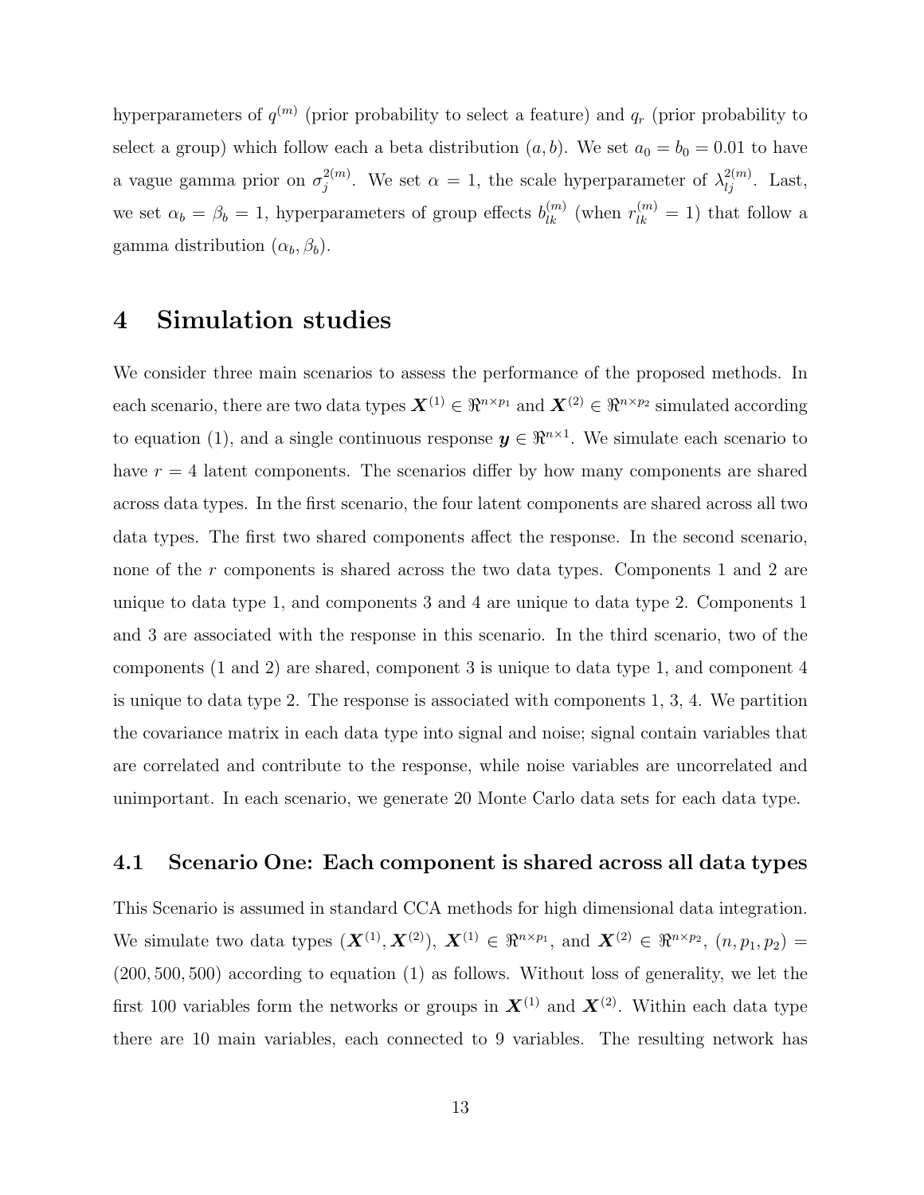hyperparameters of $q^{(m)}$ (prior probability to select a feature) and $q_r$ (prior probability to select a group) which follow each a beta distribution $(a, b)$. We set $a_0 = b_0 = 0.01$ to have a vague gamma prior on $\sigma_j^{2(m)}$. We set $\alpha = 1$, the scale hyperparameter of $\lambda_{lj}^{2(m)}$. Last, we set $\alpha_b = \beta_b = 1$, hyperparameters of group effects $b_{lk}^{(m)}$ (when $r_{lk}^{(m)} = 1$) that follow a gamma distribution $(\alpha_b, \beta_b)$.

# 4 Simulation studies

We consider three main scenarios to assess the performance of the proposed methods. In each scenario, there are two data types $\boldsymbol{X}^{(1)} \in \Re^{n \times p_1}$ and $\boldsymbol{X}^{(2)} \in \Re^{n \times p_2}$ simulated according to equation (1), and a single continuous response $\boldsymbol{y} \in \Re^{n \times 1}$. We simulate each scenario to have $r = 4$ latent components. The scenarios differ by how many components are shared across data types. In the first scenario, the four latent components are shared across all two data types. The first two shared components affect the response. In the second scenario, none of the $r$ components is shared across the two data types. Components 1 and 2 are unique to data type 1, and components 3 and 4 are unique to data type 2. Components 1 and 3 are associated with the response in this scenario. In the third scenario, two of the components (1 and 2) are shared, component 3 is unique to data type 1, and component 4 is unique to data type 2. The response is associated with components 1, 3, 4. We partition the covariance matrix in each data type into signal and noise; signal contain variables that are correlated and contribute to the response, while noise variables are uncorrelated and unimportant. In each scenario, we generate 20 Monte Carlo data sets for each data type.

## 4.1 Scenario One: Each component is shared across all data types

This Scenario is assumed in standard CCA methods for high dimensional data integration. We simulate two data types $(\boldsymbol{X}^{(1)}, \boldsymbol{X}^{(2)})$, $\boldsymbol{X}^{(1)} \in \Re^{n \times p_1}$, and $\boldsymbol{X}^{(2)} \in \Re^{n \times p_2}$, $(n, p_1, p_2) = (200, 500, 500)$ according to equation (1) as follows. Without loss of generality, we let the first 100 variables form the networks or groups in $\boldsymbol{X}^{(1)}$ and $\boldsymbol{X}^{(2)}$. Within each data type there are 10 main variables, each connected to 9 variables. The resulting network has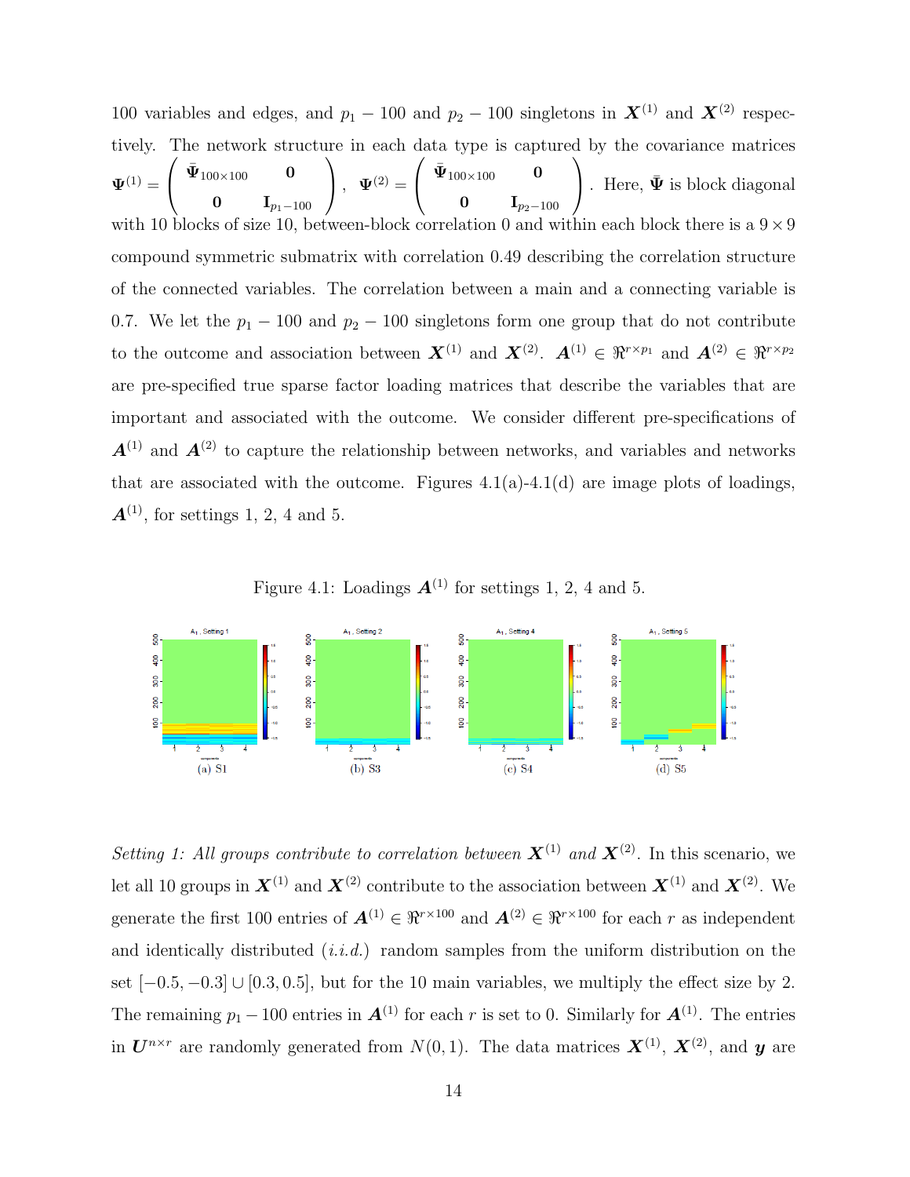100 variables and edges, and $p_1 - 100$ and $p_2 - 100$ singletons in $\boldsymbol{X}^{(1)}$ and $\boldsymbol{X}^{(2)}$ respectively. The network structure in each data type is captured by the covariance matrices $\boldsymbol{\Psi}^{(1)} = \begin{pmatrix} \bar{\boldsymbol{\Psi}}_{100\times100} & \mathbf{0} \\ \mathbf{0} & \mathbf{I}_{p_1-100} \end{pmatrix}$, $\boldsymbol{\Psi}^{(2)} = \begin{pmatrix} \bar{\boldsymbol{\Psi}}_{100\times100} & \mathbf{0} \\ \mathbf{0} & \mathbf{I}_{p_2-100} \end{pmatrix}$. Here, $\bar{\boldsymbol{\Psi}}$ is block diagonal with 10 blocks of size 10, between-block correlation 0 and within each block there is a $9 \times 9$ compound symmetric submatrix with correlation 0.49 describing the correlation structure of the connected variables. The correlation between a main and a connecting variable is 0.7. We let the $p_1 - 100$ and $p_2 - 100$ singletons form one group that do not contribute to the outcome and association between $\boldsymbol{X}^{(1)}$ and $\boldsymbol{X}^{(2)}$. $\boldsymbol{A}^{(1)} \in \Re^{r\times p_1}$ and $\boldsymbol{A}^{(2)} \in \Re^{r\times p_2}$ are pre-specified true sparse factor loading matrices that describe the variables that are important and associated with the outcome. We consider different pre-specifications of $\boldsymbol{A}^{(1)}$ and $\boldsymbol{A}^{(2)}$ to capture the relationship between networks, and variables and networks that are associated with the outcome. Figures 4.1(a)-4.1(d) are image plots of loadings, $\boldsymbol{A}^{(1)}$, for settings 1, 2, 4 and 5.

Figure 4.1: Loadings $\boldsymbol{A}^{(1)}$ for settings 1, 2, 4 and 5.

(a) S1 (b) S3 (c) S4 (d) S5

*Setting 1: All groups contribute to correlation between $\boldsymbol{X}^{(1)}$ and $\boldsymbol{X}^{(2)}$.* In this scenario, we let all 10 groups in $\boldsymbol{X}^{(1)}$ and $\boldsymbol{X}^{(2)}$ contribute to the association between $\boldsymbol{X}^{(1)}$ and $\boldsymbol{X}^{(2)}$. We generate the first 100 entries of $\boldsymbol{A}^{(1)} \in \Re^{r\times100}$ and $\boldsymbol{A}^{(2)} \in \Re^{r\times100}$ for each $r$ as independent and identically distributed (*i.i.d.*) random samples from the uniform distribution on the set $[-0.5, -0.3] \cup [0.3, 0.5]$, but for the 10 main variables, we multiply the effect size by 2. The remaining $p_1 - 100$ entries in $\boldsymbol{A}^{(1)}$ for each $r$ is set to 0. Similarly for $\boldsymbol{A}^{(1)}$. The entries in $\boldsymbol{U}^{n\times r}$ are randomly generated from $N(0, 1)$. The data matrices $\boldsymbol{X}^{(1)}$, $\boldsymbol{X}^{(2)}$, and $\boldsymbol{y}$ are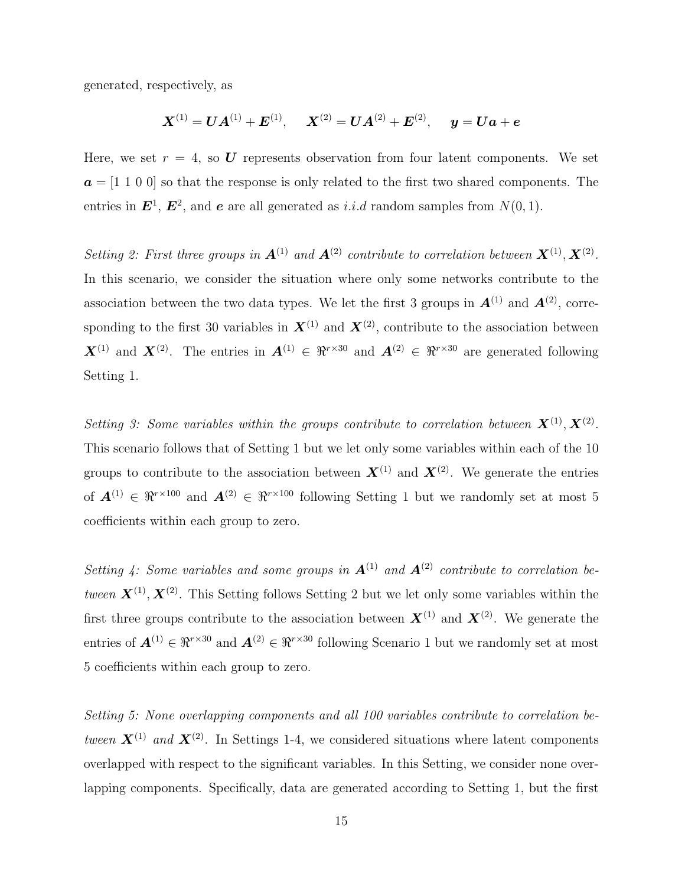generated, respectively, as

$$\boldsymbol{X}^{(1)} = \boldsymbol{U}\boldsymbol{A}^{(1)} + \boldsymbol{E}^{(1)}, \quad \boldsymbol{X}^{(2)} = \boldsymbol{U}\boldsymbol{A}^{(2)} + \boldsymbol{E}^{(2)}, \quad \boldsymbol{y} = \boldsymbol{U}\boldsymbol{a} + \boldsymbol{e}$$

Here, we set $r = 4$, so $\boldsymbol{U}$ represents observation from four latent components. We set $\boldsymbol{a} = [1\ 1\ 0\ 0]$ so that the response is only related to the first two shared components. The entries in $\boldsymbol{E}^1$, $\boldsymbol{E}^2$, and $\boldsymbol{e}$ are all generated as *i.i.d* random samples from $N(0, 1)$.

*Setting 2: First three groups in $\boldsymbol{A}^{(1)}$ and $\boldsymbol{A}^{(2)}$ contribute to correlation between $\boldsymbol{X}^{(1)}, \boldsymbol{X}^{(2)}$.* In this scenario, we consider the situation where only some networks contribute to the association between the two data types. We let the first 3 groups in $\boldsymbol{A}^{(1)}$ and $\boldsymbol{A}^{(2)}$, corresponding to the first 30 variables in $\boldsymbol{X}^{(1)}$ and $\boldsymbol{X}^{(2)}$, contribute to the association between $\boldsymbol{X}^{(1)}$ and $\boldsymbol{X}^{(2)}$. The entries in $\boldsymbol{A}^{(1)} \in \Re^{r \times 30}$ and $\boldsymbol{A}^{(2)} \in \Re^{r \times 30}$ are generated following Setting 1.

*Setting 3: Some variables within the groups contribute to correlation between $\boldsymbol{X}^{(1)}, \boldsymbol{X}^{(2)}$.* This scenario follows that of Setting 1 but we let only some variables within each of the 10 groups to contribute to the association between $\boldsymbol{X}^{(1)}$ and $\boldsymbol{X}^{(2)}$. We generate the entries of $\boldsymbol{A}^{(1)} \in \Re^{r \times 100}$ and $\boldsymbol{A}^{(2)} \in \Re^{r \times 100}$ following Setting 1 but we randomly set at most 5 coefficients within each group to zero.

*Setting 4: Some variables and some groups in $\boldsymbol{A}^{(1)}$ and $\boldsymbol{A}^{(2)}$ contribute to correlation between $\boldsymbol{X}^{(1)}, \boldsymbol{X}^{(2)}$.* This Setting follows Setting 2 but we let only some variables within the first three groups contribute to the association between $\boldsymbol{X}^{(1)}$ and $\boldsymbol{X}^{(2)}$. We generate the entries of $\boldsymbol{A}^{(1)} \in \Re^{r \times 30}$ and $\boldsymbol{A}^{(2)} \in \Re^{r \times 30}$ following Scenario 1 but we randomly set at most 5 coefficients within each group to zero.

*Setting 5: None overlapping components and all 100 variables contribute to correlation between $\boldsymbol{X}^{(1)}$ and $\boldsymbol{X}^{(2)}$.* In Settings 1-4, we considered situations where latent components overlapped with respect to the significant variables. In this Setting, we consider none overlapping components. Specifically, data are generated according to Setting 1, but the first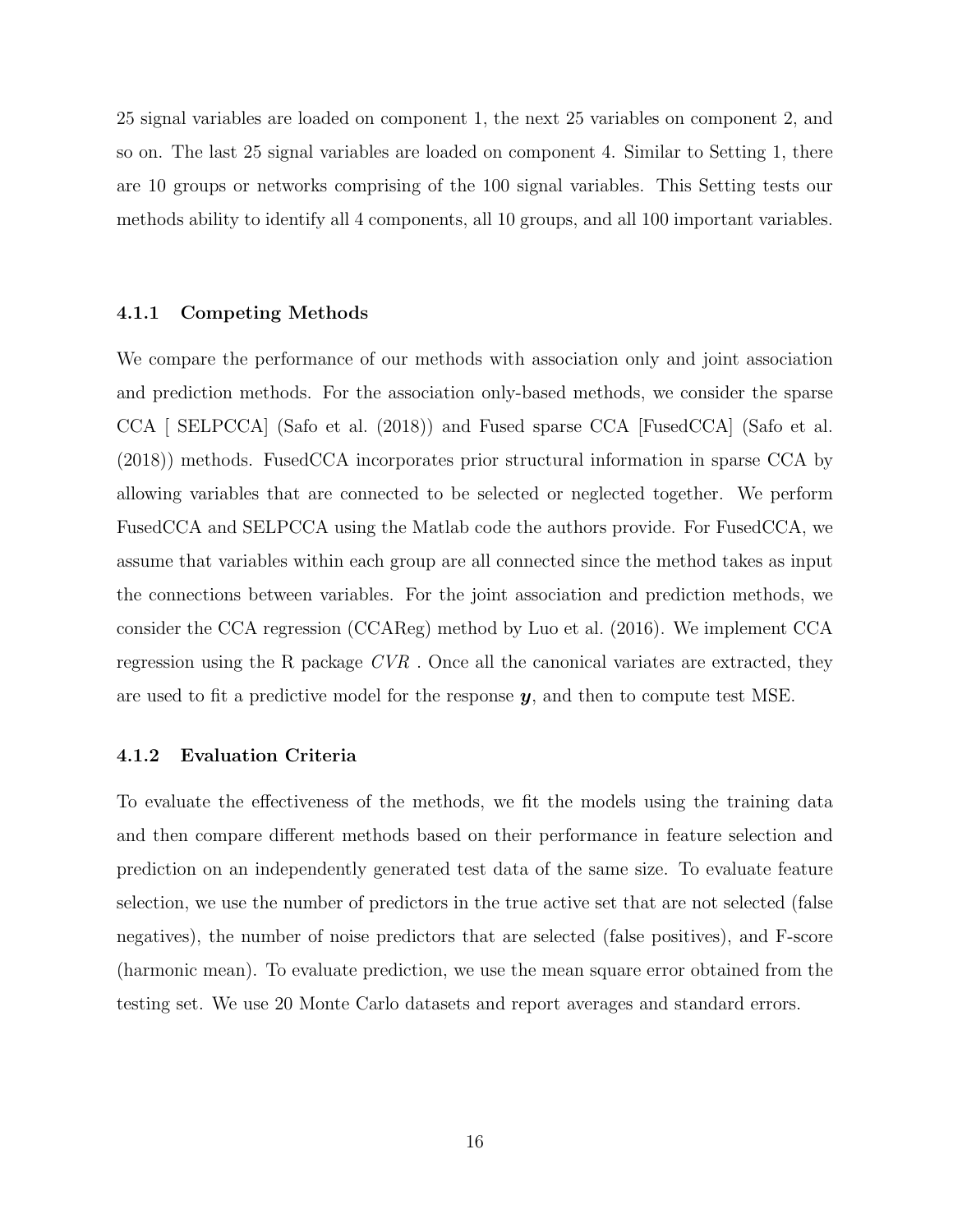25 signal variables are loaded on component 1, the next 25 variables on component 2, and so on. The last 25 signal variables are loaded on component 4. Similar to Setting 1, there are 10 groups or networks comprising of the 100 signal variables. This Setting tests our methods ability to identify all 4 components, all 10 groups, and all 100 important variables.

### 4.1.1 Competing Methods

We compare the performance of our methods with association only and joint association and prediction methods. For the association only-based methods, we consider the sparse CCA [ SELPCCA] (Safo et al. (2018)) and Fused sparse CCA [FusedCCA] (Safo et al. (2018)) methods. FusedCCA incorporates prior structural information in sparse CCA by allowing variables that are connected to be selected or neglected together. We perform FusedCCA and SELPCCA using the Matlab code the authors provide. For FusedCCA, we assume that variables within each group are all connected since the method takes as input the connections between variables. For the joint association and prediction methods, we consider the CCA regression (CCAReg) method by Luo et al. (2016). We implement CCA regression using the R package *CVR* . Once all the canonical variates are extracted, they are used to fit a predictive model for the response $\boldsymbol{y}$, and then to compute test MSE.

### 4.1.2 Evaluation Criteria

To evaluate the effectiveness of the methods, we fit the models using the training data and then compare different methods based on their performance in feature selection and prediction on an independently generated test data of the same size. To evaluate feature selection, we use the number of predictors in the true active set that are not selected (false negatives), the number of noise predictors that are selected (false positives), and F-score (harmonic mean). To evaluate prediction, we use the mean square error obtained from the testing set. We use 20 Monte Carlo datasets and report averages and standard errors.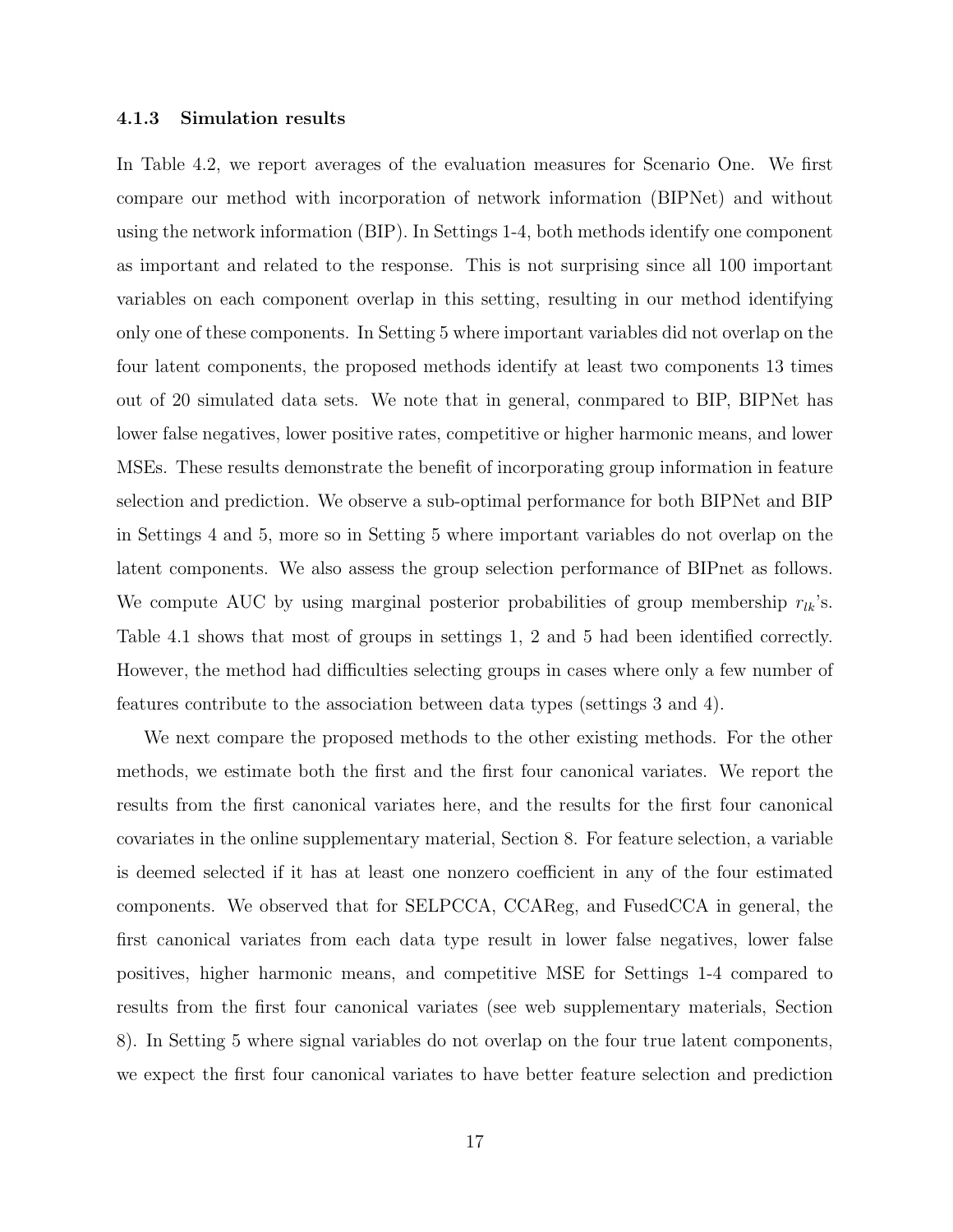### 4.1.3 Simulation results

In Table 4.2, we report averages of the evaluation measures for Scenario One. We first compare our method with incorporation of network information (BIPNet) and without using the network information (BIP). In Settings 1-4, both methods identify one component as important and related to the response. This is not surprising since all 100 important variables on each component overlap in this setting, resulting in our method identifying only one of these components. In Setting 5 where important variables did not overlap on the four latent components, the proposed methods identify at least two components 13 times out of 20 simulated data sets. We note that in general, conmpared to BIP, BIPNet has lower false negatives, lower positive rates, competitive or higher harmonic means, and lower MSEs. These results demonstrate the benefit of incorporating group information in feature selection and prediction. We observe a sub-optimal performance for both BIPNet and BIP in Settings 4 and 5, more so in Setting 5 where important variables do not overlap on the latent components. We also assess the group selection performance of BIPnet as follows. We compute AUC by using marginal posterior probabilities of group membership $r_{lk}$'s. Table 4.1 shows that most of groups in settings 1, 2 and 5 had been identified correctly. However, the method had difficulties selecting groups in cases where only a few number of features contribute to the association between data types (settings 3 and 4).

We next compare the proposed methods to the other existing methods. For the other methods, we estimate both the first and the first four canonical variates. We report the results from the first canonical variates here, and the results for the first four canonical covariates in the online supplementary material, Section 8. For feature selection, a variable is deemed selected if it has at least one nonzero coefficient in any of the four estimated components. We observed that for SELPCCA, CCAReg, and FusedCCA in general, the first canonical variates from each data type result in lower false negatives, lower false positives, higher harmonic means, and competitive MSE for Settings 1-4 compared to results from the first four canonical variates (see web supplementary materials, Section 8). In Setting 5 where signal variables do not overlap on the four true latent components, we expect the first four canonical variates to have better feature selection and prediction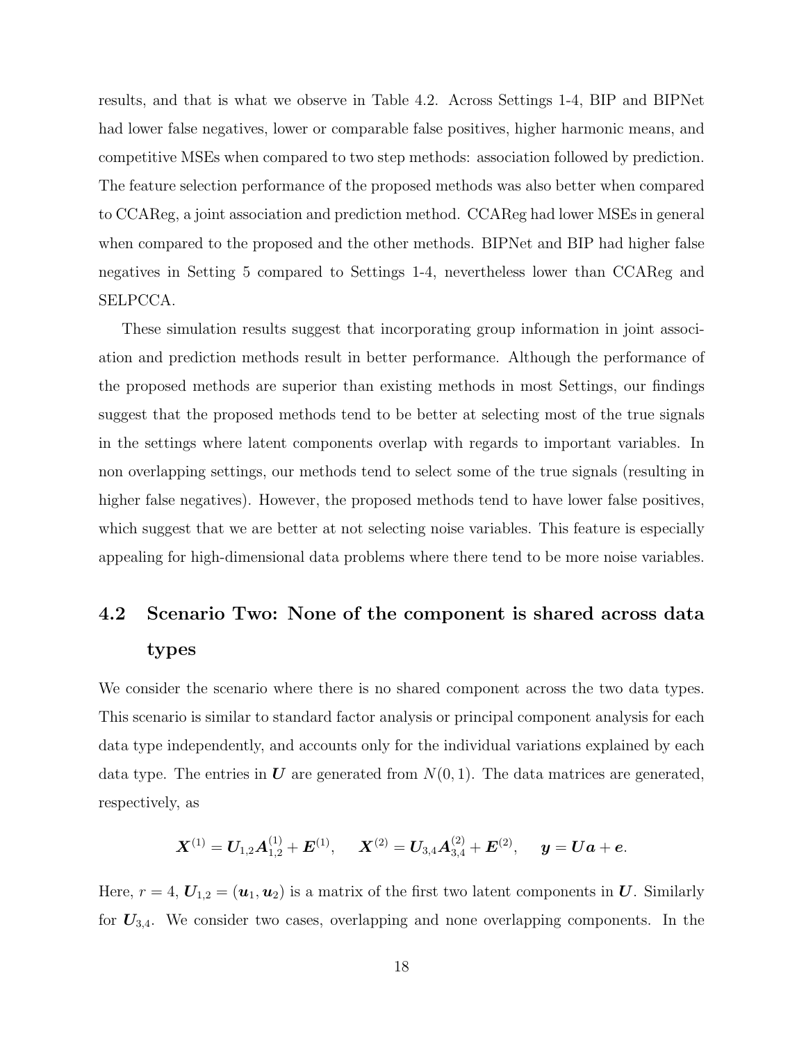results, and that is what we observe in Table 4.2. Across Settings 1-4, BIP and BIPNet had lower false negatives, lower or comparable false positives, higher harmonic means, and competitive MSEs when compared to two step methods: association followed by prediction. The feature selection performance of the proposed methods was also better when compared to CCAReg, a joint association and prediction method. CCAReg had lower MSEs in general when compared to the proposed and the other methods. BIPNet and BIP had higher false negatives in Setting 5 compared to Settings 1-4, nevertheless lower than CCAReg and SELPCCA.

These simulation results suggest that incorporating group information in joint association and prediction methods result in better performance. Although the performance of the proposed methods are superior than existing methods in most Settings, our findings suggest that the proposed methods tend to be better at selecting most of the true signals in the settings where latent components overlap with regards to important variables. In non overlapping settings, our methods tend to select some of the true signals (resulting in higher false negatives). However, the proposed methods tend to have lower false positives, which suggest that we are better at not selecting noise variables. This feature is especially appealing for high-dimensional data problems where there tend to be more noise variables.

## 4.2 Scenario Two: None of the component is shared across data types

We consider the scenario where there is no shared component across the two data types. This scenario is similar to standard factor analysis or principal component analysis for each data type independently, and accounts only for the individual variations explained by each data type. The entries in $\boldsymbol{U}$ are generated from $N(0,1)$. The data matrices are generated, respectively, as

$$\boldsymbol{X}^{(1)} = \boldsymbol{U}_{1,2}\boldsymbol{A}^{(1)}_{1,2} + \boldsymbol{E}^{(1)}, \quad \boldsymbol{X}^{(2)} = \boldsymbol{U}_{3,4}\boldsymbol{A}^{(2)}_{3,4} + \boldsymbol{E}^{(2)}, \quad \boldsymbol{y} = \boldsymbol{U}\boldsymbol{a} + \boldsymbol{e}.$$

Here, $r = 4$, $\boldsymbol{U}_{1,2} = (\boldsymbol{u}_1, \boldsymbol{u}_2)$ is a matrix of the first two latent components in $\boldsymbol{U}$. Similarly for $\boldsymbol{U}_{3,4}$. We consider two cases, overlapping and none overlapping components. In the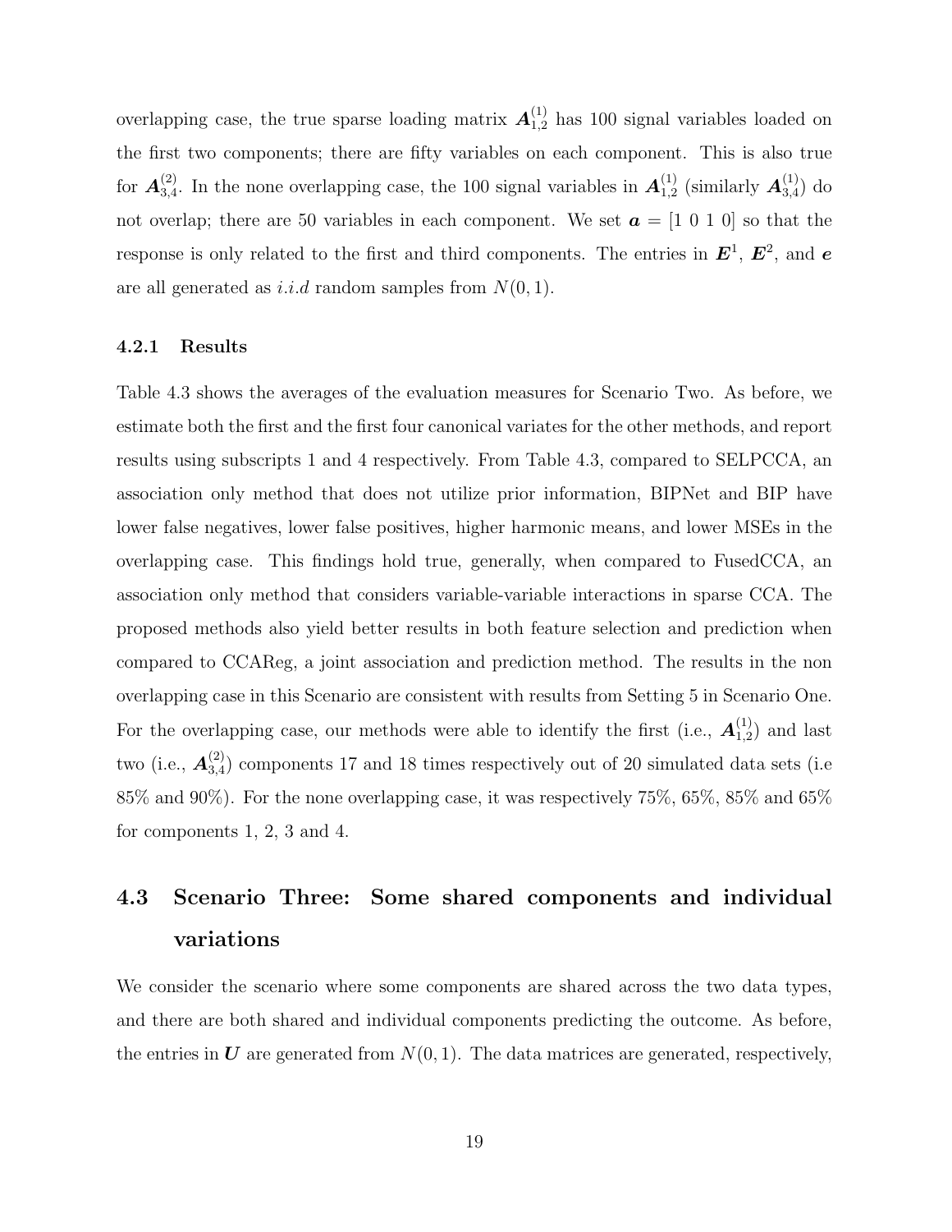overlapping case, the true sparse loading matrix $\boldsymbol{A}^{(1)}_{1,2}$ has 100 signal variables loaded on the first two components; there are fifty variables on each component. This is also true for $\boldsymbol{A}^{(2)}_{3,4}$. In the none overlapping case, the 100 signal variables in $\boldsymbol{A}^{(1)}_{1,2}$ (similarly $\boldsymbol{A}^{(1)}_{3,4}$) do not overlap; there are 50 variables in each component. We set $\boldsymbol{a} = [1\ 0\ 1\ 0]$ so that the response is only related to the first and third components. The entries in $\boldsymbol{E}^1$, $\boldsymbol{E}^2$, and $\boldsymbol{e}$ are all generated as $i.i.d$ random samples from $N(0, 1)$.

### 4.2.1 Results

Table 4.3 shows the averages of the evaluation measures for Scenario Two. As before, we estimate both the first and the first four canonical variates for the other methods, and report results using subscripts 1 and 4 respectively. From Table 4.3, compared to SELPCCA, an association only method that does not utilize prior information, BIPNet and BIP have lower false negatives, lower false positives, higher harmonic means, and lower MSEs in the overlapping case. This findings hold true, generally, when compared to FusedCCA, an association only method that considers variable-variable interactions in sparse CCA. The proposed methods also yield better results in both feature selection and prediction when compared to CCAReg, a joint association and prediction method. The results in the non overlapping case in this Scenario are consistent with results from Setting 5 in Scenario One. For the overlapping case, our methods were able to identify the first (i.e., $\boldsymbol{A}^{(1)}_{1,2}$) and last two (i.e., $\boldsymbol{A}^{(2)}_{3,4}$) components 17 and 18 times respectively out of 20 simulated data sets (i.e 85% and 90%). For the none overlapping case, it was respectively 75%, 65%, 85% and 65% for components 1, 2, 3 and 4.

## 4.3 Scenario Three: Some shared components and individual variations

We consider the scenario where some components are shared across the two data types, and there are both shared and individual components predicting the outcome. As before, the entries in $\boldsymbol{U}$ are generated from $N(0, 1)$. The data matrices are generated, respectively,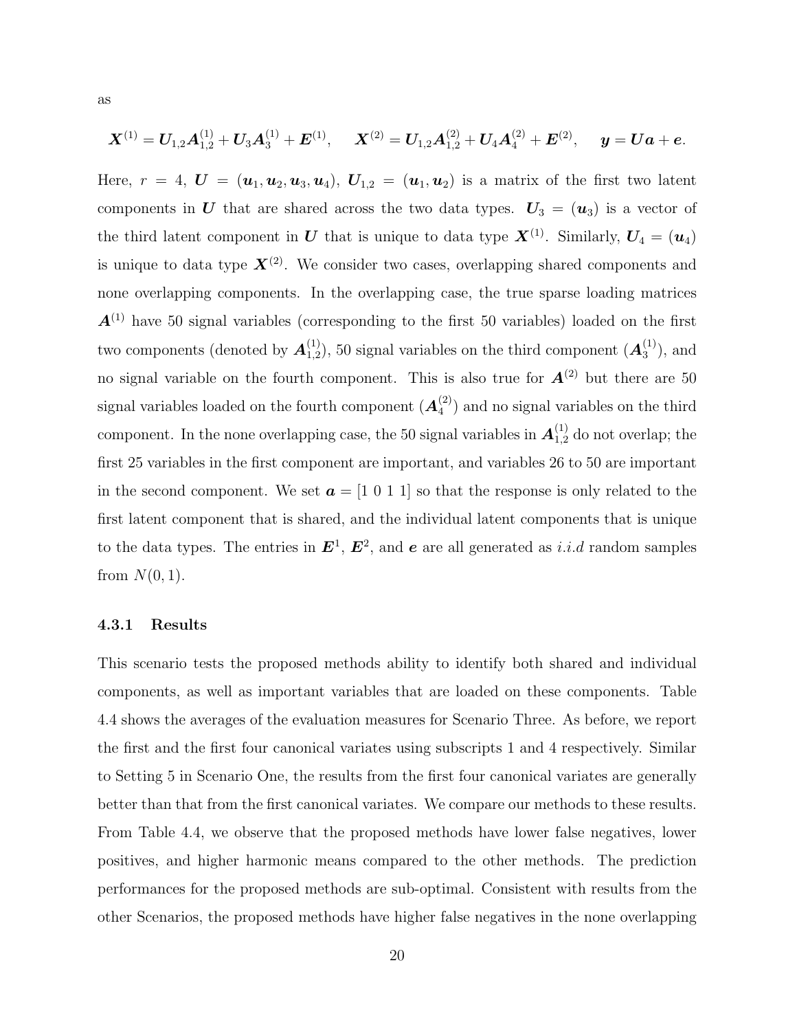as

$$\boldsymbol{X}^{(1)} = \boldsymbol{U}_{1,2}\boldsymbol{A}^{(1)}_{1,2} + \boldsymbol{U}_3\boldsymbol{A}^{(1)}_3 + \boldsymbol{E}^{(1)}, \quad \boldsymbol{X}^{(2)} = \boldsymbol{U}_{1,2}\boldsymbol{A}^{(2)}_{1,2} + \boldsymbol{U}_4\boldsymbol{A}^{(2)}_4 + \boldsymbol{E}^{(2)}, \quad \boldsymbol{y} = \boldsymbol{U}\boldsymbol{a} + \boldsymbol{e}.$$

Here, $r = 4$, $\boldsymbol{U} = (\boldsymbol{u}_1, \boldsymbol{u}_2, \boldsymbol{u}_3, \boldsymbol{u}_4)$, $\boldsymbol{U}_{1,2} = (\boldsymbol{u}_1, \boldsymbol{u}_2)$ is a matrix of the first two latent components in $\boldsymbol{U}$ that are shared across the two data types. $\boldsymbol{U}_3 = (\boldsymbol{u}_3)$ is a vector of the third latent component in $\boldsymbol{U}$ that is unique to data type $\boldsymbol{X}^{(1)}$. Similarly, $\boldsymbol{U}_4 = (\boldsymbol{u}_4)$ is unique to data type $\boldsymbol{X}^{(2)}$. We consider two cases, overlapping shared components and none overlapping components. In the overlapping case, the true sparse loading matrices $\boldsymbol{A}^{(1)}$ have 50 signal variables (corresponding to the first 50 variables) loaded on the first two components (denoted by $\boldsymbol{A}^{(1)}_{1,2}$), 50 signal variables on the third component ($\boldsymbol{A}^{(1)}_3$), and no signal variable on the fourth component. This is also true for $\boldsymbol{A}^{(2)}$ but there are 50 signal variables loaded on the fourth component ($\boldsymbol{A}^{(2)}_4$) and no signal variables on the third component. In the none overlapping case, the 50 signal variables in $\boldsymbol{A}^{(1)}_{1,2}$ do not overlap; the first 25 variables in the first component are important, and variables 26 to 50 are important in the second component. We set $\boldsymbol{a} = [1\ 0\ 1\ 1]$ so that the response is only related to the first latent component that is shared, and the individual latent components that is unique to the data types. The entries in $\boldsymbol{E}^1$, $\boldsymbol{E}^2$, and $\boldsymbol{e}$ are all generated as *i.i.d* random samples from $N(0, 1)$.

### 4.3.1 Results

This scenario tests the proposed methods ability to identify both shared and individual components, as well as important variables that are loaded on these components. Table 4.4 shows the averages of the evaluation measures for Scenario Three. As before, we report the first and the first four canonical variates using subscripts 1 and 4 respectively. Similar to Setting 5 in Scenario One, the results from the first four canonical variates are generally better than that from the first canonical variates. We compare our methods to these results. From Table 4.4, we observe that the proposed methods have lower false negatives, lower positives, and higher harmonic means compared to the other methods. The prediction performances for the proposed methods are sub-optimal. Consistent with results from the other Scenarios, the proposed methods have higher false negatives in the none overlapping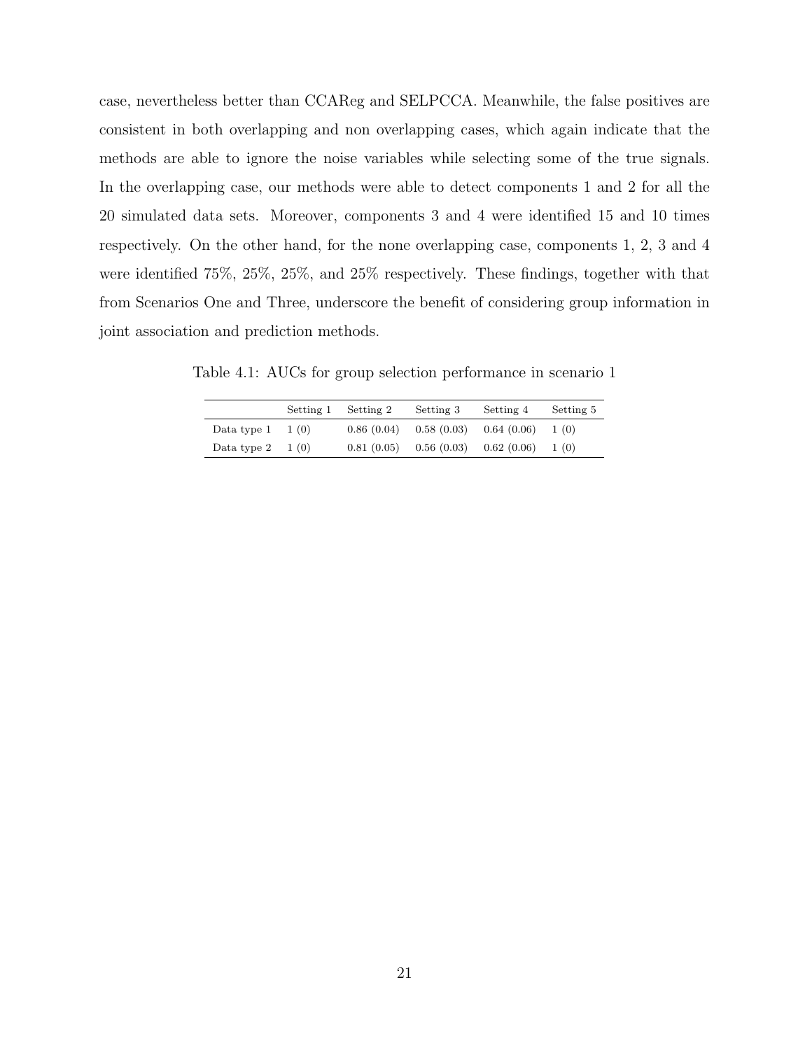case, nevertheless better than CCAReg and SELPCCA. Meanwhile, the false positives are consistent in both overlapping and non overlapping cases, which again indicate that the methods are able to ignore the noise variables while selecting some of the true signals. In the overlapping case, our methods were able to detect components 1 and 2 for all the 20 simulated data sets. Moreover, components 3 and 4 were identified 15 and 10 times respectively. On the other hand, for the none overlapping case, components 1, 2, 3 and 4 were identified 75%, 25%, 25%, and 25% respectively. These findings, together with that from Scenarios One and Three, underscore the benefit of considering group information in joint association and prediction methods.

Table 4.1: AUCs for group selection performance in scenario 1

| | Setting 1 | Setting 2 | Setting 3 | Setting 4 | Setting 5 |
|---|---|---|---|---|---|
| Data type 1 | 1 (0) | 0.86 (0.04) | 0.58 (0.03) | 0.64 (0.06) | 1 (0) |
| Data type 2 | 1 (0) | 0.81 (0.05) | 0.56 (0.03) | 0.62 (0.06) | 1 (0) |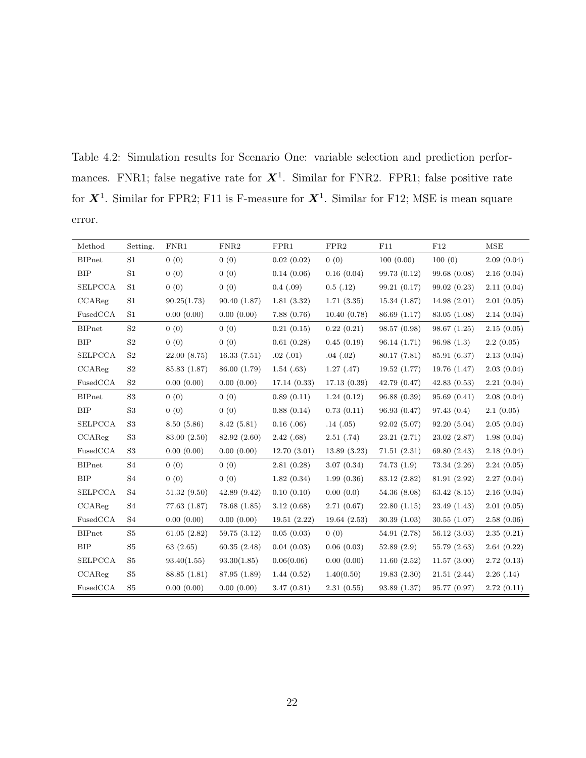Table 4.2: Simulation results for Scenario One: variable selection and prediction performances. FNR1; false negative rate for $\boldsymbol{X}^1$. Similar for FNR2. FPR1; false positive rate for $\boldsymbol{X}^1$. Similar for FPR2; F11 is F-measure for $\boldsymbol{X}^1$. Similar for F12; MSE is mean square error.

| Method | Setting. | FNR1 | FNR2 | FPR1 | FPR2 | F11 | F12 | MSE |
|---|---|---|---|---|---|---|---|---|
| BIPnet | S1 | 0 (0) | 0 (0) | 0.02 (0.02) | 0 (0) | 100 (0.00) | 100 (0) | 2.09 (0.04) |
| BIP | S1 | 0 (0) | 0 (0) | 0.14 (0.06) | 0.16 (0.04) | 99.73 (0.12) | 99.68 (0.08) | 2.16 (0.04) |
| SELPCCA | S1 | 0 (0) | 0 (0) | 0.4 (.09) | 0.5 (.12) | 99.21 (0.17) | 99.02 (0.23) | 2.11 (0.04) |
| CCAReg | S1 | 90.25(1.73) | 90.40 (1.87) | 1.81 (3.32) | 1.71 (3.35) | 15.34 (1.87) | 14.98 (2.01) | 2.01 (0.05) |
| FusedCCA | S1 | 0.00 (0.00) | 0.00 (0.00) | 7.88 (0.76) | 10.40 (0.78) | 86.69 (1.17) | 83.05 (1.08) | 2.14 (0.04) |
| BIPnet | S2 | 0 (0) | 0 (0) | 0.21 (0.15) | 0.22 (0.21) | 98.57 (0.98) | 98.67 (1.25) | 2.15 (0.05) |
| BIP | S2 | 0 (0) | 0 (0) | 0.61 (0.28) | 0.45 (0.19) | 96.14 (1.71) | 96.98 (1.3) | 2.2 (0.05) |
| SELPCCA | S2 | 22.00 (8.75) | 16.33 (7.51) | .02 (.01) | .04 (.02) | 80.17 (7.81) | 85.91 (6.37) | 2.13 (0.04) |
| CCAReg | S2 | 85.83 (1.87) | 86.00 (1.79) | 1.54 (.63) | 1.27 (.47) | 19.52 (1.77) | 19.76 (1.47) | 2.03 (0.04) |
| FusedCCA | S2 | 0.00 (0.00) | 0.00 (0.00) | 17.14 (0.33) | 17.13 (0.39) | 42.79 (0.47) | 42.83 (0.53) | 2.21 (0.04) |
| BIPnet | S3 | 0 (0) | 0 (0) | 0.89 (0.11) | 1.24 (0.12) | 96.88 (0.39) | 95.69 (0.41) | 2.08 (0.04) |
| BIP | S3 | 0 (0) | 0 (0) | 0.88 (0.14) | 0.73 (0.11) | 96.93 (0.47) | 97.43 (0.4) | 2.1 (0.05) |
| SELPCCA | S3 | 8.50 (5.86) | 8.42 (5.81) | 0.16 (.06) | .14 (.05) | 92.02 (5.07) | 92.20 (5.04) | 2.05 (0.04) |
| CCAReg | S3 | 83.00 (2.50) | 82.92 (2.60) | 2.42 (.68) | 2.51 (.74) | 23.21 (2.71) | 23.02 (2.87) | 1.98 (0.04) |
| FusedCCA | S3 | 0.00 (0.00) | 0.00 (0.00) | 12.70 (3.01) | 13.89 (3.23) | 71.51 (2.31) | 69.80 (2.43) | 2.18 (0.04) |
| BIPnet | S4 | 0 (0) | 0 (0) | 2.81 (0.28) | 3.07 (0.34) | 74.73 (1.9) | 73.34 (2.26) | 2.24 (0.05) |
| BIP | S4 | 0 (0) | 0 (0) | 1.82 (0.34) | 1.99 (0.36) | 83.12 (2.82) | 81.91 (2.92) | 2.27 (0.04) |
| SELPCCA | S4 | 51.32 (9.50) | 42.89 (9.42) | 0.10 (0.10) | 0.00 (0.0) | 54.36 (8.08) | 63.42 (8.15) | 2.16 (0.04) |
| CCAReg | S4 | 77.63 (1.87) | 78.68 (1.85) | 3.12 (0.68) | 2.71 (0.67) | 22.80 (1.15) | 23.49 (1.43) | 2.01 (0.05) |
| FusedCCA | S4 | 0.00 (0.00) | 0.00 (0.00) | 19.51 (2.22) | 19.64 (2.53) | 30.39 (1.03) | 30.55 (1.07) | 2.58 (0.06) |
| BIPnet | S5 | 61.05 (2.82) | 59.75 (3.12) | 0.05 (0.03) | 0 (0) | 54.91 (2.78) | 56.12 (3.03) | 2.35 (0.21) |
| BIP | S5 | 63 (2.65) | 60.35 (2.48) | 0.04 (0.03) | 0.06 (0.03) | 52.89 (2.9) | 55.79 (2.63) | 2.64 (0.22) |
| SELPCCA | S5 | 93.40(1.55) | 93.30(1.85) | 0.06(0.06) | 0.00 (0.00) | 11.60 (2.52) | 11.57 (3.00) | 2.72 (0.13) |
| CCAReg | S5 | 88.85 (1.81) | 87.95 (1.89) | 1.44 (0.52) | 1.40(0.50) | 19.83 (2.30) | 21.51 (2.44) | 2.26 (.14) |
| FusedCCA | S5 | 0.00 (0.00) | 0.00 (0.00) | 3.47 (0.81) | 2.31 (0.55) | 93.89 (1.37) | 95.77 (0.97) | 2.72 (0.11) |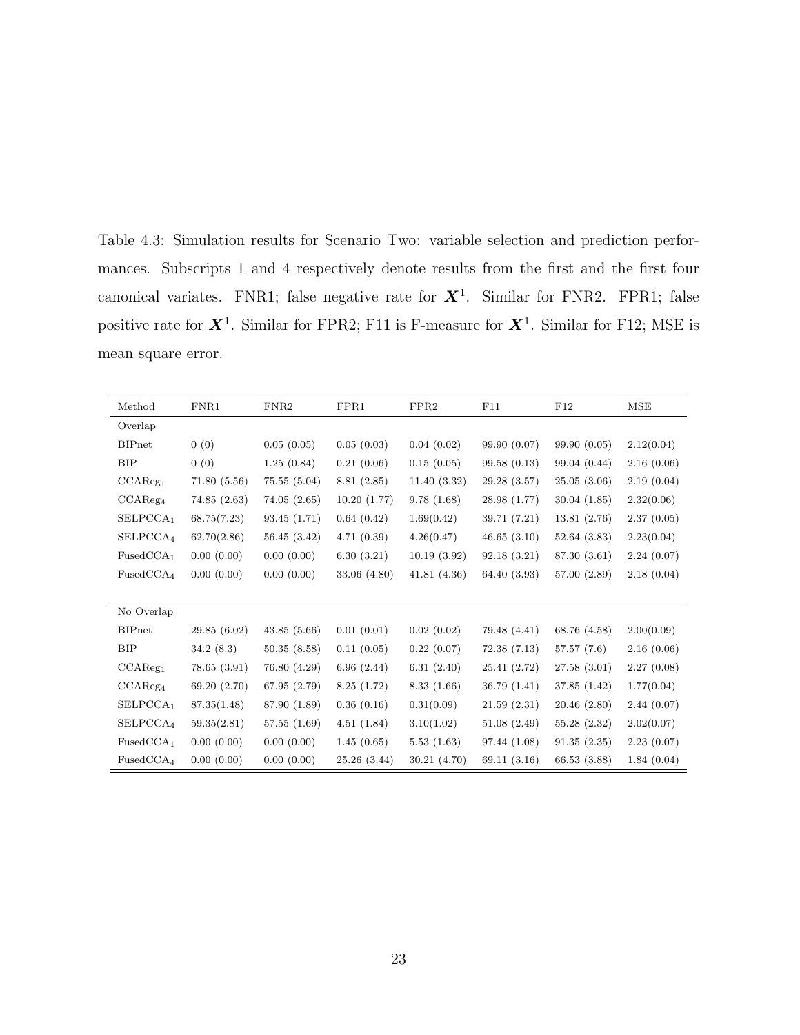Table 4.3: Simulation results for Scenario Two: variable selection and prediction performances. Subscripts 1 and 4 respectively denote results from the first and the first four canonical variates. FNR1; false negative rate for $\boldsymbol{X}^1$. Similar for FNR2. FPR1; false positive rate for $\boldsymbol{X}^1$. Similar for FPR2; F11 is F-measure for $\boldsymbol{X}^1$. Similar for F12; MSE is mean square error.

| Method | FNR1 | FNR2 | FPR1 | FPR2 | F11 | F12 | MSE |
|---|---|---|---|---|---|---|---|
| Overlap | | | | | | | |
| BIPnet | 0 (0) | 0.05 (0.05) | 0.05 (0.03) | 0.04 (0.02) | 99.90 (0.07) | 99.90 (0.05) | 2.12(0.04) |
| BIP | 0 (0) | 1.25 (0.84) | 0.21 (0.06) | 0.15 (0.05) | 99.58 (0.13) | 99.04 (0.44) | 2.16 (0.06) |
| $\text{CCAReg}_1$ | 71.80 (5.56) | 75.55 (5.04) | 8.81 (2.85) | 11.40 (3.32) | 29.28 (3.57) | 25.05 (3.06) | 2.19 (0.04) |
| $\text{CCAReg}_4$ | 74.85 (2.63) | 74.05 (2.65) | 10.20 (1.77) | 9.78 (1.68) | 28.98 (1.77) | 30.04 (1.85) | 2.32(0.06) |
| $\text{SELPCCA}_1$ | 68.75(7.23) | 93.45 (1.71) | 0.64 (0.42) | 1.69(0.42) | 39.71 (7.21) | 13.81 (2.76) | 2.37 (0.05) |
| $\text{SELPCCA}_4$ | 62.70(2.86) | 56.45 (3.42) | 4.71 (0.39) | 4.26(0.47) | 46.65 (3.10) | 52.64 (3.83) | 2.23(0.04) |
| $\text{FusedCCA}_1$ | 0.00 (0.00) | 0.00 (0.00) | 6.30 (3.21) | 10.19 (3.92) | 92.18 (3.21) | 87.30 (3.61) | 2.24 (0.07) |
| $\text{FusedCCA}_4$ | 0.00 (0.00) | 0.00 (0.00) | 33.06 (4.80) | 41.81 (4.36) | 64.40 (3.93) | 57.00 (2.89) | 2.18 (0.04) |
| No Overlap | | | | | | | |
| BIPnet | 29.85 (6.02) | 43.85 (5.66) | 0.01 (0.01) | 0.02 (0.02) | 79.48 (4.41) | 68.76 (4.58) | 2.00(0.09) |
| BIP | 34.2 (8.3) | 50.35 (8.58) | 0.11 (0.05) | 0.22 (0.07) | 72.38 (7.13) | 57.57 (7.6) | 2.16 (0.06) |
| $\text{CCAReg}_1$ | 78.65 (3.91) | 76.80 (4.29) | 6.96 (2.44) | 6.31 (2.40) | 25.41 (2.72) | 27.58 (3.01) | 2.27 (0.08) |
| $\text{CCAReg}_4$ | 69.20 (2.70) | 67.95 (2.79) | 8.25 (1.72) | 8.33 (1.66) | 36.79 (1.41) | 37.85 (1.42) | 1.77(0.04) |
| $\text{SELPCCA}_1$ | 87.35(1.48) | 87.90 (1.89) | 0.36 (0.16) | 0.31(0.09) | 21.59 (2.31) | 20.46 (2.80) | 2.44 (0.07) |
| $\text{SELPCCA}_4$ | 59.35(2.81) | 57.55 (1.69) | 4.51 (1.84) | 3.10(1.02) | 51.08 (2.49) | 55.28 (2.32) | 2.02(0.07) |
| $\text{FusedCCA}_1$ | 0.00 (0.00) | 0.00 (0.00) | 1.45 (0.65) | 5.53 (1.63) | 97.44 (1.08) | 91.35 (2.35) | 2.23 (0.07) |
| $\text{FusedCCA}_4$ | 0.00 (0.00) | 0.00 (0.00) | 25.26 (3.44) | 30.21 (4.70) | 69.11 (3.16) | 66.53 (3.88) | 1.84 (0.04) |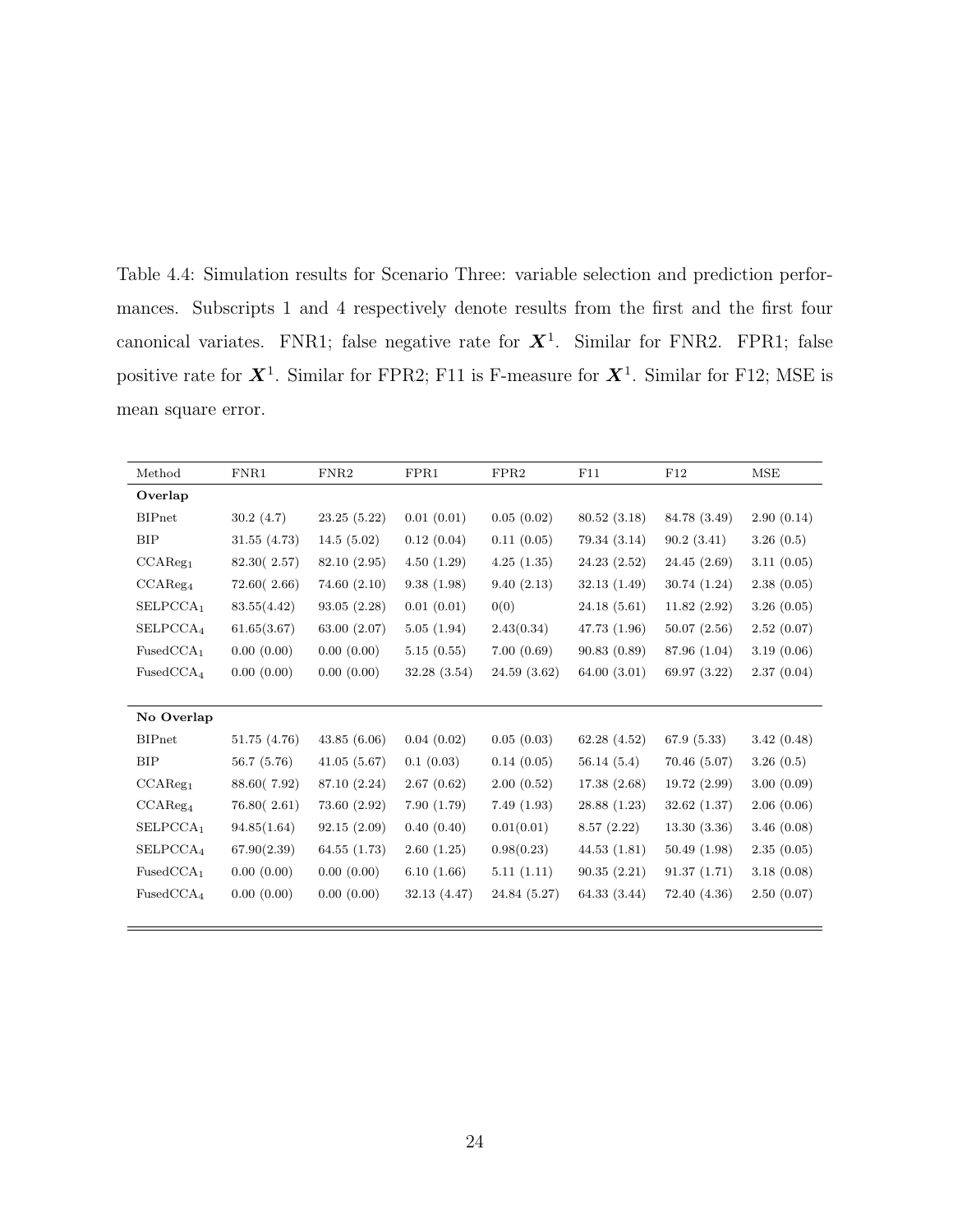Table 4.4: Simulation results for Scenario Three: variable selection and prediction performances. Subscripts 1 and 4 respectively denote results from the first and the first four canonical variates. FNR1; false negative rate for $\boldsymbol{X}^1$. Similar for FNR2. FPR1; false positive rate for $\boldsymbol{X}^1$. Similar for FPR2; F11 is F-measure for $\boldsymbol{X}^1$. Similar for F12; MSE is mean square error.

| Method | FNR1 | FNR2 | FPR1 | FPR2 | F11 | F12 | MSE |
|---|---|---|---|---|---|---|---|
| **Overlap** | | | | | | | |
| BIPnet | 30.2 (4.7) | 23.25 (5.22) | 0.01 (0.01) | 0.05 (0.02) | 80.52 (3.18) | 84.78 (3.49) | 2.90 (0.14) |
| BIP | 31.55 (4.73) | 14.5 (5.02) | 0.12 (0.04) | 0.11 (0.05) | 79.34 (3.14) | 90.2 (3.41) | 3.26 (0.5) |
| $\text{CCAReg}_1$ | 82.30( 2.57) | 82.10 (2.95) | 4.50 (1.29) | 4.25 (1.35) | 24.23 (2.52) | 24.45 (2.69) | 3.11 (0.05) |
| $\text{CCAReg}_4$ | 72.60( 2.66) | 74.60 (2.10) | 9.38 (1.98) | 9.40 (2.13) | 32.13 (1.49) | 30.74 (1.24) | 2.38 (0.05) |
| $\text{SELPCCA}_1$ | 83.55(4.42) | 93.05 (2.28) | 0.01 (0.01) | 0(0) | 24.18 (5.61) | 11.82 (2.92) | 3.26 (0.05) |
| $\text{SELPCCA}_4$ | 61.65(3.67) | 63.00 (2.07) | 5.05 (1.94) | 2.43(0.34) | 47.73 (1.96) | 50.07 (2.56) | 2.52 (0.07) |
| $\text{FusedCCA}_1$ | 0.00 (0.00) | 0.00 (0.00) | 5.15 (0.55) | 7.00 (0.69) | 90.83 (0.89) | 87.96 (1.04) | 3.19 (0.06) |
| $\text{FusedCCA}_4$ | 0.00 (0.00) | 0.00 (0.00) | 32.28 (3.54) | 24.59 (3.62) | 64.00 (3.01) | 69.97 (3.22) | 2.37 (0.04) |
| **No Overlap** | | | | | | | |
| BIPnet | 51.75 (4.76) | 43.85 (6.06) | 0.04 (0.02) | 0.05 (0.03) | 62.28 (4.52) | 67.9 (5.33) | 3.42 (0.48) |
| BIP | 56.7 (5.76) | 41.05 (5.67) | 0.1 (0.03) | 0.14 (0.05) | 56.14 (5.4) | 70.46 (5.07) | 3.26 (0.5) |
| $\text{CCAReg}_1$ | 88.60( 7.92) | 87.10 (2.24) | 2.67 (0.62) | 2.00 (0.52) | 17.38 (2.68) | 19.72 (2.99) | 3.00 (0.09) |
| $\text{CCAReg}_4$ | 76.80( 2.61) | 73.60 (2.92) | 7.90 (1.79) | 7.49 (1.93) | 28.88 (1.23) | 32.62 (1.37) | 2.06 (0.06) |
| $\text{SELPCCA}_1$ | 94.85(1.64) | 92.15 (2.09) | 0.40 (0.40) | 0.01(0.01) | 8.57 (2.22) | 13.30 (3.36) | 3.46 (0.08) |
| $\text{SELPCCA}_4$ | 67.90(2.39) | 64.55 (1.73) | 2.60 (1.25) | 0.98(0.23) | 44.53 (1.81) | 50.49 (1.98) | 2.35 (0.05) |
| $\text{FusedCCA}_1$ | 0.00 (0.00) | 0.00 (0.00) | 6.10 (1.66) | 5.11 (1.11) | 90.35 (2.21) | 91.37 (1.71) | 3.18 (0.08) |
| $\text{FusedCCA}_4$ | 0.00 (0.00) | 0.00 (0.00) | 32.13 (4.47) | 24.84 (5.27) | 64.33 (3.44) | 72.40 (4.36) | 2.50 (0.07) |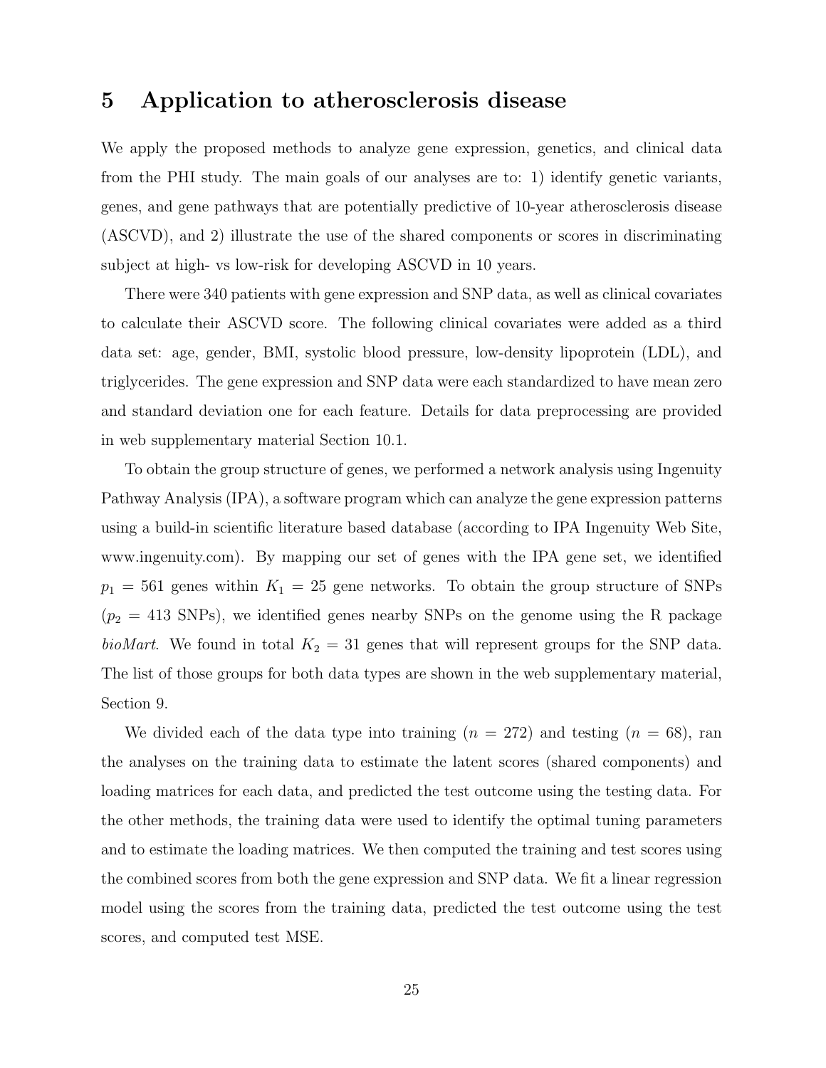# 5 Application to atherosclerosis disease

We apply the proposed methods to analyze gene expression, genetics, and clinical data from the PHI study. The main goals of our analyses are to: 1) identify genetic variants, genes, and gene pathways that are potentially predictive of 10-year atherosclerosis disease (ASCVD), and 2) illustrate the use of the shared components or scores in discriminating subject at high- vs low-risk for developing ASCVD in 10 years.

There were 340 patients with gene expression and SNP data, as well as clinical covariates to calculate their ASCVD score. The following clinical covariates were added as a third data set: age, gender, BMI, systolic blood pressure, low-density lipoprotein (LDL), and triglycerides. The gene expression and SNP data were each standardized to have mean zero and standard deviation one for each feature. Details for data preprocessing are provided in web supplementary material Section 10.1.

To obtain the group structure of genes, we performed a network analysis using Ingenuity Pathway Analysis (IPA), a software program which can analyze the gene expression patterns using a build-in scientific literature based database (according to IPA Ingenuity Web Site, www.ingenuity.com). By mapping our set of genes with the IPA gene set, we identified $p_1 = 561$ genes within $K_1 = 25$ gene networks. To obtain the group structure of SNPs ($p_2 = 413$ SNPs), we identified genes nearby SNPs on the genome using the R package *bioMart*. We found in total $K_2 = 31$ genes that will represent groups for the SNP data. The list of those groups for both data types are shown in the web supplementary material, Section 9.

We divided each of the data type into training ($n = 272$) and testing ($n = 68$), ran the analyses on the training data to estimate the latent scores (shared components) and loading matrices for each data, and predicted the test outcome using the testing data. For the other methods, the training data were used to identify the optimal tuning parameters and to estimate the loading matrices. We then computed the training and test scores using the combined scores from both the gene expression and SNP data. We fit a linear regression model using the scores from the training data, predicted the test outcome using the test scores, and computed test MSE.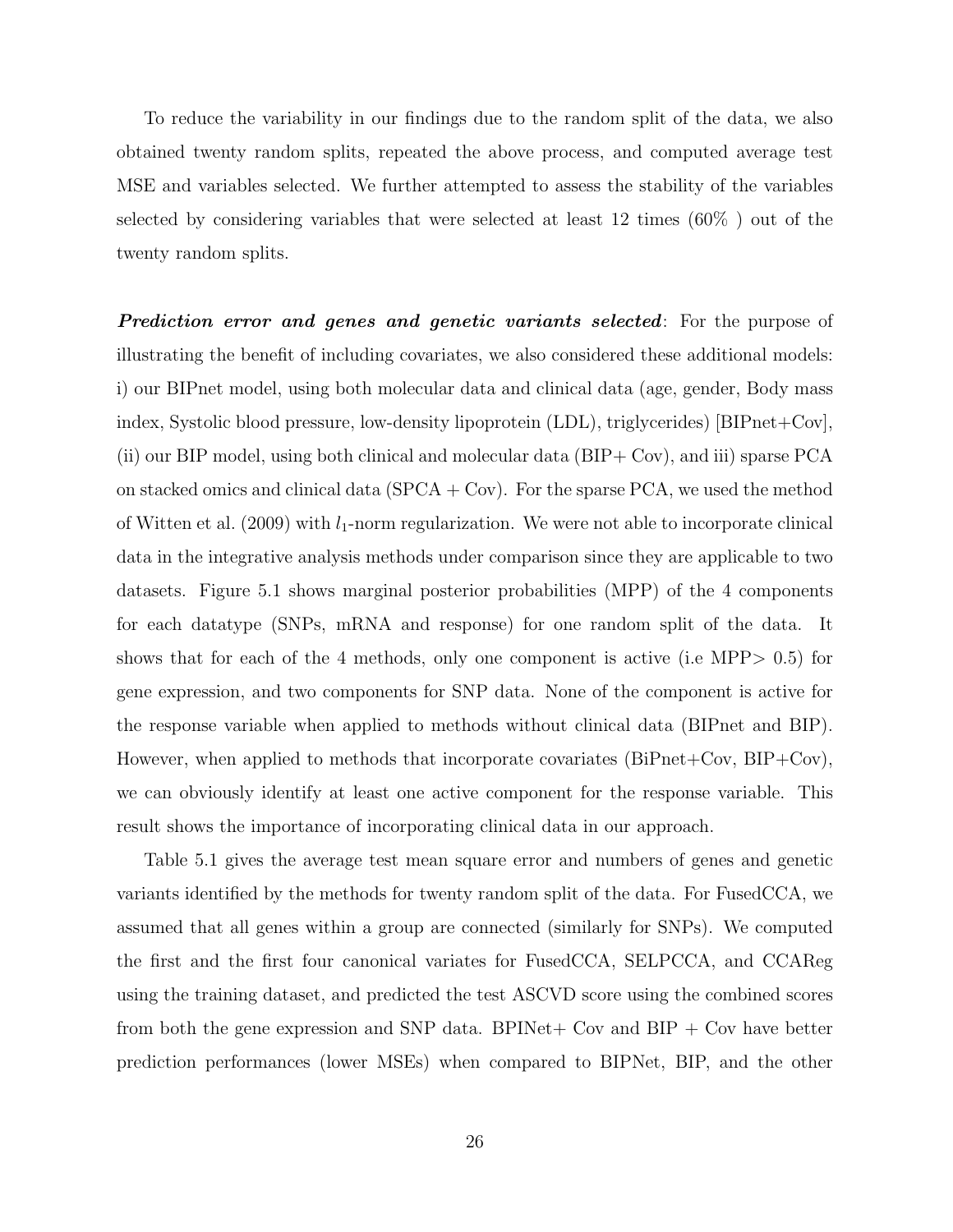To reduce the variability in our findings due to the random split of the data, we also obtained twenty random splits, repeated the above process, and computed average test MSE and variables selected. We further attempted to assess the stability of the variables selected by considering variables that were selected at least 12 times (60% ) out of the twenty random splits.

***Prediction error and genes and genetic variants selected***: For the purpose of illustrating the benefit of including covariates, we also considered these additional models: i) our BIPnet model, using both molecular data and clinical data (age, gender, Body mass index, Systolic blood pressure, low-density lipoprotein (LDL), triglycerides) [BIPnet+Cov], (ii) our BIP model, using both clinical and molecular data (BIP+ Cov), and iii) sparse PCA on stacked omics and clinical data (SPCA + Cov). For the sparse PCA, we used the method of Witten et al. (2009) with $l_1$-norm regularization. We were not able to incorporate clinical data in the integrative analysis methods under comparison since they are applicable to two datasets. Figure 5.1 shows marginal posterior probabilities (MPP) of the 4 components for each datatype (SNPs, mRNA and response) for one random split of the data. It shows that for each of the 4 methods, only one component is active (i.e MPP$>$ 0.5) for gene expression, and two components for SNP data. None of the component is active for the response variable when applied to methods without clinical data (BIPnet and BIP). However, when applied to methods that incorporate covariates (BiPnet+Cov, BIP+Cov), we can obviously identify at least one active component for the response variable. This result shows the importance of incorporating clinical data in our approach.

Table 5.1 gives the average test mean square error and numbers of genes and genetic variants identified by the methods for twenty random split of the data. For FusedCCA, we assumed that all genes within a group are connected (similarly for SNPs). We computed the first and the first four canonical variates for FusedCCA, SELPCCA, and CCAReg using the training dataset, and predicted the test ASCVD score using the combined scores from both the gene expression and SNP data. BPINet+ Cov and BIP + Cov have better prediction performances (lower MSEs) when compared to BIPNet, BIP, and the other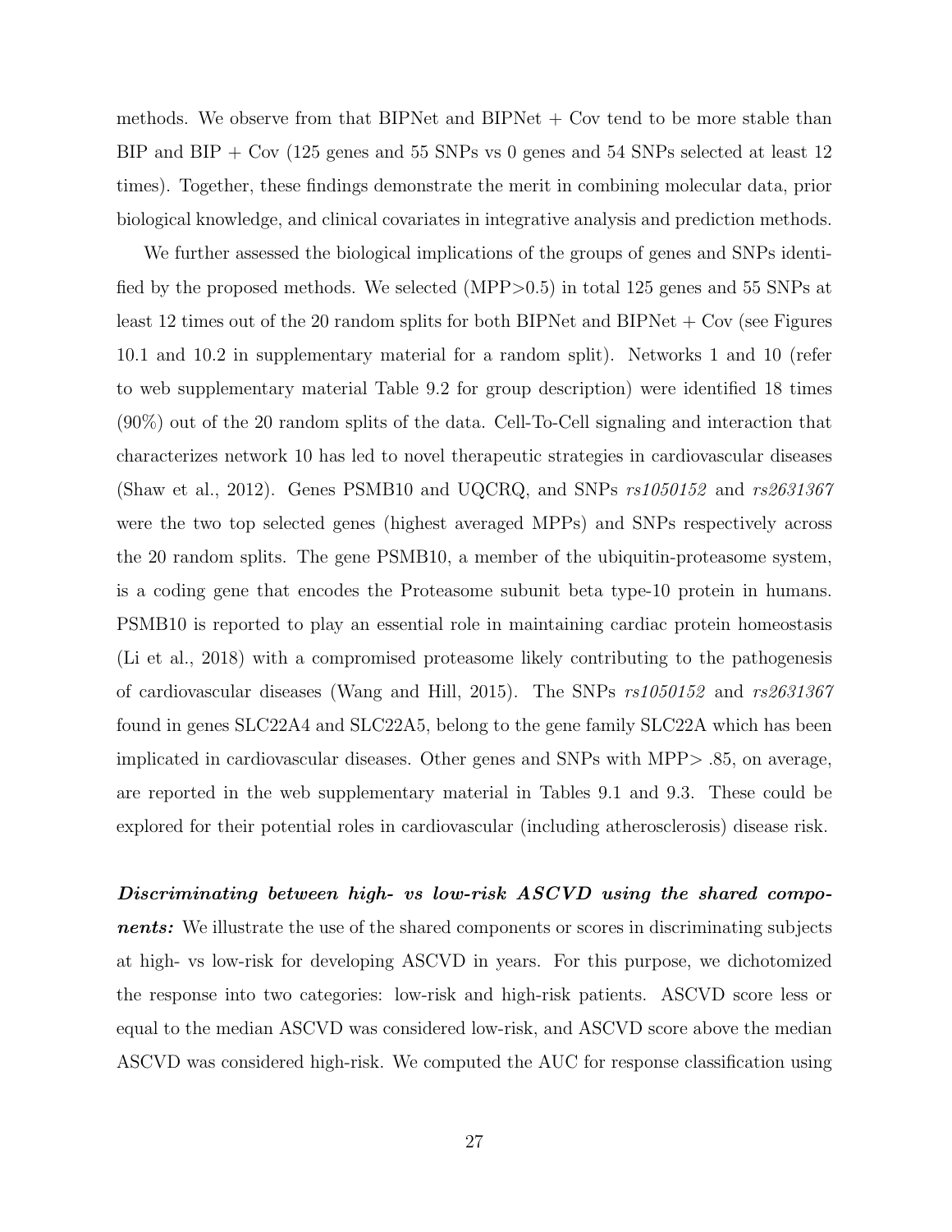methods. We observe from that BIPNet and BIPNet + Cov tend to be more stable than BIP and BIP + Cov (125 genes and 55 SNPs vs 0 genes and 54 SNPs selected at least 12 times). Together, these findings demonstrate the merit in combining molecular data, prior biological knowledge, and clinical covariates in integrative analysis and prediction methods.

We further assessed the biological implications of the groups of genes and SNPs identified by the proposed methods. We selected (MPP>0.5) in total 125 genes and 55 SNPs at least 12 times out of the 20 random splits for both BIPNet and BIPNet + Cov (see Figures 10.1 and 10.2 in supplementary material for a random split). Networks 1 and 10 (refer to web supplementary material Table 9.2 for group description) were identified 18 times (90%) out of the 20 random splits of the data. Cell-To-Cell signaling and interaction that characterizes network 10 has led to novel therapeutic strategies in cardiovascular diseases (Shaw et al., 2012). Genes PSMB10 and UQCRQ, and SNPs *rs1050152* and *rs2631367* were the two top selected genes (highest averaged MPPs) and SNPs respectively across the 20 random splits. The gene PSMB10, a member of the ubiquitin-proteasome system, is a coding gene that encodes the Proteasome subunit beta type-10 protein in humans. PSMB10 is reported to play an essential role in maintaining cardiac protein homeostasis (Li et al., 2018) with a compromised proteasome likely contributing to the pathogenesis of cardiovascular diseases (Wang and Hill, 2015). The SNPs *rs1050152* and *rs2631367* found in genes SLC22A4 and SLC22A5, belong to the gene family SLC22A which has been implicated in cardiovascular diseases. Other genes and SNPs with MPP> .85, on average, are reported in the web supplementary material in Tables 9.1 and 9.3. These could be explored for their potential roles in cardiovascular (including atherosclerosis) disease risk.

***Discriminating between high- vs low-risk ASCVD using the shared components:*** We illustrate the use of the shared components or scores in discriminating subjects at high- vs low-risk for developing ASCVD in years. For this purpose, we dichotomized the response into two categories: low-risk and high-risk patients. ASCVD score less or equal to the median ASCVD was considered low-risk, and ASCVD score above the median ASCVD was considered high-risk. We computed the AUC for response classification using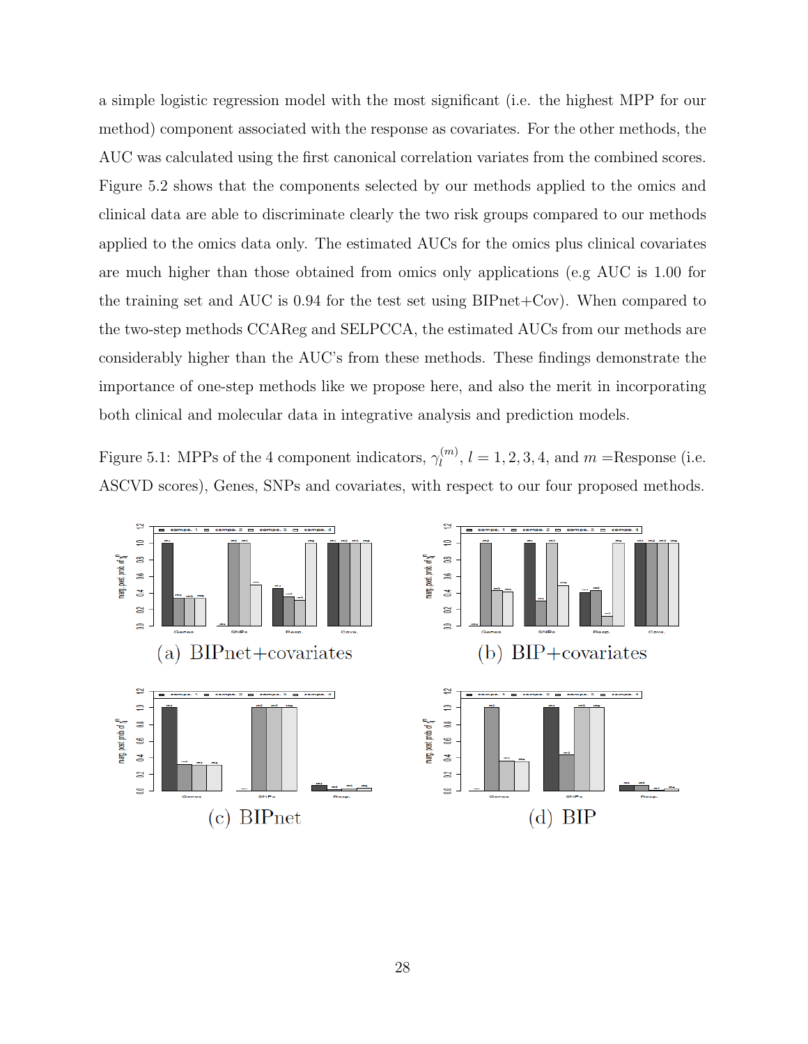a simple logistic regression model with the most significant (i.e. the highest MPP for our method) component associated with the response as covariates. For the other methods, the AUC was calculated using the first canonical correlation variates from the combined scores. Figure 5.2 shows that the components selected by our methods applied to the omics and clinical data are able to discriminate clearly the two risk groups compared to our methods applied to the omics data only. The estimated AUCs for the omics plus clinical covariates are much higher than those obtained from omics only applications (e.g AUC is 1.00 for the training set and AUC is 0.94 for the test set using BIPnet+Cov). When compared to the two-step methods CCAReg and SELPCCA, the estimated AUCs from our methods are considerably higher than the AUC's from these methods. These findings demonstrate the importance of one-step methods like we propose here, and also the merit in incorporating both clinical and molecular data in integrative analysis and prediction models.

Figure 5.1: MPPs of the 4 component indicators, $\gamma_l^{(m)}$, $l = 1, 2, 3, 4$, and $m =$Response (i.e. ASCVD scores), Genes, SNPs and covariates, with respect to our four proposed methods.

(a) BIPnet+covariates

(b) BIP+covariates

(c) BIPnet

(d) BIP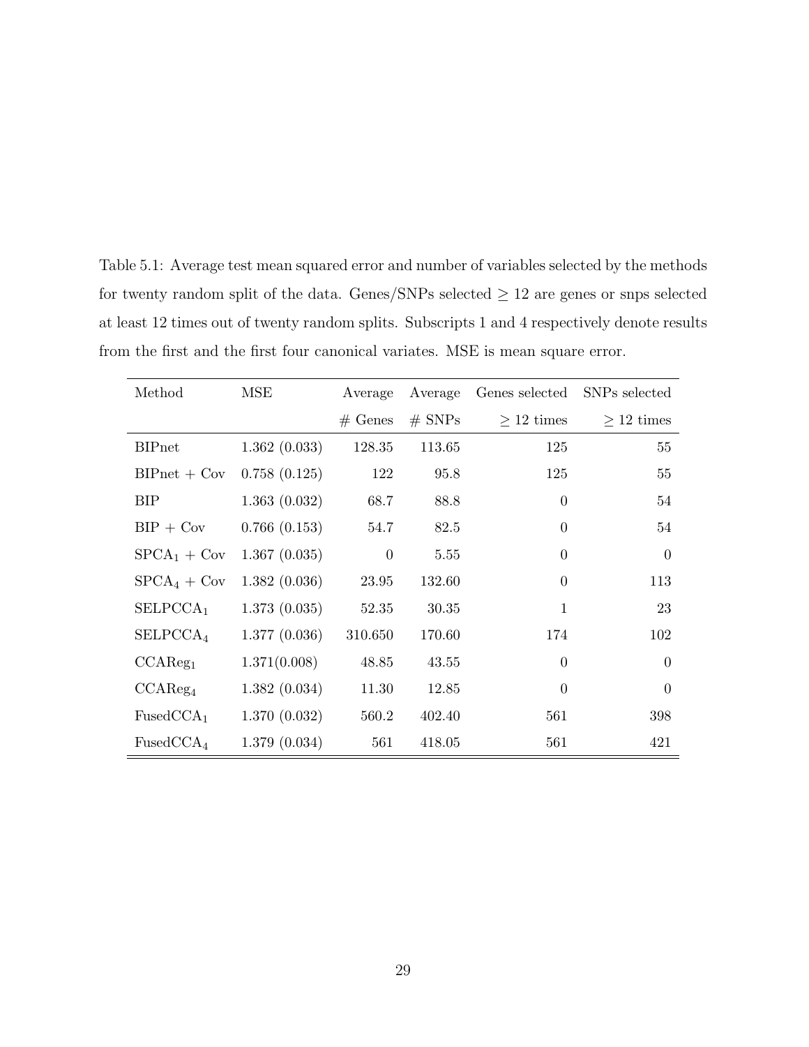Table 5.1: Average test mean squared error and number of variables selected by the methods for twenty random split of the data. Genes/SNPs selected $\geq 12$ are genes or snps selected at least 12 times out of twenty random splits. Subscripts 1 and 4 respectively denote results from the first and the first four canonical variates. MSE is mean square error.

| Method | MSE | Average # Genes | Average # SNPs | Genes selected $\geq 12$ times | SNPs selected $\geq 12$ times |
|---|---|---|---|---|---|
| BIPnet | 1.362 (0.033) | 128.35 | 113.65 | 125 | 55 |
| BIPnet + Cov | 0.758 (0.125) | 122 | 95.8 | 125 | 55 |
| BIP | 1.363 (0.032) | 68.7 | 88.8 | 0 | 54 |
| BIP + Cov | 0.766 (0.153) | 54.7 | 82.5 | 0 | 54 |
| $\text{SPCA}_1$ + Cov | 1.367 (0.035) | 0 | 5.55 | 0 | 0 |
| $\text{SPCA}_4$ + Cov | 1.382 (0.036) | 23.95 | 132.60 | 0 | 113 |
| $\text{SELPCCA}_1$ | 1.373 (0.035) | 52.35 | 30.35 | 1 | 23 |
| $\text{SELPCCA}_4$ | 1.377 (0.036) | 310.650 | 170.60 | 174 | 102 |
| $\text{CCAReg}_1$ | 1.371(0.008) | 48.85 | 43.55 | 0 | 0 |
| $\text{CCAReg}_4$ | 1.382 (0.034) | 11.30 | 12.85 | 0 | 0 |
| $\text{FusedCCA}_1$ | 1.370 (0.032) | 560.2 | 402.40 | 561 | 398 |
| $\text{FusedCCA}_4$ | 1.379 (0.034) | 561 | 418.05 | 561 | 421 |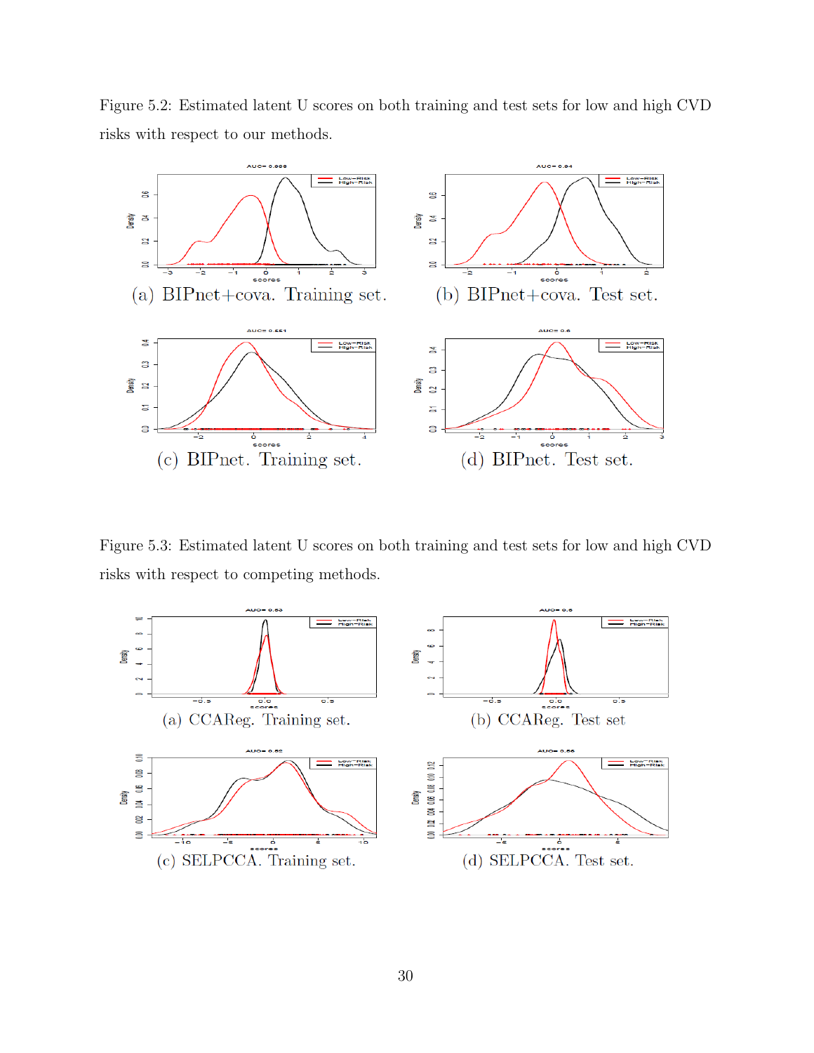Figure 5.2: Estimated latent U scores on both training and test sets for low and high CVD risks with respect to our methods.

(a) BIPnet+cova. Training set.

(b) BIPnet+cova. Test set.

(c) BIPnet. Training set.

(d) BIPnet. Test set.

Figure 5.3: Estimated latent U scores on both training and test sets for low and high CVD risks with respect to competing methods.

(a) CCAReg. Training set.

(b) CCAReg. Test set

(c) SELPCCA. Training set.

(d) SELPCCA. Test set.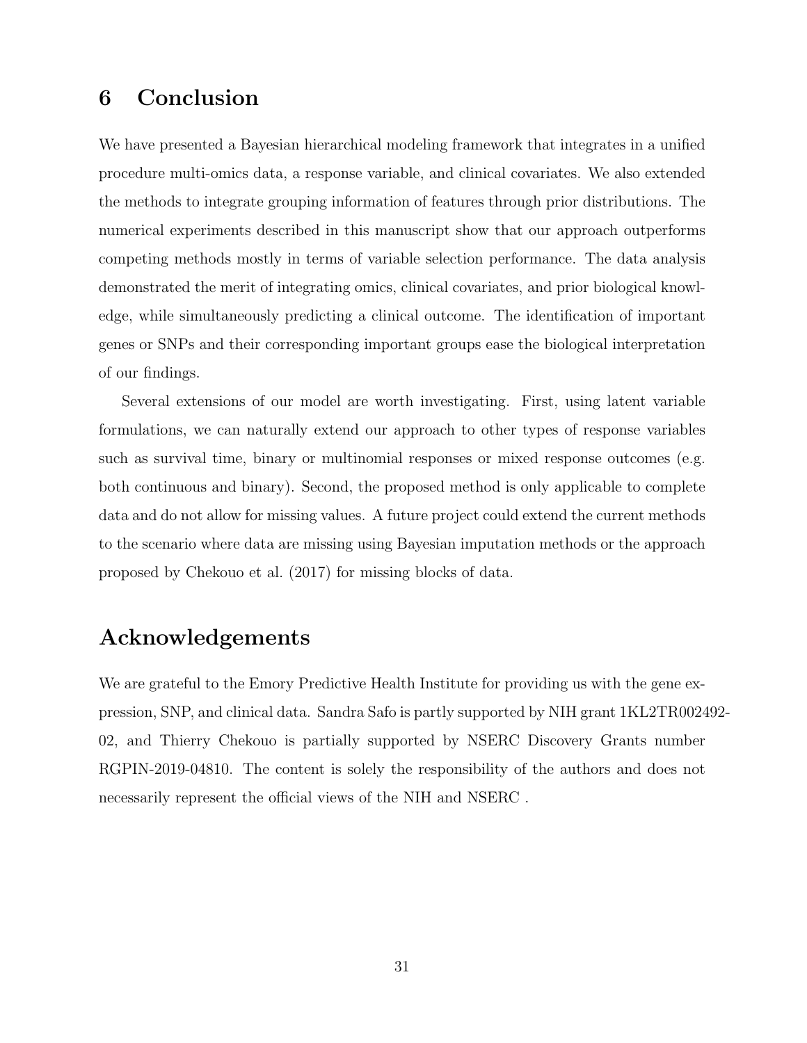## 6 Conclusion

We have presented a Bayesian hierarchical modeling framework that integrates in a unified procedure multi-omics data, a response variable, and clinical covariates. We also extended the methods to integrate grouping information of features through prior distributions. The numerical experiments described in this manuscript show that our approach outperforms competing methods mostly in terms of variable selection performance. The data analysis demonstrated the merit of integrating omics, clinical covariates, and prior biological knowledge, while simultaneously predicting a clinical outcome. The identification of important genes or SNPs and their corresponding important groups ease the biological interpretation of our findings.

Several extensions of our model are worth investigating. First, using latent variable formulations, we can naturally extend our approach to other types of response variables such as survival time, binary or multinomial responses or mixed response outcomes (e.g. both continuous and binary). Second, the proposed method is only applicable to complete data and do not allow for missing values. A future project could extend the current methods to the scenario where data are missing using Bayesian imputation methods or the approach proposed by Chekouo et al. (2017) for missing blocks of data.

## Acknowledgements

We are grateful to the Emory Predictive Health Institute for providing us with the gene expression, SNP, and clinical data. Sandra Safo is partly supported by NIH grant 1KL2TR002492-02, and Thierry Chekouo is partially supported by NSERC Discovery Grants number RGPIN-2019-04810. The content is solely the responsibility of the authors and does not necessarily represent the official views of the NIH and NSERC .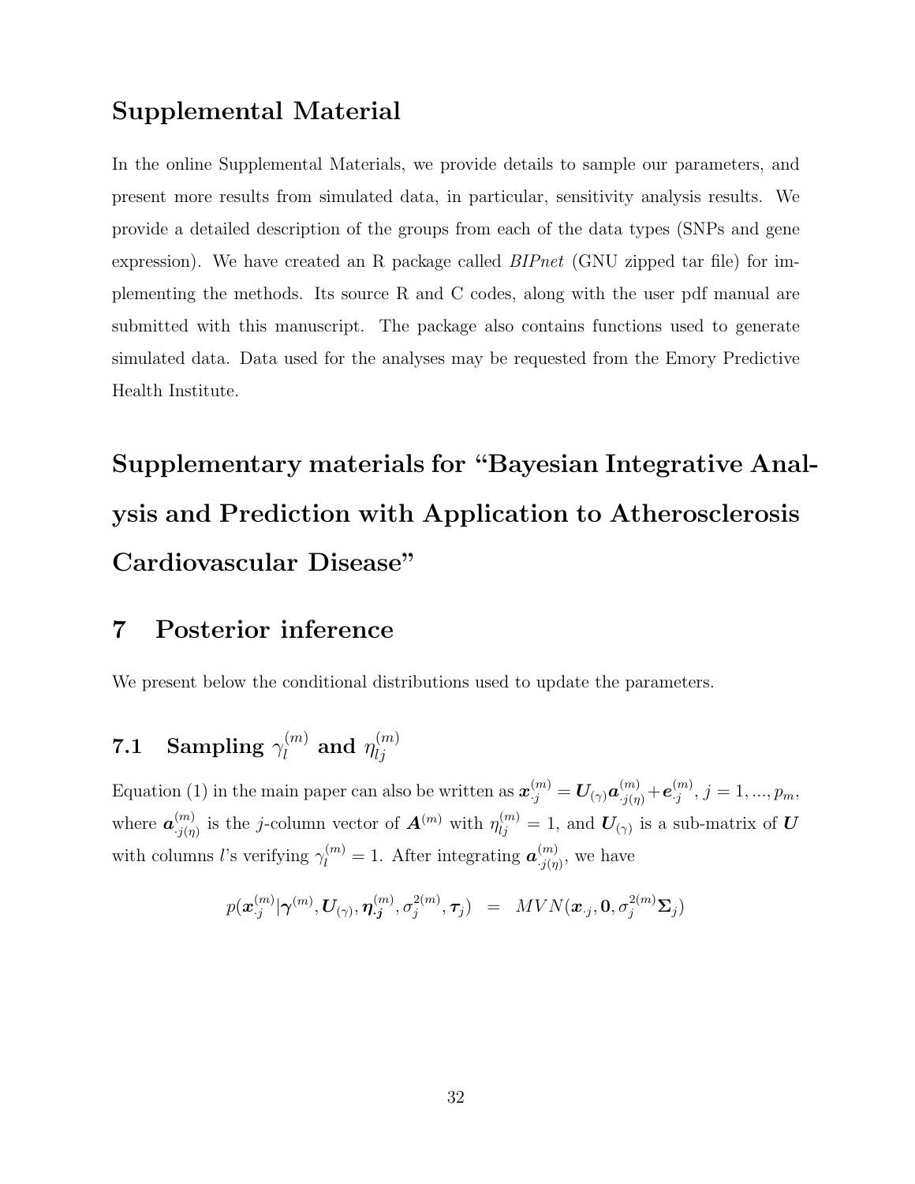## Supplemental Material

In the online Supplemental Materials, we provide details to sample our parameters, and present more results from simulated data, in particular, sensitivity analysis results. We provide a detailed description of the groups from each of the data types (SNPs and gene expression). We have created an R package called *BIPnet* (GNU zipped tar file) for implementing the methods. Its source R and C codes, along with the user pdf manual are submitted with this manuscript. The package also contains functions used to generate simulated data. Data used for the analyses may be requested from the Emory Predictive Health Institute.

# Supplementary materials for "Bayesian Integrative Analysis and Prediction with Application to Atherosclerosis Cardiovascular Disease"

## 7 Posterior inference

We present below the conditional distributions used to update the parameters.

### 7.1 Sampling $\gamma_l^{(m)}$ and $\eta_{lj}^{(m)}$

Equation (1) in the main paper can also be written as $\boldsymbol{x}_{\cdot j}^{(m)} = \boldsymbol{U}_{(\gamma)} \boldsymbol{a}_{\cdot j(\eta)}^{(m)} + \boldsymbol{e}_{\cdot j}^{(m)}$, $j = 1, ..., p_m$, where $\boldsymbol{a}_{\cdot j(\eta)}^{(m)}$ is the $j$-column vector of $\boldsymbol{A}^{(m)}$ with $\eta_{lj}^{(m)} = 1$, and $\boldsymbol{U}_{(\gamma)}$ is a sub-matrix of $\boldsymbol{U}$ with columns $l$'s verifying $\gamma_l^{(m)} = 1$. After integrating $\boldsymbol{a}_{\cdot j(\eta)}^{(m)}$, we have

$$p(\boldsymbol{x}_{\cdot j}^{(m)} | \boldsymbol{\gamma}^{(m)}, \boldsymbol{U}_{(\gamma)}, \boldsymbol{\eta}_{\cdot \boldsymbol{j}}^{(m)}, \sigma_j^{2(m)}, \boldsymbol{\tau}_j) \quad = \quad MVN(\boldsymbol{x}_{\cdot j}, \boldsymbol{0}, \sigma_j^{2(m)} \boldsymbol{\Sigma}_j)$$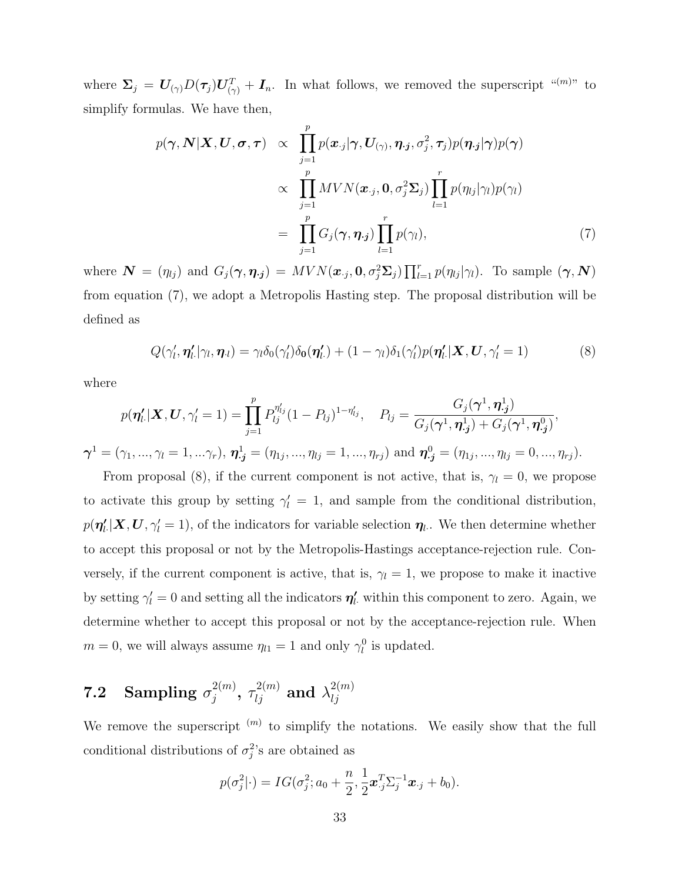where $\boldsymbol{\Sigma}_j = \boldsymbol{U}_{(\gamma)} D(\boldsymbol{\tau}_j) \boldsymbol{U}_{(\gamma)}^T + \boldsymbol{I}_n$. In what follows, we removed the superscript "$^{(m)}$" to simplify formulas. We have then,

$$
\begin{aligned}
p(\boldsymbol{\gamma}, \boldsymbol{N} | \boldsymbol{X}, \boldsymbol{U}, \boldsymbol{\sigma}, \boldsymbol{\tau}) &\propto \prod_{j=1}^{p} p(\boldsymbol{x}_{\cdot j} | \boldsymbol{\gamma}, \boldsymbol{U}_{(\gamma)}, \boldsymbol{\eta}_{\cdot \boldsymbol{j}}, \sigma_j^2, \boldsymbol{\tau}_j) p(\boldsymbol{\eta}_{\cdot \boldsymbol{j}} | \boldsymbol{\gamma}) p(\boldsymbol{\gamma}) \\
&\propto \prod_{j=1}^{p} MVN(\boldsymbol{x}_{\cdot j}, \boldsymbol{0}, \sigma_j^2 \boldsymbol{\Sigma}_j) \prod_{l=1}^{r} p(\eta_{lj} | \gamma_l) p(\gamma_l) \\
&= \prod_{j=1}^{p} G_j(\boldsymbol{\gamma}, \boldsymbol{\eta}_{\cdot \boldsymbol{j}}) \prod_{l=1}^{r} p(\gamma_l), \qquad (7)
\end{aligned}
$$

where $\boldsymbol{N} = (\eta_{lj})$ and $G_j(\boldsymbol{\gamma}, \boldsymbol{\eta}_{\cdot \boldsymbol{j}}) = MVN(\boldsymbol{x}_{\cdot j}, \boldsymbol{0}, \sigma_j^2 \boldsymbol{\Sigma}_j) \prod_{l=1}^{r} p(\eta_{lj} | \gamma_l)$. To sample $(\boldsymbol{\gamma}, \boldsymbol{N})$ from equation (7), we adopt a Metropolis Hasting step. The proposal distribution will be defined as

$$
Q(\gamma_l', \boldsymbol{\eta}_{l\cdot}' | \gamma_l, \boldsymbol{\eta}_{\cdot l}) = \gamma_l \delta_0(\gamma_l') \delta_{\boldsymbol{0}}(\boldsymbol{\eta}_{l\cdot}') + (1 - \gamma_l) \delta_1(\gamma_l') p(\boldsymbol{\eta}_{l\cdot}' | \boldsymbol{X}, \boldsymbol{U}, \gamma_l' = 1) \qquad (8)
$$

where

$$
p(\boldsymbol{\eta}_{l\cdot}' | \boldsymbol{X}, \boldsymbol{U}, \gamma_l' = 1) = \prod_{j=1}^{p} P_{lj}^{\eta_{lj}'} (1 - P_{lj})^{1 - \eta_{lj}'}, \quad P_{lj} = \frac{G_j(\boldsymbol{\gamma}^1, \boldsymbol{\eta}_{\cdot \boldsymbol{j}}^1)}{G_j(\boldsymbol{\gamma}^1, \boldsymbol{\eta}_{\cdot \boldsymbol{j}}^1) + G_j(\boldsymbol{\gamma}^1, \boldsymbol{\eta}_{\cdot \boldsymbol{j}}^0)},
$$

$\boldsymbol{\gamma}^1 = (\gamma_1, ..., \gamma_l = 1, ...\gamma_r)$, $\boldsymbol{\eta}_{\cdot \boldsymbol{j}}^1 = (\eta_{1j}, ..., \eta_{lj} = 1, ..., \eta_{rj})$ and $\boldsymbol{\eta}_{\cdot \boldsymbol{j}}^0 = (\eta_{1j}, ..., \eta_{lj} = 0, ..., \eta_{rj})$.

From proposal (8), if the current component is not active, that is, $\gamma_l = 0$, we propose to activate this group by setting $\gamma_l' = 1$, and sample from the conditional distribution, $p(\boldsymbol{\eta}_{l\cdot}' | \boldsymbol{X}, \boldsymbol{U}, \gamma_l' = 1)$, of the indicators for variable selection $\boldsymbol{\eta}_{l\cdot}$. We then determine whether to accept this proposal or not by the Metropolis-Hastings acceptance-rejection rule. Conversely, if the current component is active, that is, $\gamma_l = 1$, we propose to make it inactive by setting $\gamma_l' = 0$ and setting all the indicators $\boldsymbol{\eta}_{l\cdot}'$ within this component to zero. Again, we determine whether to accept this proposal or not by the acceptance-rejection rule. When $m = 0$, we will always assume $\eta_{l1} = 1$ and only $\gamma_l^0$ is updated.

## 7.2 Sampling $\sigma_j^{2(m)}$, $\tau_{lj}^{2(m)}$ and $\lambda_{lj}^{2(m)}$

We remove the superscript $^{(m)}$ to simplify the notations. We easily show that the full conditional distributions of $\sigma_j^2$'s are obtained as

$$
p(\sigma_j^2 | \cdot) = IG(\sigma_j^2; a_0 + \frac{n}{2}, \frac{1}{2} \boldsymbol{x}_{\cdot j}^T \Sigma_j^{-1} \boldsymbol{x}_{\cdot j} + b_0).
$$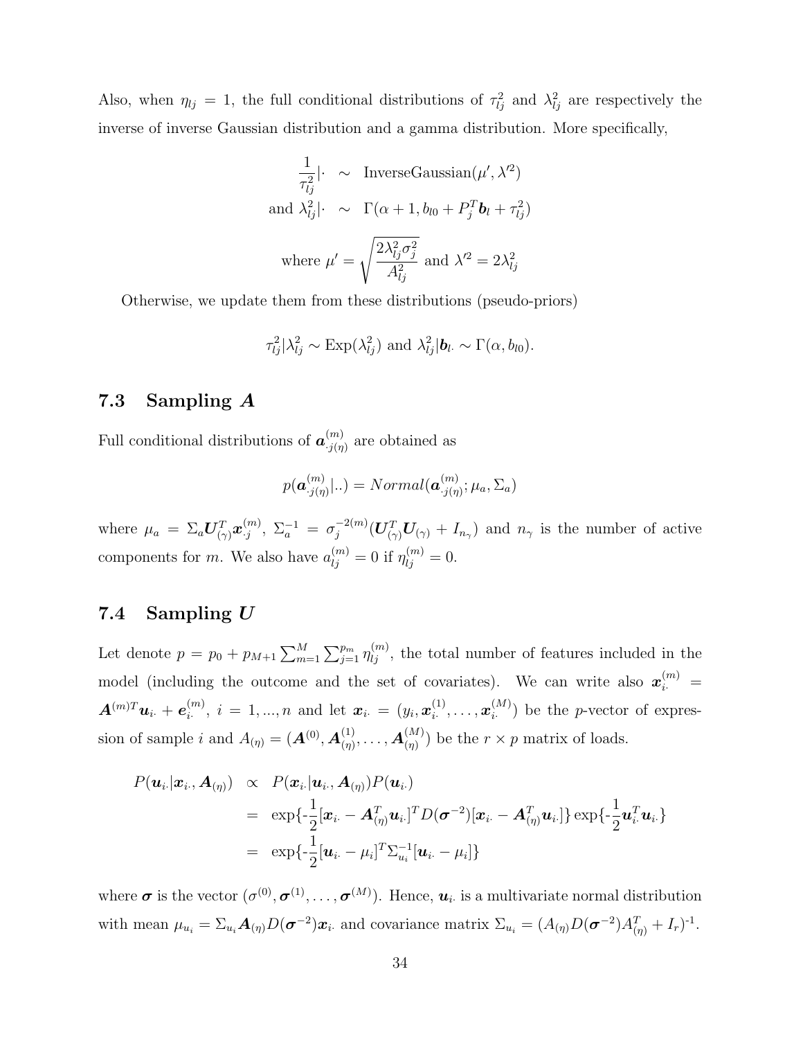Also, when $\eta_{lj} = 1$, the full conditional distributions of $\tau^2_{lj}$ and $\lambda^2_{lj}$ are respectively the inverse of inverse Gaussian distribution and a gamma distribution. More specifically,

$$
\begin{aligned}
\frac{1}{\tau^2_{lj}}|\cdot &\sim \text{InverseGaussian}(\mu', \lambda'^2) \\
\text{and } \lambda^2_{lj}|\cdot &\sim \Gamma(\alpha + 1, b_{l0} + P_j^T \boldsymbol{b}_l + \tau^2_{lj}) \\
\text{where } \mu' &= \sqrt{\frac{2\lambda^2_{lj}\sigma^2_j}{A^2_{lj}}} \text{ and } \lambda'^2 = 2\lambda^2_{lj}
\end{aligned}
$$

Otherwise, we update them from these distributions (pseudo-priors)

$$
\tau^2_{lj}|\lambda^2_{lj} \sim \text{Exp}(\lambda^2_{lj}) \text{ and } \lambda^2_{lj}|\boldsymbol{b}_{l\cdot} \sim \Gamma(\alpha, b_{l0}).
$$

## 7.3 Sampling $\boldsymbol{A}$

Full conditional distributions of $\boldsymbol{a}^{(m)}_{\cdot j(\eta)}$ are obtained as

$$
p(\boldsymbol{a}^{(m)}_{\cdot j(\eta)}|..) = Normal(\boldsymbol{a}^{(m)}_{\cdot j(\eta)}; \mu_a, \Sigma_a)
$$

where $\mu_a = \Sigma_a \boldsymbol{U}^T_{(\gamma)} \boldsymbol{x}^{(m)}_{\cdot j}$, $\Sigma_a^{-1} = \sigma_j^{-2(m)}(\boldsymbol{U}^T_{(\gamma)}\boldsymbol{U}_{(\gamma)} + I_{n_\gamma})$ and $n_\gamma$ is the number of active components for $m$. We also have $a^{(m)}_{lj} = 0$ if $\eta^{(m)}_{lj} = 0$.

## 7.4 Sampling $\boldsymbol{U}$

Let denote $p = p_0 + p_{M+1}\sum_{m=1}^{M}\sum_{j=1}^{p_m}\eta^{(m)}_{lj}$, the total number of features included in the model (including the outcome and the set of covariates). We can write also $\boldsymbol{x}^{(m)}_{i\cdot} = \boldsymbol{A}^{(m)T}\boldsymbol{u}_{i\cdot} + \boldsymbol{e}^{(m)}_{i\cdot}$, $i = 1, ..., n$ and let $\boldsymbol{x}_{i\cdot} = (y_i, \boldsymbol{x}^{(1)}_{i\cdot}, \ldots, \boldsymbol{x}^{(M)}_{i\cdot})$ be the $p$-vector of expression of sample $i$ and $A_{(\eta)} = (\boldsymbol{A}^{(0)}, \boldsymbol{A}^{(1)}_{(\eta)}, \ldots, \boldsymbol{A}^{(M)}_{(\eta)})$ be the $r \times p$ matrix of loads.

$$
\begin{aligned}
P(\boldsymbol{u}_{i\cdot}|\boldsymbol{x}_{i\cdot}, \boldsymbol{A}_{(\eta)}) &\propto P(\boldsymbol{x}_{i\cdot}|\boldsymbol{u}_{i\cdot}, \boldsymbol{A}_{(\eta)})P(\boldsymbol{u}_{i\cdot}) \\
&= \exp\{-\frac{1}{2}[\boldsymbol{x}_{i\cdot} - \boldsymbol{A}^T_{(\eta)}\boldsymbol{u}_{i\cdot}]^T D(\boldsymbol{\sigma}^{-2})[\boldsymbol{x}_{i\cdot} - \boldsymbol{A}^T_{(\eta)}\boldsymbol{u}_{i\cdot}]\}\exp\{-\frac{1}{2}\boldsymbol{u}^T_{i\cdot}\boldsymbol{u}_{i\cdot}\} \\
&= \exp\{-\frac{1}{2}[\boldsymbol{u}_{i\cdot} - \mu_i]^T\Sigma^{-1}_{u_i}[\boldsymbol{u}_{i\cdot} - \mu_i]\}
\end{aligned}
$$

where $\boldsymbol{\sigma}$ is the vector $(\sigma^{(0)}, \boldsymbol{\sigma}^{(1)}, \ldots, \boldsymbol{\sigma}^{(M)})$. Hence, $\boldsymbol{u}_{i\cdot}$ is a multivariate normal distribution with mean $\mu_{u_i} = \Sigma_{u_i}\boldsymbol{A}_{(\eta)}D(\boldsymbol{\sigma}^{-2})\boldsymbol{x}_{i\cdot}$ and covariance matrix $\Sigma_{u_i} = (A_{(\eta)}D(\boldsymbol{\sigma}^{-2})A^T_{(\eta)} + I_r)^{-1}$.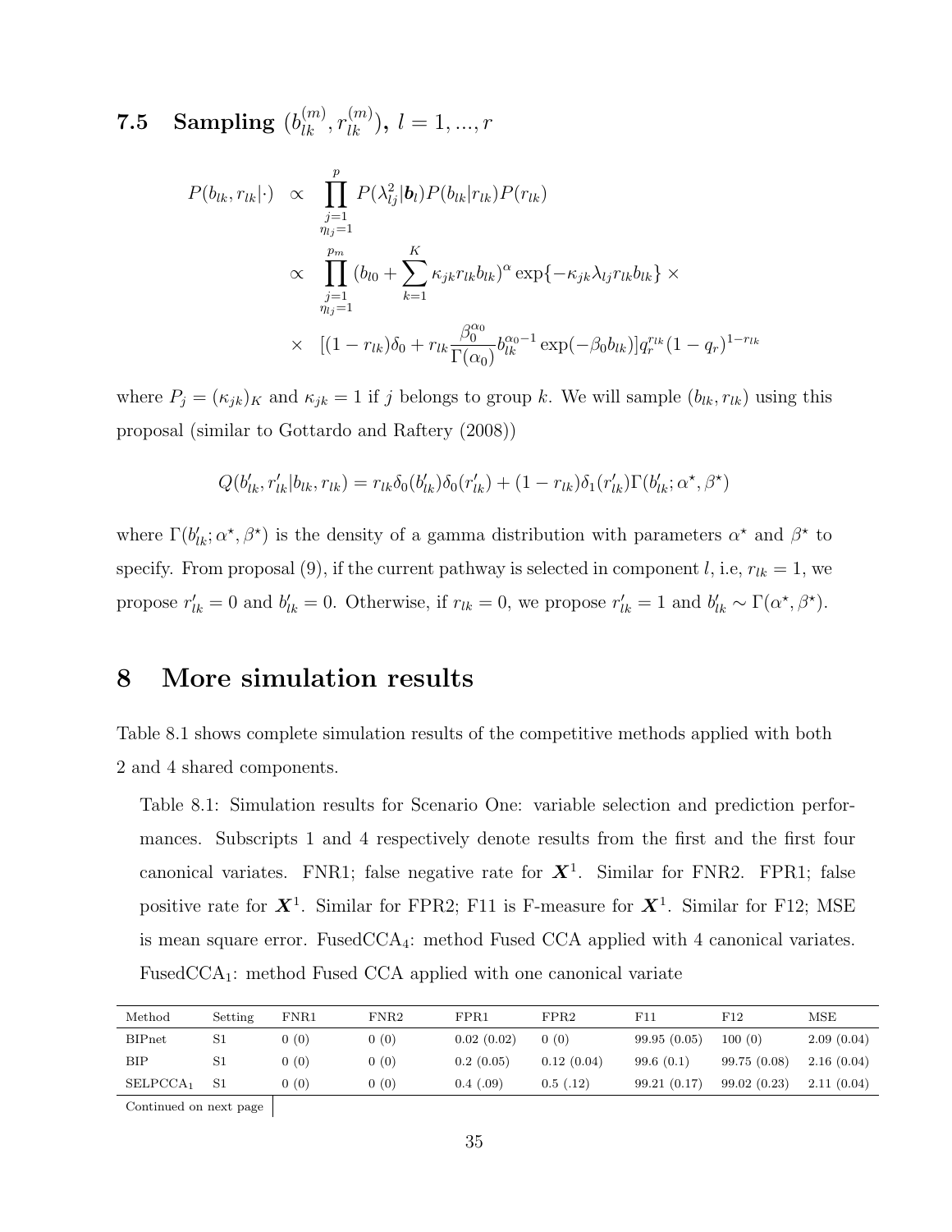### 7.5 Sampling $(b_{lk}^{(m)}, r_{lk}^{(m)})$, $l = 1, ..., r$

$$
\begin{aligned}
P(b_{lk}, r_{lk}|\cdot) &\propto \prod_{\substack{j=1 \\ \eta_{lj}=1}}^{p} P(\lambda_{lj}^2|\boldsymbol{b}_l) P(b_{lk}|r_{lk}) P(r_{lk}) \\
&\propto \prod_{\substack{j=1 \\ \eta_{lj}=1}}^{p_m} (b_{l0} + \sum_{k=1}^{K} \kappa_{jk} r_{lk} b_{lk})^{\alpha} \exp\{-\kappa_{jk}\lambda_{lj} r_{lk} b_{lk}\} \times \\
&\times \quad [(1-r_{lk})\delta_0 + r_{lk}\frac{\beta_0^{\alpha_0}}{\Gamma(\alpha_0)} b_{lk}^{\alpha_0 - 1}\exp(-\beta_0 b_{lk})] q_r^{r_{lk}} (1-q_r)^{1-r_{lk}}
\end{aligned}
$$

where $P_j = (\kappa_{jk})_K$ and $\kappa_{jk} = 1$ if $j$ belongs to group $k$. We will sample $(b_{lk}, r_{lk})$ using this proposal (similar to Gottardo and Raftery (2008))

$$
Q(b_{lk}', r_{lk}'|b_{lk}, r_{lk}) = r_{lk}\delta_0(b_{lk}')\delta_0(r_{lk}') + (1-r_{lk})\delta_1(r_{lk}')\Gamma(b_{lk}'; \alpha^{\star}, \beta^{\star})
$$

where $\Gamma(b_{lk}'; \alpha^{\star}, \beta^{\star})$ is the density of a gamma distribution with parameters $\alpha^{\star}$ and $\beta^{\star}$ to specify. From proposal (9), if the current pathway is selected in component $l$, i.e, $r_{lk} = 1$, we propose $r_{lk}' = 0$ and $b_{lk}' = 0$. Otherwise, if $r_{lk} = 0$, we propose $r_{lk}' = 1$ and $b_{lk}' \sim \Gamma(\alpha^{\star}, \beta^{\star})$.

## 8 More simulation results

Table 8.1 shows complete simulation results of the competitive methods applied with both 2 and 4 shared components.

Table 8.1: Simulation results for Scenario One: variable selection and prediction performances. Subscripts 1 and 4 respectively denote results from the first and the first four canonical variates. FNR1; false negative rate for $\boldsymbol{X}^1$. Similar for FNR2. FPR1; false positive rate for $\boldsymbol{X}^1$. Similar for FPR2; F11 is F-measure for $\boldsymbol{X}^1$. Similar for F12; MSE is mean square error. FusedCCA$_4$: method Fused CCA applied with 4 canonical variates. FusedCCA$_1$: method Fused CCA applied with one canonical variate

| Method | Setting | FNR1 | FNR2 | FPR1 | FPR2 | F11 | F12 | MSE |
|---|---|---|---|---|---|---|---|---|
| BIPnet | S1 | 0 (0) | 0 (0) | 0.02 (0.02) | 0 (0) | 99.95 (0.05) | 100 (0) | 2.09 (0.04) |
| BIP | S1 | 0 (0) | 0 (0) | 0.2 (0.05) | 0.12 (0.04) | 99.6 (0.1) | 99.75 (0.08) | 2.16 (0.04) |
| SELPCCA$_1$ | S1 | 0 (0) | 0 (0) | 0.4 (.09) | 0.5 (.12) | 99.21 (0.17) | 99.02 (0.23) | 2.11 (0.04) |

Continued on next page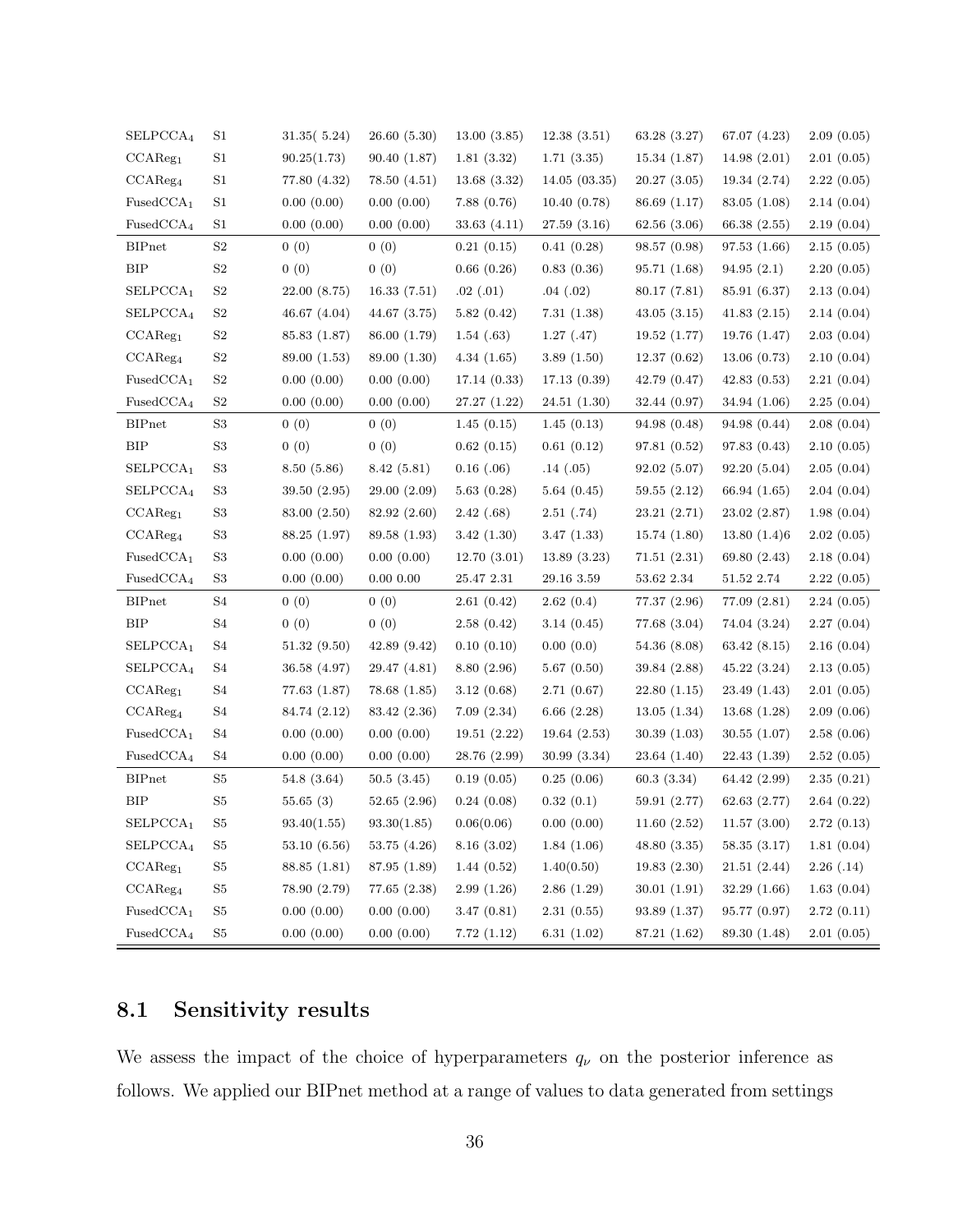|  |  |  |  |  |  |  |  |  |
|---|---|---|---|---|---|---|---|---|
| $\text{SELPCCA}_4$ | S1 | 31.35( 5.24) | 26.60 (5.30) | 13.00 (3.85) | 12.38 (3.51) | 63.28 (3.27) | 67.07 (4.23) | 2.09 (0.05) |
| $\text{CCAReg}_1$ | S1 | 90.25(1.73) | 90.40 (1.87) | 1.81 (3.32) | 1.71 (3.35) | 15.34 (1.87) | 14.98 (2.01) | 2.01 (0.05) |
| $\text{CCAReg}_4$ | S1 | 77.80 (4.32) | 78.50 (4.51) | 13.68 (3.32) | 14.05 (03.35) | 20.27 (3.05) | 19.34 (2.74) | 2.22 (0.05) |
| $\text{FusedCCA}_1$ | S1 | 0.00 (0.00) | 0.00 (0.00) | 7.88 (0.76) | 10.40 (0.78) | 86.69 (1.17) | 83.05 (1.08) | 2.14 (0.04) |
| $\text{FusedCCA}_4$ | S1 | 0.00 (0.00) | 0.00 (0.00) | 33.63 (4.11) | 27.59 (3.16) | 62.56 (3.06) | 66.38 (2.55) | 2.19 (0.04) |
| BIPnet | S2 | 0 (0) | 0 (0) | 0.21 (0.15) | 0.41 (0.28) | 98.57 (0.98) | 97.53 (1.66) | 2.15 (0.05) |
| BIP | S2 | 0 (0) | 0 (0) | 0.66 (0.26) | 0.83 (0.36) | 95.71 (1.68) | 94.95 (2.1) | 2.20 (0.05) |
| $\text{SELPCCA}_1$ | S2 | 22.00 (8.75) | 16.33 (7.51) | .02 (.01) | .04 (.02) | 80.17 (7.81) | 85.91 (6.37) | 2.13 (0.04) |
| $\text{SELPCCA}_4$ | S2 | 46.67 (4.04) | 44.67 (3.75) | 5.82 (0.42) | 7.31 (1.38) | 43.05 (3.15) | 41.83 (2.15) | 2.14 (0.04) |
| $\text{CCAReg}_1$ | S2 | 85.83 (1.87) | 86.00 (1.79) | 1.54 (.63) | 1.27 (.47) | 19.52 (1.77) | 19.76 (1.47) | 2.03 (0.04) |
| $\text{CCAReg}_4$ | S2 | 89.00 (1.53) | 89.00 (1.30) | 4.34 (1.65) | 3.89 (1.50) | 12.37 (0.62) | 13.06 (0.73) | 2.10 (0.04) |
| $\text{FusedCCA}_1$ | S2 | 0.00 (0.00) | 0.00 (0.00) | 17.14 (0.33) | 17.13 (0.39) | 42.79 (0.47) | 42.83 (0.53) | 2.21 (0.04) |
| $\text{FusedCCA}_4$ | S2 | 0.00 (0.00) | 0.00 (0.00) | 27.27 (1.22) | 24.51 (1.30) | 32.44 (0.97) | 34.94 (1.06) | 2.25 (0.04) |
| BIPnet | S3 | 0 (0) | 0 (0) | 1.45 (0.15) | 1.45 (0.13) | 94.98 (0.48) | 94.98 (0.44) | 2.08 (0.04) |
| BIP | S3 | 0 (0) | 0 (0) | 0.62 (0.15) | 0.61 (0.12) | 97.81 (0.52) | 97.83 (0.43) | 2.10 (0.05) |
| $\text{SELPCCA}_1$ | S3 | 8.50 (5.86) | 8.42 (5.81) | 0.16 (.06) | .14 (.05) | 92.02 (5.07) | 92.20 (5.04) | 2.05 (0.04) |
| $\text{SELPCCA}_4$ | S3 | 39.50 (2.95) | 29.00 (2.09) | 5.63 (0.28) | 5.64 (0.45) | 59.55 (2.12) | 66.94 (1.65) | 2.04 (0.04) |
| $\text{CCAReg}_1$ | S3 | 83.00 (2.50) | 82.92 (2.60) | 2.42 (.68) | 2.51 (.74) | 23.21 (2.71) | 23.02 (2.87) | 1.98 (0.04) |
| $\text{CCAReg}_4$ | S3 | 88.25 (1.97) | 89.58 (1.93) | 3.42 (1.30) | 3.47 (1.33) | 15.74 (1.80) | 13.80 (1.4)6 | 2.02 (0.05) |
| $\text{FusedCCA}_1$ | S3 | 0.00 (0.00) | 0.00 (0.00) | 12.70 (3.01) | 13.89 (3.23) | 71.51 (2.31) | 69.80 (2.43) | 2.18 (0.04) |
| $\text{FusedCCA}_4$ | S3 | 0.00 (0.00) | 0.00 0.00 | 25.47 2.31 | 29.16 3.59 | 53.62 2.34 | 51.52 2.74 | 2.22 (0.05) |
| BIPnet | S4 | 0 (0) | 0 (0) | 2.61 (0.42) | 2.62 (0.4) | 77.37 (2.96) | 77.09 (2.81) | 2.24 (0.05) |
| BIP | S4 | 0 (0) | 0 (0) | 2.58 (0.42) | 3.14 (0.45) | 77.68 (3.04) | 74.04 (3.24) | 2.27 (0.04) |
| $\text{SELPCCA}_1$ | S4 | 51.32 (9.50) | 42.89 (9.42) | 0.10 (0.10) | 0.00 (0.0) | 54.36 (8.08) | 63.42 (8.15) | 2.16 (0.04) |
| $\text{SELPCCA}_4$ | S4 | 36.58 (4.97) | 29.47 (4.81) | 8.80 (2.96) | 5.67 (0.50) | 39.84 (2.88) | 45.22 (3.24) | 2.13 (0.05) |
| $\text{CCAReg}_1$ | S4 | 77.63 (1.87) | 78.68 (1.85) | 3.12 (0.68) | 2.71 (0.67) | 22.80 (1.15) | 23.49 (1.43) | 2.01 (0.05) |
| $\text{CCAReg}_4$ | S4 | 84.74 (2.12) | 83.42 (2.36) | 7.09 (2.34) | 6.66 (2.28) | 13.05 (1.34) | 13.68 (1.28) | 2.09 (0.06) |
| $\text{FusedCCA}_1$ | S4 | 0.00 (0.00) | 0.00 (0.00) | 19.51 (2.22) | 19.64 (2.53) | 30.39 (1.03) | 30.55 (1.07) | 2.58 (0.06) |
| $\text{FusedCCA}_4$ | S4 | 0.00 (0.00) | 0.00 (0.00) | 28.76 (2.99) | 30.99 (3.34) | 23.64 (1.40) | 22.43 (1.39) | 2.52 (0.05) |
| BIPnet | S5 | 54.8 (3.64) | 50.5 (3.45) | 0.19 (0.05) | 0.25 (0.06) | 60.3 (3.34) | 64.42 (2.99) | 2.35 (0.21) |
| BIP | S5 | 55.65 (3) | 52.65 (2.96) | 0.24 (0.08) | 0.32 (0.1) | 59.91 (2.77) | 62.63 (2.77) | 2.64 (0.22) |
| $\text{SELPCCA}_1$ | S5 | 93.40(1.55) | 93.30(1.85) | 0.06(0.06) | 0.00 (0.00) | 11.60 (2.52) | 11.57 (3.00) | 2.72 (0.13) |
| $\text{SELPCCA}_4$ | S5 | 53.10 (6.56) | 53.75 (4.26) | 8.16 (3.02) | 1.84 (1.06) | 48.80 (3.35) | 58.35 (3.17) | 1.81 (0.04) |
| $\text{CCAReg}_1$ | S5 | 88.85 (1.81) | 87.95 (1.89) | 1.44 (0.52) | 1.40(0.50) | 19.83 (2.30) | 21.51 (2.44) | 2.26 (.14) |
| $\text{CCAReg}_4$ | S5 | 78.90 (2.79) | 77.65 (2.38) | 2.99 (1.26) | 2.86 (1.29) | 30.01 (1.91) | 32.29 (1.66) | 1.63 (0.04) |
| $\text{FusedCCA}_1$ | S5 | 0.00 (0.00) | 0.00 (0.00) | 3.47 (0.81) | 2.31 (0.55) | 93.89 (1.37) | 95.77 (0.97) | 2.72 (0.11) |
| $\text{FusedCCA}_4$ | S5 | 0.00 (0.00) | 0.00 (0.00) | 7.72 (1.12) | 6.31 (1.02) | 87.21 (1.62) | 89.30 (1.48) | 2.01 (0.05) |

## 8.1 Sensitivity results

We assess the impact of the choice of hyperparameters $q_\nu$ on the posterior inference as follows. We applied our BIPnet method at a range of values to data generated from settings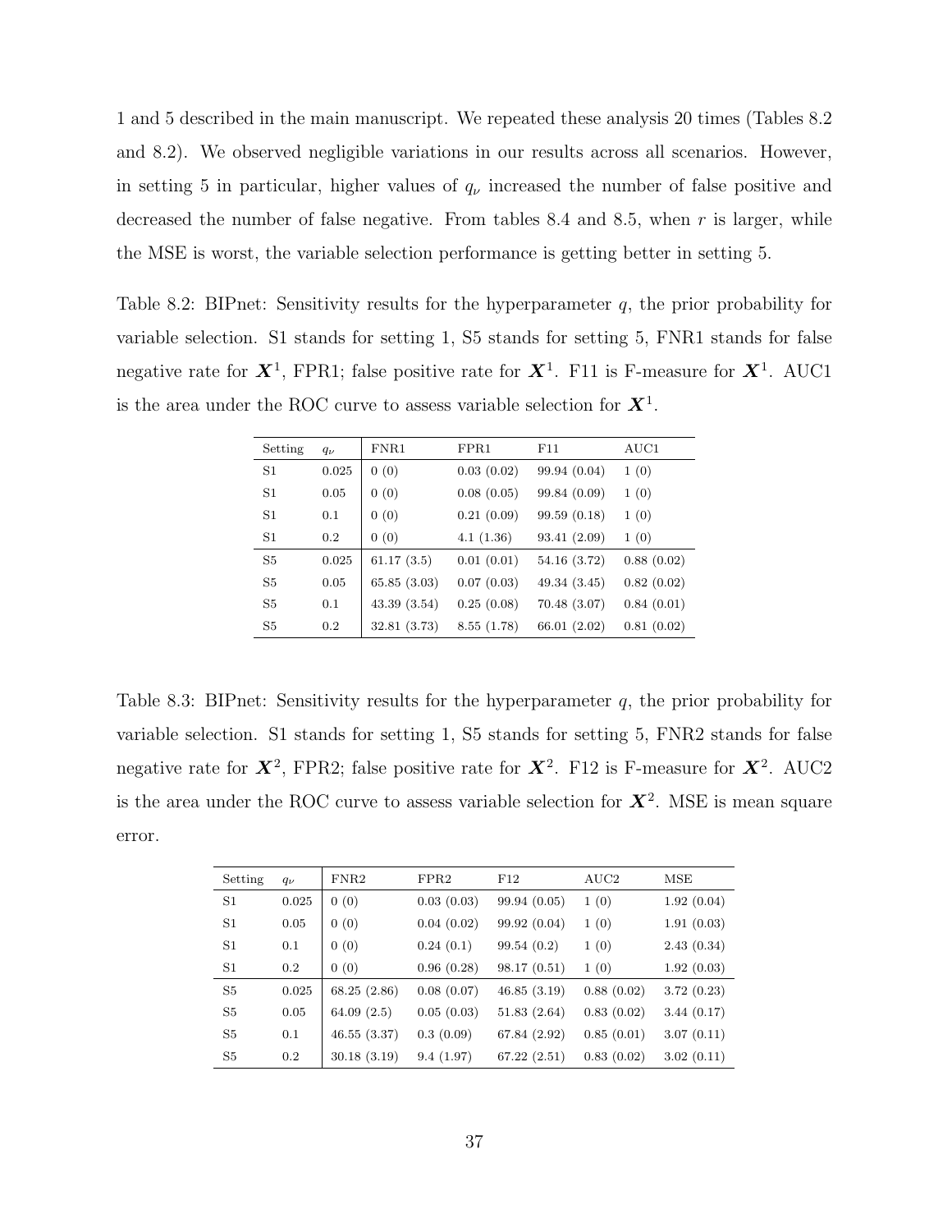1 and 5 described in the main manuscript. We repeated these analysis 20 times (Tables 8.2 and 8.2). We observed negligible variations in our results across all scenarios. However, in setting 5 in particular, higher values of $q_\nu$ increased the number of false positive and decreased the number of false negative. From tables 8.4 and 8.5, when $r$ is larger, while the MSE is worst, the variable selection performance is getting better in setting 5.

Table 8.2: BIPnet: Sensitivity results for the hyperparameter $q$, the prior probability for variable selection. S1 stands for setting 1, S5 stands for setting 5, FNR1 stands for false negative rate for $\boldsymbol{X}^1$, FPR1; false positive rate for $\boldsymbol{X}^1$. F11 is F-measure for $\boldsymbol{X}^1$. AUC1 is the area under the ROC curve to assess variable selection for $\boldsymbol{X}^1$.

| Setting | $q_\nu$ | FNR1 | FPR1 | F11 | AUC1 |
|---|---|---|---|---|---|
| S1 | 0.025 | 0 (0) | 0.03 (0.02) | 99.94 (0.04) | 1 (0) |
| S1 | 0.05 | 0 (0) | 0.08 (0.05) | 99.84 (0.09) | 1 (0) |
| S1 | 0.1 | 0 (0) | 0.21 (0.09) | 99.59 (0.18) | 1 (0) |
| S1 | 0.2 | 0 (0) | 4.1 (1.36) | 93.41 (2.09) | 1 (0) |
| S5 | 0.025 | 61.17 (3.5) | 0.01 (0.01) | 54.16 (3.72) | 0.88 (0.02) |
| S5 | 0.05 | 65.85 (3.03) | 0.07 (0.03) | 49.34 (3.45) | 0.82 (0.02) |
| S5 | 0.1 | 43.39 (3.54) | 0.25 (0.08) | 70.48 (3.07) | 0.84 (0.01) |
| S5 | 0.2 | 32.81 (3.73) | 8.55 (1.78) | 66.01 (2.02) | 0.81 (0.02) |

Table 8.3: BIPnet: Sensitivity results for the hyperparameter $q$, the prior probability for variable selection. S1 stands for setting 1, S5 stands for setting 5, FNR2 stands for false negative rate for $\boldsymbol{X}^2$, FPR2; false positive rate for $\boldsymbol{X}^2$. F12 is F-measure for $\boldsymbol{X}^2$. AUC2 is the area under the ROC curve to assess variable selection for $\boldsymbol{X}^2$. MSE is mean square error.

| Setting | $q_\nu$ | FNR2 | FPR2 | F12 | AUC2 | MSE |
|---|---|---|---|---|---|---|
| S1 | 0.025 | 0 (0) | 0.03 (0.03) | 99.94 (0.05) | 1 (0) | 1.92 (0.04) |
| S1 | 0.05 | 0 (0) | 0.04 (0.02) | 99.92 (0.04) | 1 (0) | 1.91 (0.03) |
| S1 | 0.1 | 0 (0) | 0.24 (0.1) | 99.54 (0.2) | 1 (0) | 2.43 (0.34) |
| S1 | 0.2 | 0 (0) | 0.96 (0.28) | 98.17 (0.51) | 1 (0) | 1.92 (0.03) |
| S5 | 0.025 | 68.25 (2.86) | 0.08 (0.07) | 46.85 (3.19) | 0.88 (0.02) | 3.72 (0.23) |
| S5 | 0.05 | 64.09 (2.5) | 0.05 (0.03) | 51.83 (2.64) | 0.83 (0.02) | 3.44 (0.17) |
| S5 | 0.1 | 46.55 (3.37) | 0.3 (0.09) | 67.84 (2.92) | 0.85 (0.01) | 3.07 (0.11) |
| S5 | 0.2 | 30.18 (3.19) | 9.4 (1.97) | 67.22 (2.51) | 0.83 (0.02) | 3.02 (0.11) |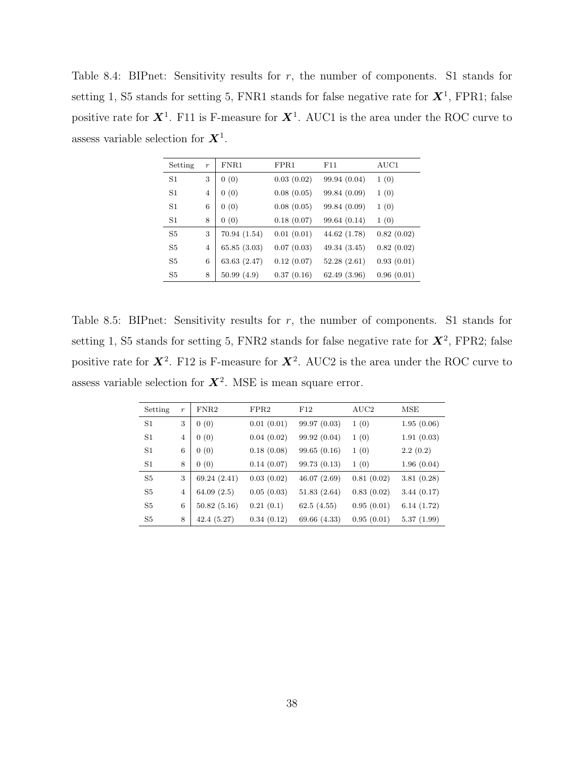Table 8.4: BIPnet: Sensitivity results for $r$, the number of components. S1 stands for setting 1, S5 stands for setting 5, FNR1 stands for false negative rate for $\boldsymbol{X}^1$, FPR1; false positive rate for $\boldsymbol{X}^1$. F11 is F-measure for $\boldsymbol{X}^1$. AUC1 is the area under the ROC curve to assess variable selection for $\boldsymbol{X}^1$.

| Setting | $r$ | FNR1 | FPR1 | F11 | AUC1 |
|---|---|---|---|---|---|
| S1 | 3 | 0 (0) | 0.03 (0.02) | 99.94 (0.04) | 1 (0) |
| S1 | 4 | 0 (0) | 0.08 (0.05) | 99.84 (0.09) | 1 (0) |
| S1 | 6 | 0 (0) | 0.08 (0.05) | 99.84 (0.09) | 1 (0) |
| S1 | 8 | 0 (0) | 0.18 (0.07) | 99.64 (0.14) | 1 (0) |
| S5 | 3 | 70.94 (1.54) | 0.01 (0.01) | 44.62 (1.78) | 0.82 (0.02) |
| S5 | 4 | 65.85 (3.03) | 0.07 (0.03) | 49.34 (3.45) | 0.82 (0.02) |
| S5 | 6 | 63.63 (2.47) | 0.12 (0.07) | 52.28 (2.61) | 0.93 (0.01) |
| S5 | 8 | 50.99 (4.9) | 0.37 (0.16) | 62.49 (3.96) | 0.96 (0.01) |

Table 8.5: BIPnet: Sensitivity results for $r$, the number of components. S1 stands for setting 1, S5 stands for setting 5, FNR2 stands for false negative rate for $\boldsymbol{X}^2$, FPR2; false positive rate for $\boldsymbol{X}^2$. F12 is F-measure for $\boldsymbol{X}^2$. AUC2 is the area under the ROC curve to assess variable selection for $\boldsymbol{X}^2$. MSE is mean square error.

| Setting | $r$ | FNR2 | FPR2 | F12 | AUC2 | MSE |
|---|---|---|---|---|---|---|
| S1 | 3 | 0 (0) | 0.01 (0.01) | 99.97 (0.03) | 1 (0) | 1.95 (0.06) |
| S1 | 4 | 0 (0) | 0.04 (0.02) | 99.92 (0.04) | 1 (0) | 1.91 (0.03) |
| S1 | 6 | 0 (0) | 0.18 (0.08) | 99.65 (0.16) | 1 (0) | 2.2 (0.2) |
| S1 | 8 | 0 (0) | 0.14 (0.07) | 99.73 (0.13) | 1 (0) | 1.96 (0.04) |
| S5 | 3 | 69.24 (2.41) | 0.03 (0.02) | 46.07 (2.69) | 0.81 (0.02) | 3.81 (0.28) |
| S5 | 4 | 64.09 (2.5) | 0.05 (0.03) | 51.83 (2.64) | 0.83 (0.02) | 3.44 (0.17) |
| S5 | 6 | 50.82 (5.16) | 0.21 (0.1) | 62.5 (4.55) | 0.95 (0.01) | 6.14 (1.72) |
| S5 | 8 | 42.4 (5.27) | 0.34 (0.12) | 69.66 (4.33) | 0.95 (0.01) | 5.37 (1.99) |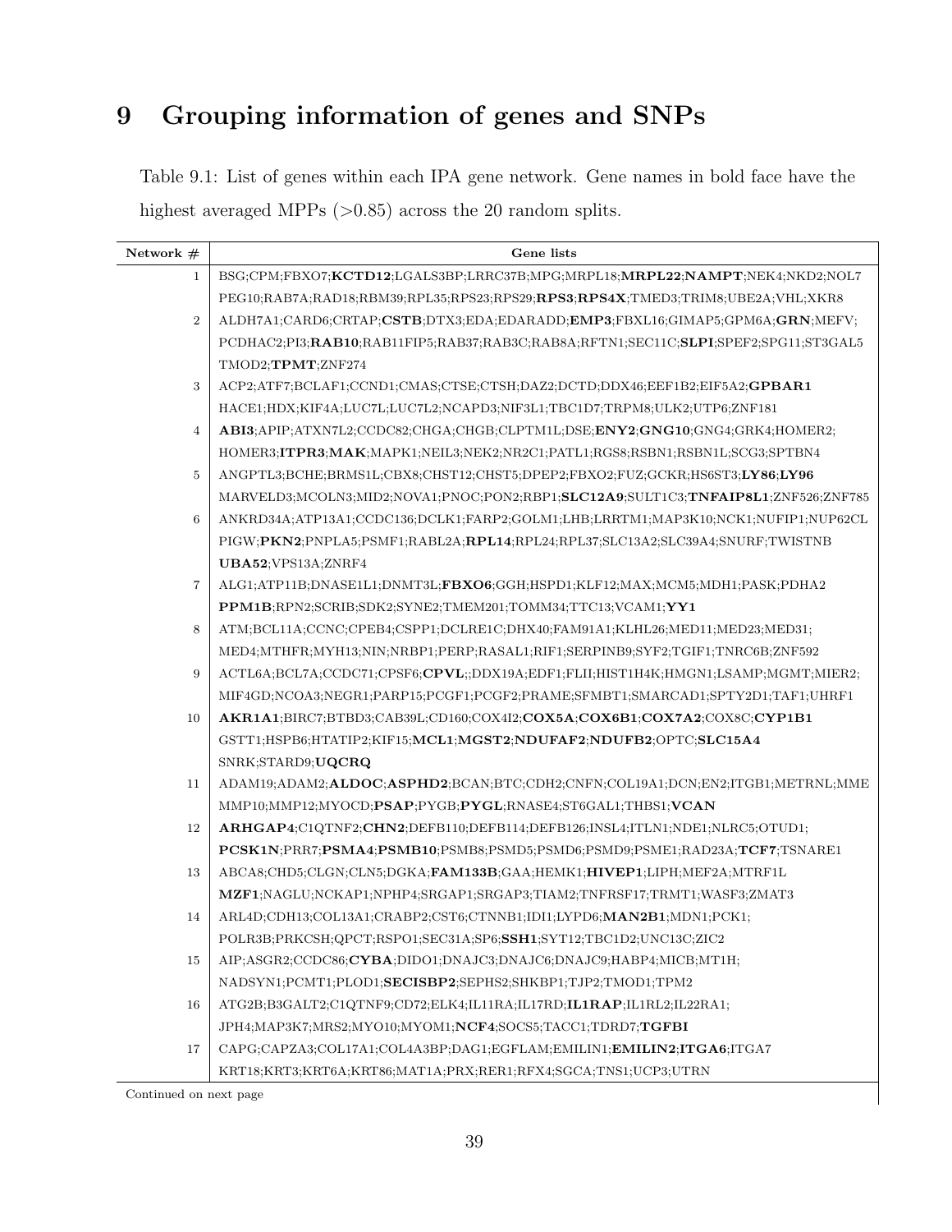# 9 Grouping information of genes and SNPs

Table 9.1: List of genes within each IPA gene network. Gene names in bold face have the highest averaged MPPs (>0.85) across the 20 random splits.

| Network # | Gene lists |
|---|---|
| 1 | BSG;CPM;FBXO7;**KCTD12**;LGALS3BP;LRRC37B;MPG;MRPL18;**MRPL22**;**NAMPT**;NEK4;NKD2;NOL7 PEG10;RAB7A;RAD18;RBM39;RPL35;RPS23;RPS29;**RPS3**;**RPS4X**;TMED3;TRIM8;UBE2A;VHL;XKR8 |
| 2 | ALDH7A1;CARD6;CRTAP;**CSTB**;DTX3;EDA;EDARADD;**EMP3**;FBXL16;GIMAP5;GPM6A;**GRN**;MEFV; PCDHAC2;PI3;**RAB10**;RAB11FIP5;RAB37;RAB3C;RAB8A;RFTN1;SEC11C;**SLPI**;SPEF2;SPG11;ST3GAL5 TMOD2;**TPMT**;ZNF274 |
| 3 | ACP2;ATF7;BCLAF1;CCND1;CMAS;CTSE;CTSH;DAZ2;DCTD;DDX46;EEF1B2;EIF5A2;**GPBAR1** HACE1;HDX;KIF4A;LUC7L;LUC7L2;NCAPD3;NIF3L1;TBC1D7;TRPM8;ULK2;UTP6;ZNF181 |
| 4 | **ABI3**;APIP;ATXN7L2;CCDC82;CHGA;CHGB;CLPTM1L;DSE;**ENY2**;**GNG10**;GNG4;GRK4;HOMER2; HOMER3;**ITPR3**;**MAK**;MAPK1;NEIL3;NEK2;NR2C1;PATL1;RGS8;RSBN1;RSBN1L;SCG3;SPTBN4 |
| 5 | ANGPTL3;BCHE;BRMS1L;CBX8;CHST12;CHST5;DPEP2;FBXO2;FUZ;GCKR;HS6ST3;**LY86**;**LY96** MARVELD3;MCOLN3;MID2;NOVA1;PNOC;PON2;RBP1;**SLC12A9**;SULT1C3;**TNFAIP8L1**;ZNF526;ZNF785 |
| 6 | ANKRD34A;ATP13A1;CCDC136;DCLK1;FARP2;GOLM1;LHB;LRRTM1;MAP3K10;NCK1;NUFIP1;NUP62CL PIGW;**PKN2**;PNPLA5;PSMF1;RABL2A;**RPL14**;RPL24;RPL37;SLC13A2;SLC39A4;SNURF;TWISTNB **UBA52**;VPS13A;ZNRF4 |
| 7 | ALG1;ATP11B;DNASE1L1;DNMT3L;**FBXO6**;GGH;HSPD1;KLF12;MAX;MCM5;MDH1;PASK;PDHA2 **PPM1B**;RPN2;SCRIB;SDK2;SYNE2;TMEM201;TOMM34;TTC13;VCAM1;**YY1** |
| 8 | ATM;BCL11A;CCNC;CPEB4;CSPP1;DCLRE1C;DHX40;FAM91A1;KLHL26;MED11;MED23;MED31; MED4;MTHFR;MYH13;NIN;NRBP1;PERP;RASAL1;RIF1;SERPINB9;SYF2;TGIF1;TNRC6B;ZNF592 |
| 9 | ACTL6A;BCL7A;CCDC71;CPSF6;**CPVL**;;DDX19A;EDF1;FLII;HIST1H4K;HMGN1;LSAMP;MGMT;MIER2; MIF4GD;NCOA3;NEGR1;PARP15;PCGF1;PCGF2;PRAME;SFMBT1;SMARCAD1;SPTY2D1;TAF1;UHRF1 |
| 10 | **AKR1A1**;BIRC7;BTBD3;CAB39L;CD160;COX4I2;**COX5A**;**COX6B1**;**COX7A2**;COX8C;**CYP1B1** GSTT1;HSPB6;HTATIP2;KIF15;**MCL1**;**MGST2**;**NDUFAF2**;**NDUFB2**;OPTC;**SLC15A4** SNRK;STARD9;**UQCRQ** |
| 11 | ADAM19;ADAM2;**ALDOC**;**ASPHD2**;BCAN;BTC;CDH2;CNFN;COL19A1;DCN;EN2;ITGB1;METRNL;MME MMP10;MMP12;MYOCD;**PSAP**;PYGB;**PYGL**;RNASE4;ST6GAL1;THBS1;**VCAN** |
| 12 | **ARHGAP4**;C1QTNF2;**CHN2**;DEFB110;DEFB114;DEFB126;INSL4;ITLN1;NDE1;NLRC5;OTUD1; **PCSK1N**;PRR7;**PSMA4**;**PSMB10**;PSMB8;PSMD5;PSMD6;PSMD9;PSME1;RAD23A;**TCF7**;TSNARE1 |
| 13 | ABCA8;CHD5;CLGN;CLN5;DGKA;**FAM133B**;GAA;HEMK1;**HIVEP1**;LIPH;MEF2A;MTRF1L **MZF1**;NAGLU;NCKAP1;NPHP4;SRGAP1;SRGAP3;TIAM2;TNFRSF17;TRMT1;WASF3;ZMAT3 |
| 14 | ARL4D;CDH13;COL13A1;CRABP2;CST6;CTNNB1;IDI1;LYPD6;**MAN2B1**;MDN1;PCK1; POLR3B;PRKCSH;QPCT;RSPO1;SEC31A;SP6;**SSH1**;SYT12;TBC1D2;UNC13C;ZIC2 |
| 15 | AIP;ASGR2;CCDC86;**CYBA**;DIDO1;DNAJC3;DNAJC6;DNAJC9;HABP4;MICB;MT1H; NADSYN1;PCMT1;PLOD1;**SECISBP2**;SEPHS2;SHKBP1;TJP2;TMOD1;TPM2 |
| 16 | ATG2B;B3GALT2;C1QTNF9;CD72;ELK4;IL11RA;IL17RD;**IL1RAP**;IL1RL2;IL22RA1; JPH4;MAP3K7;MRS2;MYO10;MYOM1;**NCF4**;SOCS5;TACC1;TDRD7;**TGFBI** |
| 17 | CAPG;CAPZA3;COL17A1;COL4A3BP;DAG1;EGFLAM;EMILIN1;**EMILIN2**;**ITGA6**;ITGA7 KRT18;KRT3;KRT6A;KRT86;MAT1A;PRX;RER1;RFX4;SGCA;TNS1;UCP3;UTRN |

Continued on next page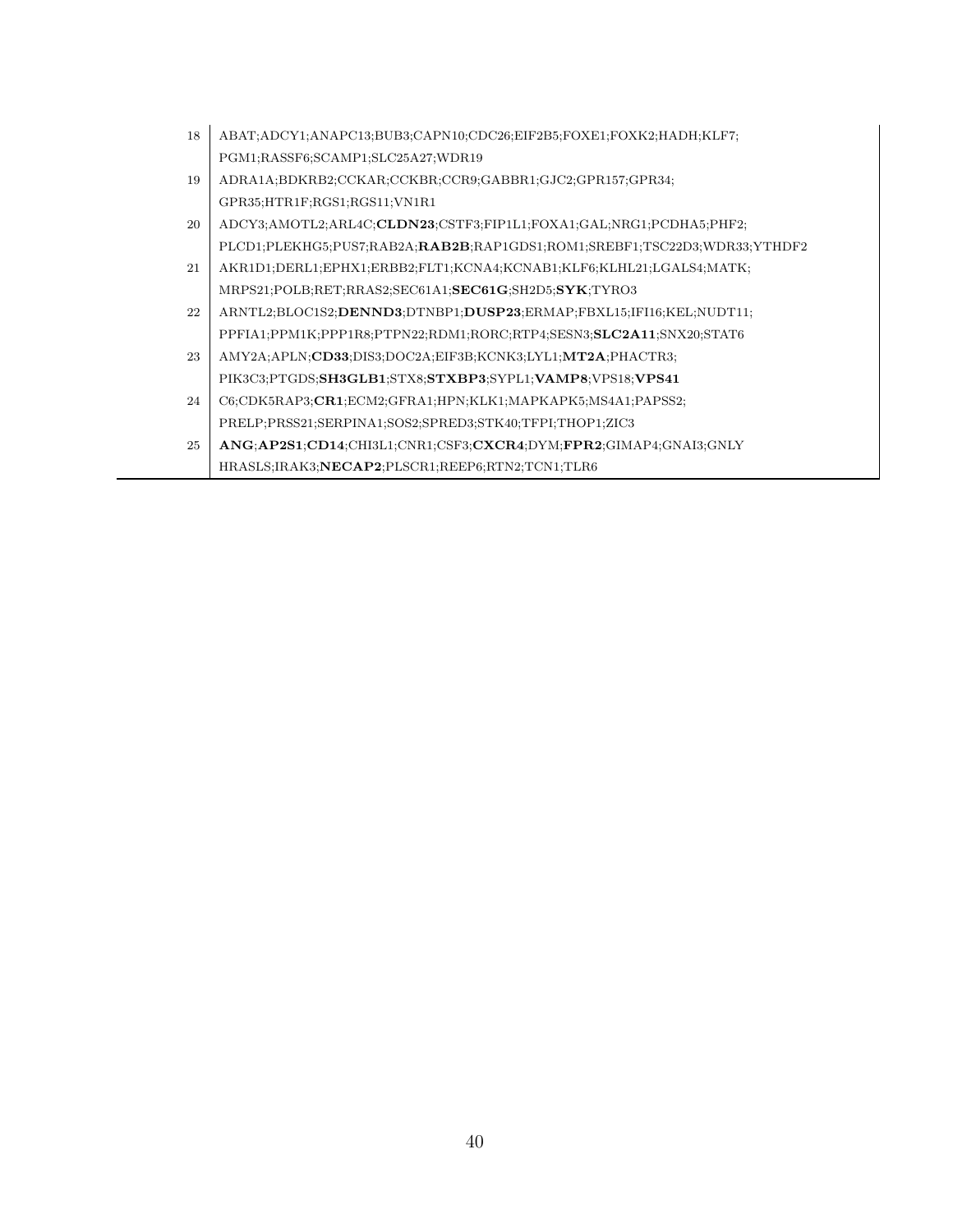| | |
|---|---|
| 18 | ABAT;ADCY1;ANAPC13;BUB3;CAPN10;CDC26;EIF2B5;FOXE1;FOXK2;HADH;KLF7; PGM1;RASSF6;SCAMP1;SLC25A27;WDR19 |
| 19 | ADRA1A;BDKRB2;CCKAR;CCKBR;CCR9;GABBR1;GJC2;GPR157;GPR34; GPR35;HTR1F;RGS1;RGS11;VN1R1 |
| 20 | ADCY3;AMOTL2;ARL4C;**CLDN23**;CSTF3;FIP1L1;FOXA1;GAL;NRG1;PCDHA5;PHF2; PLCD1;PLEKHG5;PUS7;RAB2A;**RAB2B**;RAP1GDS1;ROM1;SREBF1;TSC22D3;WDR33;YTHDF2 |
| 21 | AKR1D1;DERL1;EPHX1;ERBB2;FLT1;KCNA4;KCNAB1;KLF6;KLHL21;LGALS4;MATK; MRPS21;POLB;RET;RRAS2;SEC61A1;**SEC61G**;SH2D5;**SYK**;TYRO3 |
| 22 | ARNTL2;BLOC1S2;**DENND3**;DTNBP1;**DUSP23**;ERMAP;FBXL15;IFI16;KEL;NUDT11; PPFIA1;PPM1K;PPP1R8;PTPN22;RDM1;RORC;RTP4;SESN3;**SLC2A11**;SNX20;STAT6 |
| 23 | AMY2A;APLN;**CD33**;DIS3;DOC2A;EIF3B;KCNK3;LYL1;**MT2A**;PHACTR3; PIK3C3;PTGDS;**SH3GLB1**;STX8;**STXBP3**;SYPL1;**VAMP8**;VPS18;**VPS41** |
| 24 | C6;CDK5RAP3;**CR1**;ECM2;GFRA1;HPN;KLK1;MAPKAPK5;MS4A1;PAPSS2; PRELP;PRSS21;SERPINA1;SOS2;SPRED3;STK40;TFPI;THOP1;ZIC3 |
| 25 | **ANG**;**AP2S1**;**CD14**;CHI3L1;CNR1;CSF3;**CXCR4**;DYM;**FPR2**;GIMAP4;GNAI3;GNLY HRASLS;IRAK3;**NECAP2**;PLSCR1;REEP6;RTN2;TCN1;TLR6 |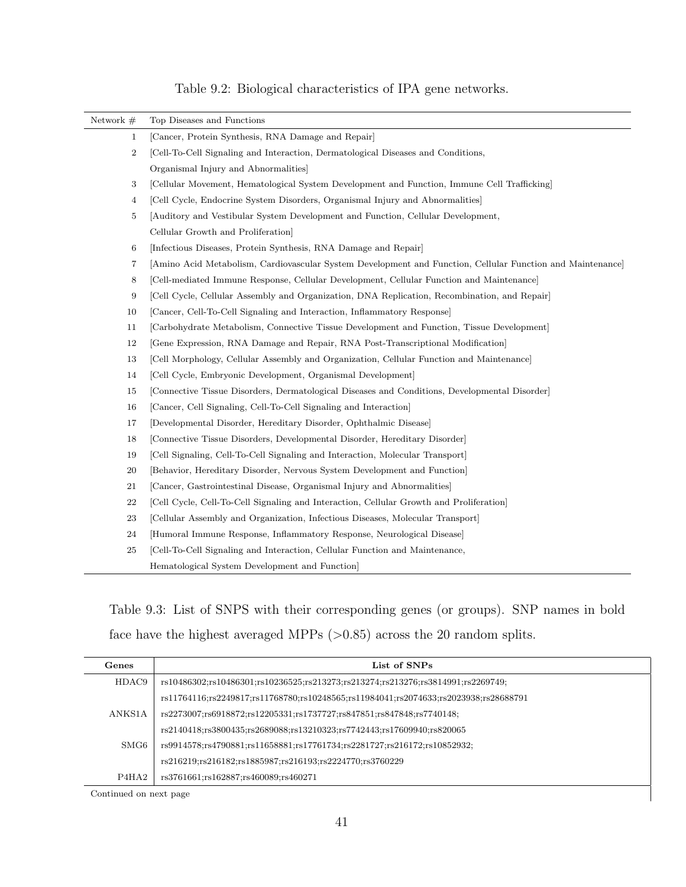Table 9.2: Biological characteristics of IPA gene networks.

| Network # | Top Diseases and Functions |
|---|---|
| 1 | [Cancer, Protein Synthesis, RNA Damage and Repair] |
| 2 | [Cell-To-Cell Signaling and Interaction, Dermatological Diseases and Conditions, Organismal Injury and Abnormalities] |
| 3 | [Cellular Movement, Hematological System Development and Function, Immune Cell Trafficking] |
| 4 | [Cell Cycle, Endocrine System Disorders, Organismal Injury and Abnormalities] |
| 5 | [Auditory and Vestibular System Development and Function, Cellular Development, Cellular Growth and Proliferation] |
| 6 | [Infectious Diseases, Protein Synthesis, RNA Damage and Repair] |
| 7 | [Amino Acid Metabolism, Cardiovascular System Development and Function, Cellular Function and Maintenance] |
| 8 | [Cell-mediated Immune Response, Cellular Development, Cellular Function and Maintenance] |
| 9 | [Cell Cycle, Cellular Assembly and Organization, DNA Replication, Recombination, and Repair] |
| 10 | [Cancer, Cell-To-Cell Signaling and Interaction, Inflammatory Response] |
| 11 | [Carbohydrate Metabolism, Connective Tissue Development and Function, Tissue Development] |
| 12 | [Gene Expression, RNA Damage and Repair, RNA Post-Transcriptional Modification] |
| 13 | [Cell Morphology, Cellular Assembly and Organization, Cellular Function and Maintenance] |
| 14 | [Cell Cycle, Embryonic Development, Organismal Development] |
| 15 | [Connective Tissue Disorders, Dermatological Diseases and Conditions, Developmental Disorder] |
| 16 | [Cancer, Cell Signaling, Cell-To-Cell Signaling and Interaction] |
| 17 | [Developmental Disorder, Hereditary Disorder, Ophthalmic Disease] |
| 18 | [Connective Tissue Disorders, Developmental Disorder, Hereditary Disorder] |
| 19 | [Cell Signaling, Cell-To-Cell Signaling and Interaction, Molecular Transport] |
| 20 | [Behavior, Hereditary Disorder, Nervous System Development and Function] |
| 21 | [Cancer, Gastrointestinal Disease, Organismal Injury and Abnormalities] |
| 22 | [Cell Cycle, Cell-To-Cell Signaling and Interaction, Cellular Growth and Proliferation] |
| 23 | [Cellular Assembly and Organization, Infectious Diseases, Molecular Transport] |
| 24 | [Humoral Immune Response, Inflammatory Response, Neurological Disease] |
| 25 | [Cell-To-Cell Signaling and Interaction, Cellular Function and Maintenance, Hematological System Development and Function] |

Table 9.3: List of SNPS with their corresponding genes (or groups). SNP names in bold face have the highest averaged MPPs (>0.85) across the 20 random splits.

| Genes | List of SNPs |
|---|---|
| HDAC9 | rs10486302;rs10486301;rs10236525;rs213273;rs213274;rs213276;rs3814991;rs2269749; rs11764116;rs2249817;rs11768780;rs10248565;rs11984041;rs2074633;rs2023938;rs28688791 |
| ANKS1A | rs2273007;rs6918872;rs12205331;rs1737727;rs847851;rs847848;rs7740148; rs2140418;rs3800435;rs2689088;rs13210323;rs7742443;rs17609940;rs820065 |
| SMG6 | rs9914578;rs4790881;rs11658881;rs17761734;rs2281727;rs216172;rs10852932; rs216219;rs216182;rs1885987;rs216193;rs2224770;rs3760229 |
| P4HA2 | rs3761661;rs162887;rs460089;rs460271 |

Continued on next page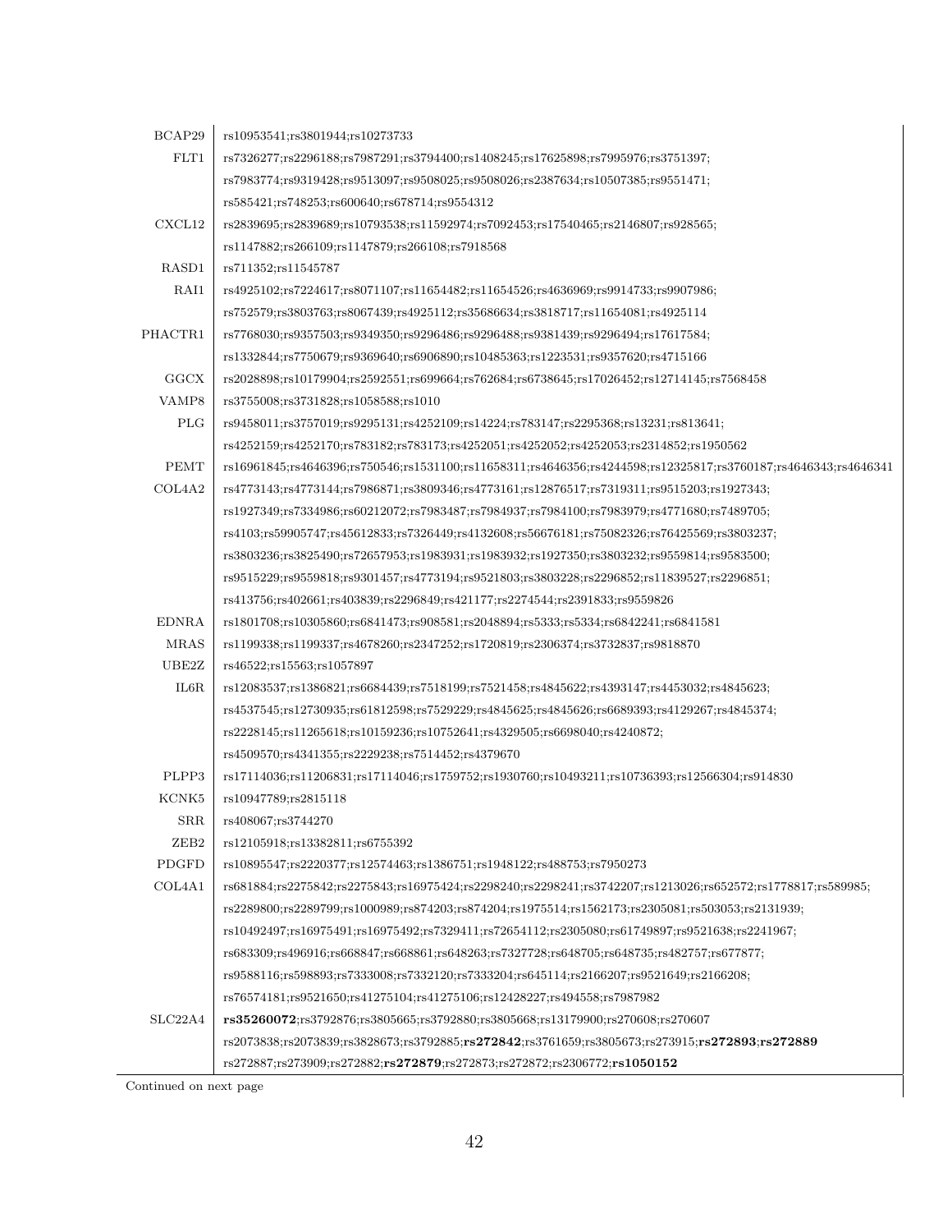| | |
|---|---|
| BCAP29 | rs10953541;rs3801944;rs10273733 |
| FLT1 | rs7326277;rs2296188;rs7987291;rs3794400;rs1408245;rs17625898;rs7995976;rs3751397; |
| | rs7983774;rs9319428;rs9513097;rs9508025;rs9508026;rs2387634;rs10507385;rs9551471; |
| | rs585421;rs748253;rs600640;rs678714;rs9554312 |
| CXCL12 | rs2839695;rs2839689;rs10793538;rs11592974;rs7092453;rs17540465;rs2146807;rs928565; |
| | rs1147882;rs266109;rs1147879;rs266108;rs7918568 |
| RASD1 | rs711352;rs11545787 |
| RAI1 | rs4925102;rs7224617;rs8071107;rs11654482;rs11654526;rs4636969;rs9914733;rs9907986; |
| | rs752579;rs3803763;rs8067439;rs4925112;rs35686634;rs3818717;rs11654081;rs4925114 |
| PHACTR1 | rs7768030;rs9357503;rs9349350;rs9296486;rs9296488;rs9381439;rs9296494;rs17617584; |
| | rs1332844;rs7750679;rs9369640;rs6906890;rs10485363;rs1223531;rs9357620;rs4715166 |
| GGCX | rs2028898;rs10179904;rs2592551;rs699664;rs762684;rs6738645;rs17026452;rs12714145;rs7568458 |
| VAMP8 | rs3755008;rs3731828;rs1058588;rs1010 |
| PLG | rs9458011;rs3757019;rs9295131;rs4252109;rs14224;rs783147;rs2295368;rs13231;rs813641; |
| | rs4252159;rs4252170;rs783182;rs783173;rs4252051;rs4252052;rs4252053;rs2314852;rs1950562 |
| PEMT | rs16961845;rs4646396;rs750546;rs1531100;rs11658311;rs4646356;rs4244598;rs12325817;rs3760187;rs4646343;rs4646341 |
| COL4A2 | rs4773143;rs4773144;rs7986871;rs3809346;rs4773161;rs12876517;rs7319311;rs9515203;rs1927343; |
| | rs1927349;rs7334986;rs60212072;rs7983487;rs7984937;rs7984100;rs7983979;rs4771680;rs7489705; |
| | rs4103;rs59905747;rs45612833;rs7326449;rs4132608;rs56676181;rs75082326;rs76425569;rs3803237; |
| | rs3803236;rs3825490;rs72657953;rs1983931;rs1983932;rs1927350;rs3803232;rs9559814;rs9583500; |
| | rs9515229;rs9559818;rs9301457;rs4773194;rs9521803;rs3803228;rs2296852;rs11839527;rs2296851; |
| | rs413756;rs402661;rs403839;rs2296849;rs421177;rs2274544;rs2391833;rs9559826 |
| EDNRA | rs1801708;rs10305860;rs6841473;rs908581;rs2048894;rs5333;rs5334;rs6842241;rs6841581 |
| MRAS | rs1199338;rs1199337;rs4678260;rs2347252;rs1720819;rs2306374;rs3732837;rs9818870 |
| UBE2Z | rs46522;rs15563;rs1057897 |
| IL6R | rs12083537;rs1386821;rs6684439;rs7518199;rs7521458;rs4845622;rs4393147;rs4453032;rs4845623; |
| | rs4537545;rs12730935;rs61812598;rs7529229;rs4845625;rs4845626;rs6689393;rs4129267;rs4845374; |
| | rs2228145;rs11265618;rs10159236;rs10752641;rs4329505;rs6698040;rs4240872; |
| | rs4509570;rs4341355;rs2229238;rs7514452;rs4379670 |
| PLPP3 | rs17114036;rs11206831;rs17114046;rs1759752;rs1930760;rs10493211;rs10736393;rs12566304;rs914830 |
| KCNK5 | rs10947789;rs2815118 |
| SRR | rs408067;rs3744270 |
| ZEB2 | rs12105918;rs13382811;rs6755392 |
| PDGFD | rs10895547;rs2220377;rs12574463;rs1386751;rs1948122;rs488753;rs7950273 |
| COL4A1 | rs681884;rs2275842;rs2275843;rs16975424;rs2298240;rs2298241;rs3742207;rs1213026;rs652572;rs1778817;rs589985; |
| | rs2289800;rs2289799;rs1000989;rs874203;rs874204;rs1975514;rs1562173;rs2305081;rs503053;rs2131939; |
| | rs10492497;rs16975491;rs16975492;rs7329411;rs72654112;rs2305080;rs61749897;rs9521638;rs2241967; |
| | rs683309;rs496916;rs668847;rs668861;rs648263;rs7327728;rs648705;rs648735;rs482757;rs677877; |
| | rs9588116;rs598893;rs7333008;rs7332120;rs7333204;rs645114;rs2166207;rs9521649;rs2166208; |
| | rs76574181;rs9521650;rs41275104;rs41275106;rs12428227;rs494558;rs7987982 |
| SLC22A4 | **rs35260072**;rs3792876;rs3805665;rs3792880;rs3805668;rs13179900;rs270608;rs270607 |
| | rs2073838;rs2073839;rs3828673;rs3792885;**rs272842**;rs3761659;rs3805673;rs273915;**rs272893**;**rs272889** |
| | rs272887;rs273909;rs272882;**rs272879**;rs272873;rs272872;rs2306772;**rs1050152** |

Continued on next page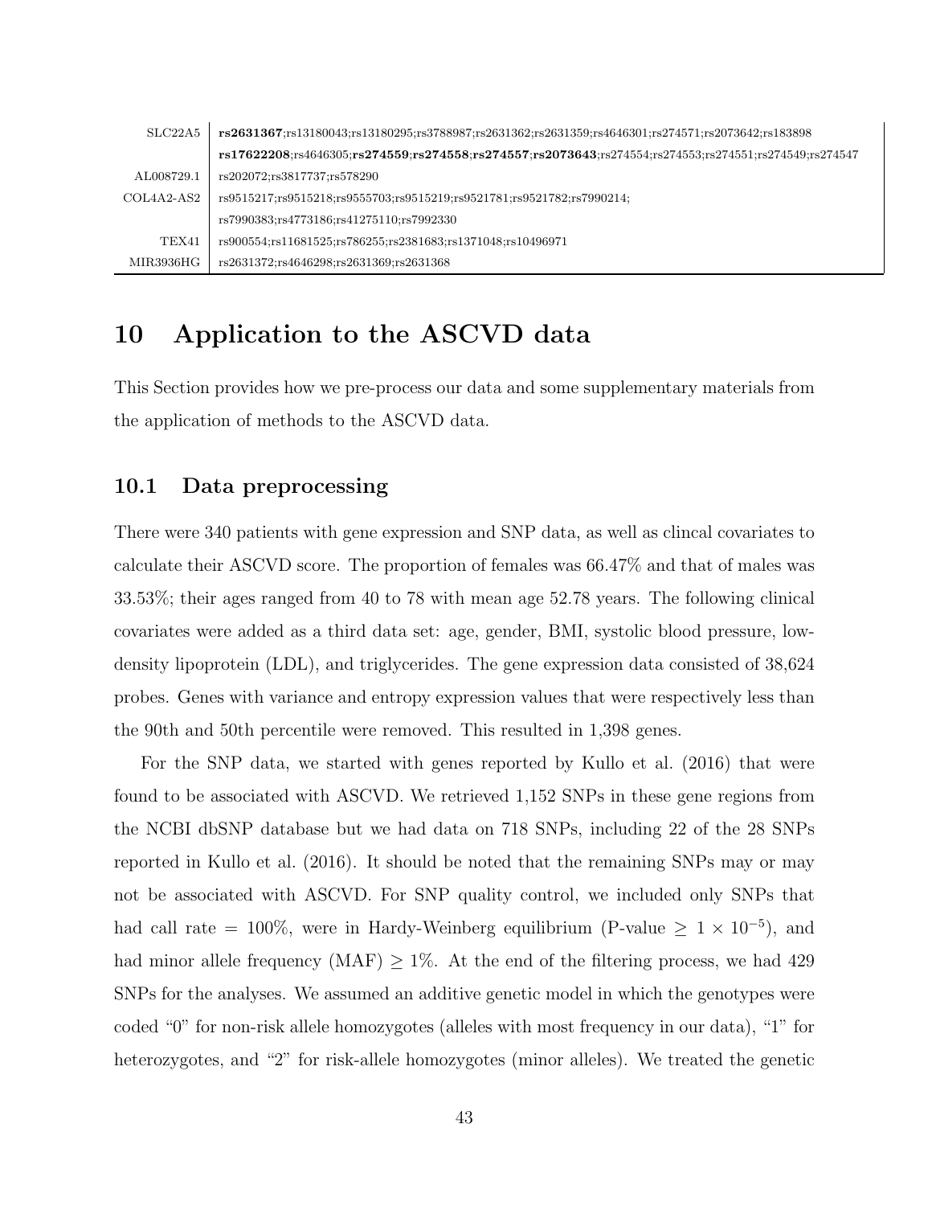| | |
|---|---|
| SLC22A5 | **rs2631367**;rs13180043;rs13180295;rs3788987;rs2631362;rs2631359;rs4646301;rs274571;rs2073642;rs183898 |
| | **rs17622208**;rs4646305;**rs274559**;**rs274558**;**rs274557**;**rs2073643**;rs274554;rs274553;rs274551;rs274549;rs274547 |
| AL008729.1 | rs202072;rs3817737;rs578290 |
| COL4A2-AS2 | rs9515217;rs9515218;rs9555703;rs9515219;rs9521781;rs9521782;rs7990214; |
| | rs7990383;rs4773186;rs41275110;rs7992330 |
| TEX41 | rs900554;rs11681525;rs786255;rs2381683;rs1371048;rs10496971 |
| MIR3936HG | rs2631372;rs4646298;rs2631369;rs2631368 |

## 10 Application to the ASCVD data

This Section provides how we pre-process our data and some supplementary materials from the application of methods to the ASCVD data.

### 10.1 Data preprocessing

There were 340 patients with gene expression and SNP data, as well as clincal covariates to calculate their ASCVD score. The proportion of females was 66.47% and that of males was 33.53%; their ages ranged from 40 to 78 with mean age 52.78 years. The following clinical covariates were added as a third data set: age, gender, BMI, systolic blood pressure, low-density lipoprotein (LDL), and triglycerides. The gene expression data consisted of 38,624 probes. Genes with variance and entropy expression values that were respectively less than the 90th and 50th percentile were removed. This resulted in 1,398 genes.

For the SNP data, we started with genes reported by Kullo et al. (2016) that were found to be associated with ASCVD. We retrieved 1,152 SNPs in these gene regions from the NCBI dbSNP database but we had data on 718 SNPs, including 22 of the 28 SNPs reported in Kullo et al. (2016). It should be noted that the remaining SNPs may or may not be associated with ASCVD. For SNP quality control, we included only SNPs that had call rate = 100%, were in Hardy-Weinberg equilibrium (P-value $\geq 1 \times 10^{-5}$), and had minor allele frequency (MAF) $\geq$ 1%. At the end of the filtering process, we had 429 SNPs for the analyses. We assumed an additive genetic model in which the genotypes were coded "0" for non-risk allele homozygotes (alleles with most frequency in our data), "1" for heterozygotes, and "2" for risk-allele homozygotes (minor alleles). We treated the genetic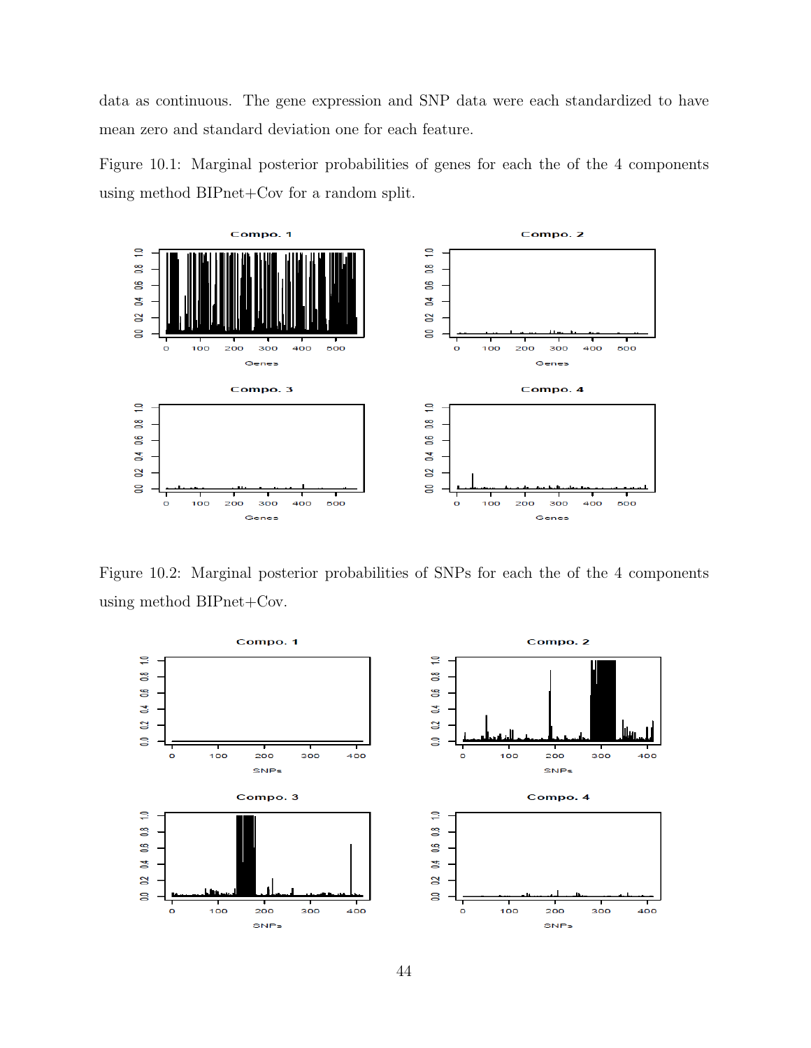data as continuous. The gene expression and SNP data were each standardized to have mean zero and standard deviation one for each feature.

Figure 10.1: Marginal posterior probabilities of genes for each the of the 4 components using method BIPnet+Cov for a random split.

Figure 10.2: Marginal posterior probabilities of SNPs for each the of the 4 components using method BIPnet+Cov.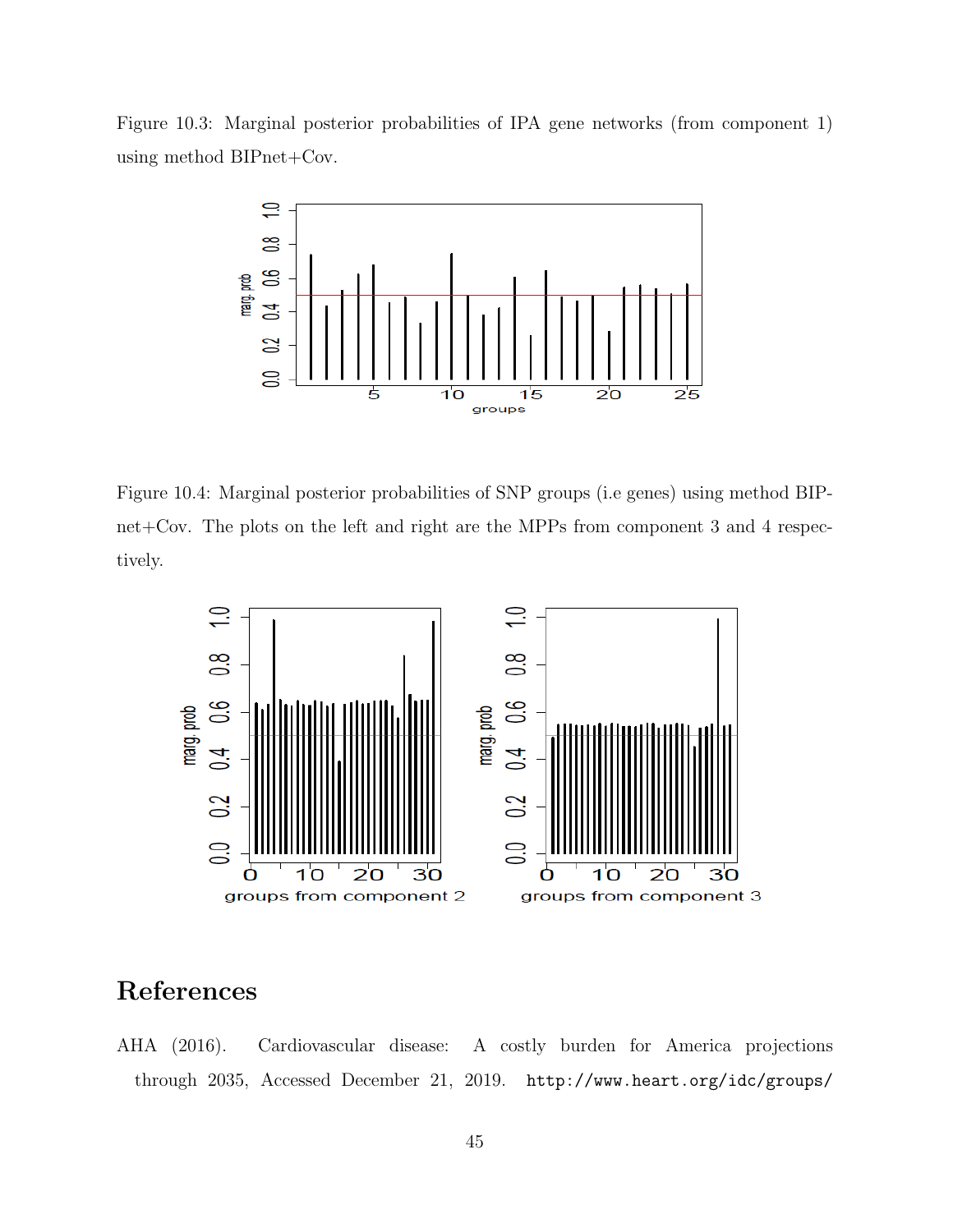Figure 10.3: Marginal posterior probabilities of IPA gene networks (from component 1) using method BIPnet+Cov.

Figure 10.4: Marginal posterior probabilities of SNP groups (i.e genes) using method BIPnet+Cov. The plots on the left and right are the MPPs from component 3 and 4 respectively.

## References

AHA (2016). Cardiovascular disease: A costly burden for America projections through 2035, Accessed December 21, 2019. `http://www.heart.org/idc/groups/`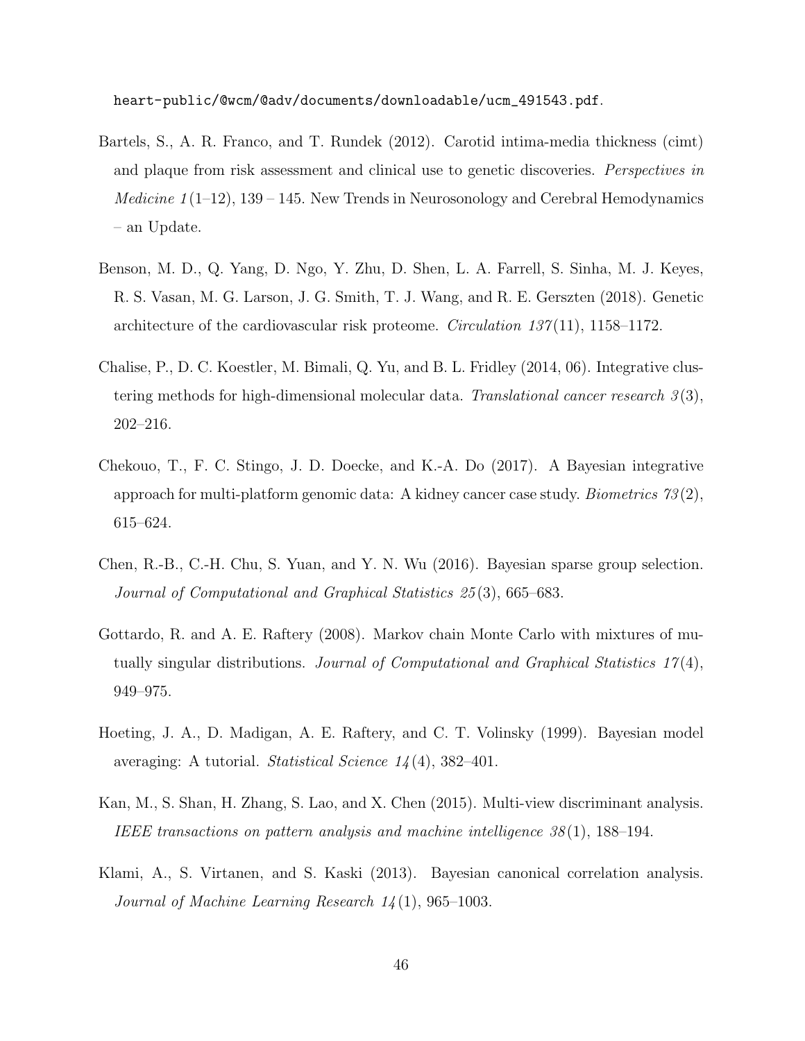heart-public/@wcm/@adv/documents/downloadable/ucm_491543.pdf.

Bartels, S., A. R. Franco, and T. Rundek (2012). Carotid intima-media thickness (cimt) and plaque from risk assessment and clinical use to genetic discoveries. *Perspectives in Medicine 1*(1–12), 139 – 145. New Trends in Neurosonology and Cerebral Hemodynamics – an Update.

Benson, M. D., Q. Yang, D. Ngo, Y. Zhu, D. Shen, L. A. Farrell, S. Sinha, M. J. Keyes, R. S. Vasan, M. G. Larson, J. G. Smith, T. J. Wang, and R. E. Gerszten (2018). Genetic architecture of the cardiovascular risk proteome. *Circulation 137*(11), 1158–1172.

Chalise, P., D. C. Koestler, M. Bimali, Q. Yu, and B. L. Fridley (2014, 06). Integrative clustering methods for high-dimensional molecular data. *Translational cancer research 3*(3), 202–216.

Chekouo, T., F. C. Stingo, J. D. Doecke, and K.-A. Do (2017). A Bayesian integrative approach for multi-platform genomic data: A kidney cancer case study. *Biometrics 73*(2), 615–624.

Chen, R.-B., C.-H. Chu, S. Yuan, and Y. N. Wu (2016). Bayesian sparse group selection. *Journal of Computational and Graphical Statistics 25*(3), 665–683.

Gottardo, R. and A. E. Raftery (2008). Markov chain Monte Carlo with mixtures of mutually singular distributions. *Journal of Computational and Graphical Statistics 17*(4), 949–975.

Hoeting, J. A., D. Madigan, A. E. Raftery, and C. T. Volinsky (1999). Bayesian model averaging: A tutorial. *Statistical Science 14*(4), 382–401.

Kan, M., S. Shan, H. Zhang, S. Lao, and X. Chen (2015). Multi-view discriminant analysis. *IEEE transactions on pattern analysis and machine intelligence 38*(1), 188–194.

Klami, A., S. Virtanen, and S. Kaski (2013). Bayesian canonical correlation analysis. *Journal of Machine Learning Research 14*(1), 965–1003.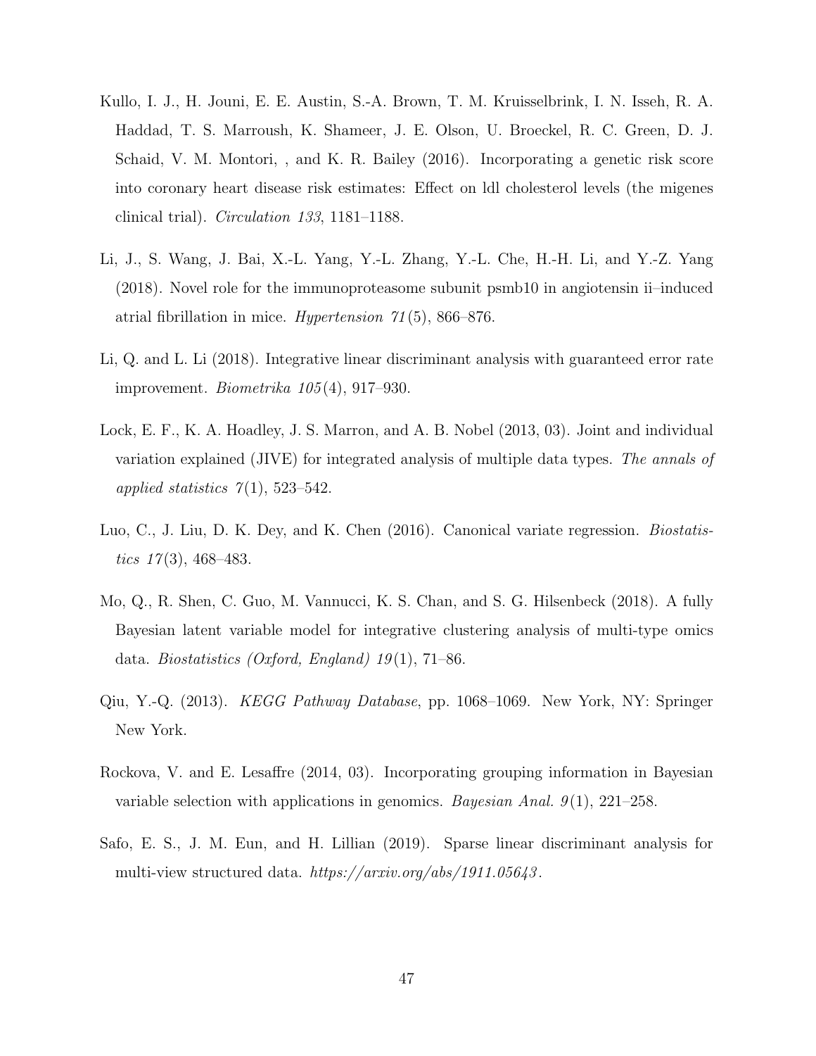Kullo, I. J., H. Jouni, E. E. Austin, S.-A. Brown, T. M. Kruisselbrink, I. N. Isseh, R. A. Haddad, T. S. Marroush, K. Shameer, J. E. Olson, U. Broeckel, R. C. Green, D. J. Schaid, V. M. Montori, , and K. R. Bailey (2016). Incorporating a genetic risk score into coronary heart disease risk estimates: Effect on ldl cholesterol levels (the migenes clinical trial). *Circulation 133*, 1181–1188.

Li, J., S. Wang, J. Bai, X.-L. Yang, Y.-L. Zhang, Y.-L. Che, H.-H. Li, and Y.-Z. Yang (2018). Novel role for the immunoproteasome subunit psmb10 in angiotensin ii–induced atrial fibrillation in mice. *Hypertension 71*(5), 866–876.

Li, Q. and L. Li (2018). Integrative linear discriminant analysis with guaranteed error rate improvement. *Biometrika 105*(4), 917–930.

Lock, E. F., K. A. Hoadley, J. S. Marron, and A. B. Nobel (2013, 03). Joint and individual variation explained (JIVE) for integrated analysis of multiple data types. *The annals of applied statistics 7*(1), 523–542.

Luo, C., J. Liu, D. K. Dey, and K. Chen (2016). Canonical variate regression. *Biostatistics 17*(3), 468–483.

Mo, Q., R. Shen, C. Guo, M. Vannucci, K. S. Chan, and S. G. Hilsenbeck (2018). A fully Bayesian latent variable model for integrative clustering analysis of multi-type omics data. *Biostatistics (Oxford, England) 19*(1), 71–86.

Qiu, Y.-Q. (2013). *KEGG Pathway Database*, pp. 1068–1069. New York, NY: Springer New York.

Rockova, V. and E. Lesaffre (2014, 03). Incorporating grouping information in Bayesian variable selection with applications in genomics. *Bayesian Anal. 9*(1), 221–258.

Safo, E. S., J. M. Eun, and H. Lillian (2019). Sparse linear discriminant analysis for multi-view structured data. *https://arxiv.org/abs/1911.05643*.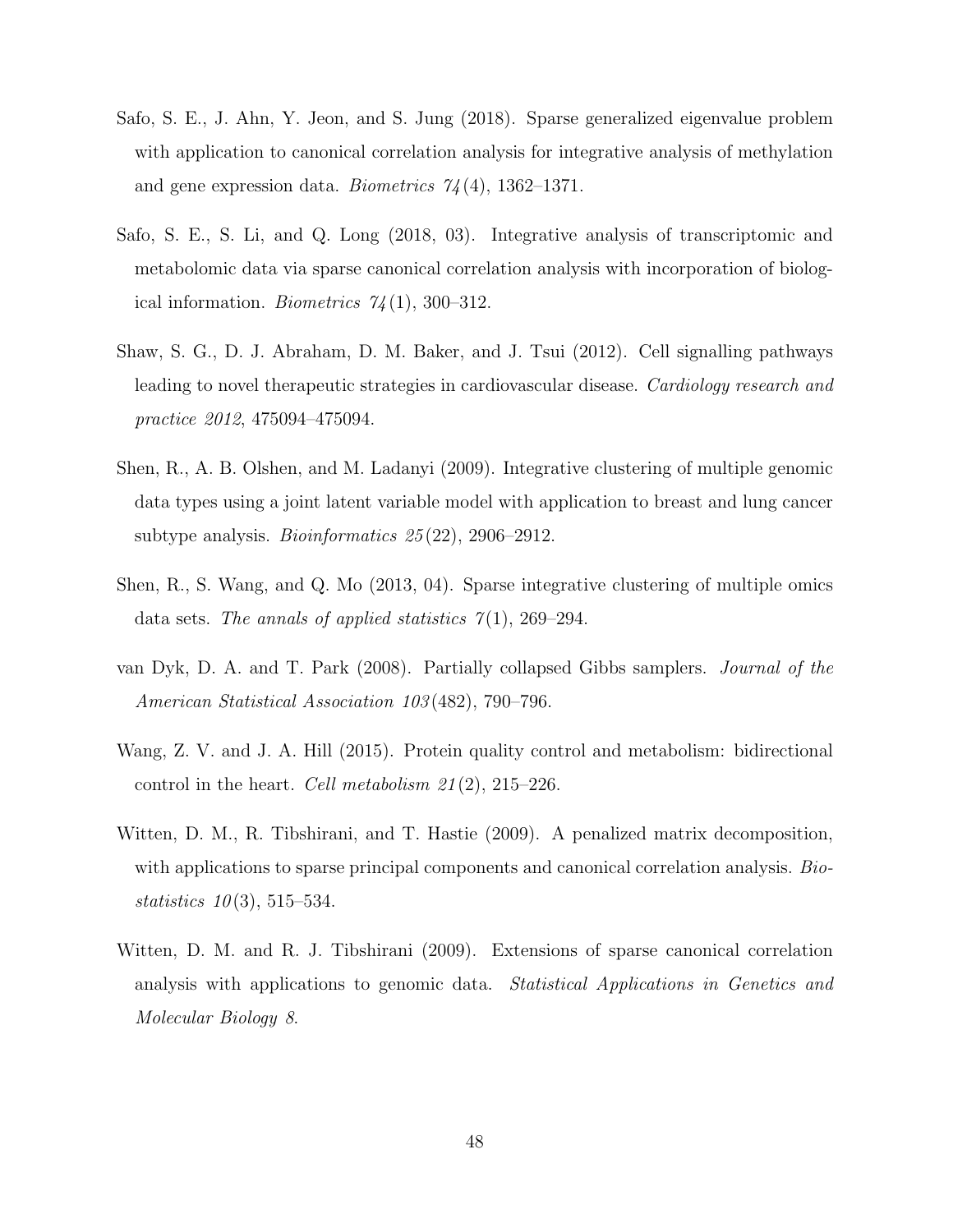Safo, S. E., J. Ahn, Y. Jeon, and S. Jung (2018). Sparse generalized eigenvalue problem with application to canonical correlation analysis for integrative analysis of methylation and gene expression data. *Biometrics 74*(4), 1362–1371.

Safo, S. E., S. Li, and Q. Long (2018, 03). Integrative analysis of transcriptomic and metabolomic data via sparse canonical correlation analysis with incorporation of biological information. *Biometrics 74*(1), 300–312.

Shaw, S. G., D. J. Abraham, D. M. Baker, and J. Tsui (2012). Cell signalling pathways leading to novel therapeutic strategies in cardiovascular disease. *Cardiology research and practice 2012*, 475094–475094.

Shen, R., A. B. Olshen, and M. Ladanyi (2009). Integrative clustering of multiple genomic data types using a joint latent variable model with application to breast and lung cancer subtype analysis. *Bioinformatics 25*(22), 2906–2912.

Shen, R., S. Wang, and Q. Mo (2013, 04). Sparse integrative clustering of multiple omics data sets. *The annals of applied statistics 7*(1), 269–294.

van Dyk, D. A. and T. Park (2008). Partially collapsed Gibbs samplers. *Journal of the American Statistical Association 103*(482), 790–796.

Wang, Z. V. and J. A. Hill (2015). Protein quality control and metabolism: bidirectional control in the heart. *Cell metabolism 21*(2), 215–226.

Witten, D. M., R. Tibshirani, and T. Hastie (2009). A penalized matrix decomposition, with applications to sparse principal components and canonical correlation analysis. *Biostatistics 10*(3), 515–534.

Witten, D. M. and R. J. Tibshirani (2009). Extensions of sparse canonical correlation analysis with applications to genomic data. *Statistical Applications in Genetics and Molecular Biology 8*.